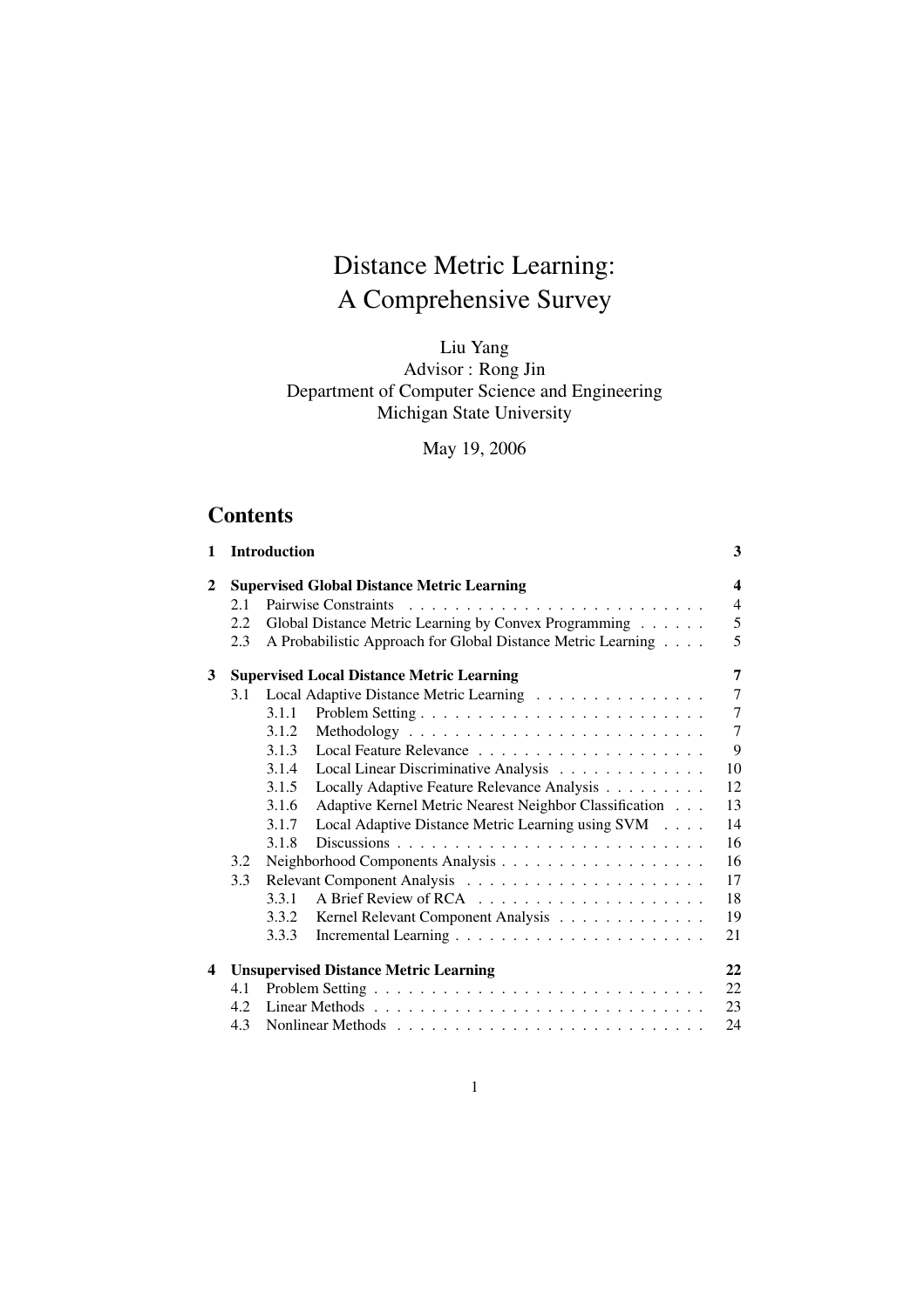# Distance Metric Learning: A Comprehensive Survey

Liu Yang
Advisor : Rong Jin
Department of Computer Science and Engineering
Michigan State University

May 19, 2006

## Contents

**1 Introduction** **3**

**2 Supervised Global Distance Metric Learning** **4**
- 2.1 Pairwise Constraints . . . . . . . . . . . . . . . . . . . . . . . . . 4
- 2.2 Global Distance Metric Learning by Convex Programming . . . . . . 5
- 2.3 A Probabilistic Approach for Global Distance Metric Learning . . . . 5

**3 Supervised Local Distance Metric Learning** **7**
- 3.1 Local Adaptive Distance Metric Learning . . . . . . . . . . . . . . . 7
  - 3.1.1 Problem Setting . . . . . . . . . . . . . . . . . . . . . . . . . 7
  - 3.1.2 Methodology . . . . . . . . . . . . . . . . . . . . . . . . . . 7
  - 3.1.3 Local Feature Relevance . . . . . . . . . . . . . . . . . . . . 9
  - 3.1.4 Local Linear Discriminative Analysis . . . . . . . . . . . . . 10
  - 3.1.5 Locally Adaptive Feature Relevance Analysis . . . . . . . . . 12
  - 3.1.6 Adaptive Kernel Metric Nearest Neighbor Classification . . . 13
  - 3.1.7 Local Adaptive Distance Metric Learning using SVM . . . . 14
  - 3.1.8 Discussions . . . . . . . . . . . . . . . . . . . . . . . . . . . 16
- 3.2 Neighborhood Components Analysis . . . . . . . . . . . . . . . . . . 16
- 3.3 Relevant Component Analysis . . . . . . . . . . . . . . . . . . . . . 17
  - 3.3.1 A Brief Review of RCA . . . . . . . . . . . . . . . . . . . . 18
  - 3.3.2 Kernel Relevant Component Analysis . . . . . . . . . . . . . 19
  - 3.3.3 Incremental Learning . . . . . . . . . . . . . . . . . . . . . . 21

**4 Unsupervised Distance Metric Learning** **22**
- 4.1 Problem Setting . . . . . . . . . . . . . . . . . . . . . . . . . . . . 22
- 4.2 Linear Methods . . . . . . . . . . . . . . . . . . . . . . . . . . . . 23
- 4.3 Nonlinear Methods . . . . . . . . . . . . . . . . . . . . . . . . . . . 24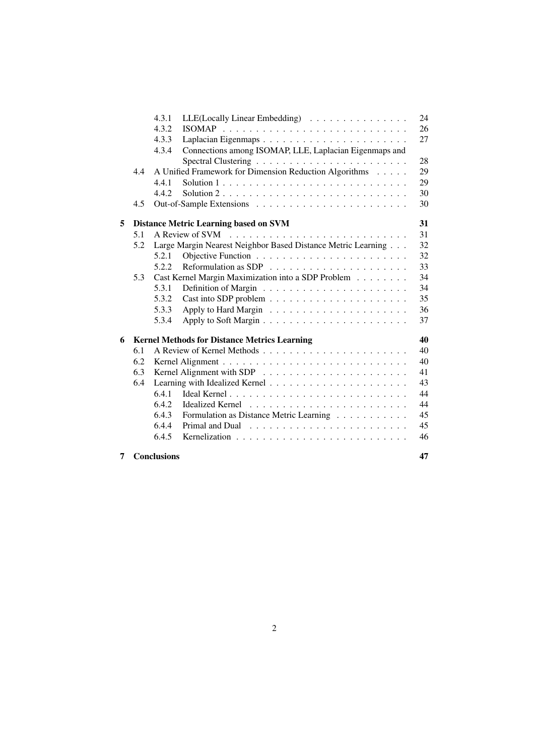| | | | |
|---|---|---|---|
| | 4.3.1 | LLE(Locally Linear Embedding) | 24 |
| | 4.3.2 | ISOMAP | 26 |
| | 4.3.3 | Laplacian Eigenmaps | 27 |
| | 4.3.4 | Connections among ISOMAP, LLE, Laplacian Eigenmaps and Spectral Clustering | 28 |
| 4.4 | | A Unified Framework for Dimension Reduction Algorithms | 29 |
| | 4.4.1 | Solution 1 | 29 |
| | 4.4.2 | Solution 2 | 30 |
| 4.5 | | Out-of-Sample Extensions | 30 |
| **5** | | **Distance Metric Learning based on SVM** | **31** |
| 5.1 | | A Review of SVM | 31 |
| 5.2 | | Large Margin Nearest Neighbor Based Distance Metric Learning | 32 |
| | 5.2.1 | Objective Function | 32 |
| | 5.2.2 | Reformulation as SDP | 33 |
| 5.3 | | Cast Kernel Margin Maximization into a SDP Problem | 34 |
| | 5.3.1 | Definition of Margin | 34 |
| | 5.3.2 | Cast into SDP problem | 35 |
| | 5.3.3 | Apply to Hard Margin | 36 |
| | 5.3.4 | Apply to Soft Margin | 37 |
| **6** | | **Kernel Methods for Distance Metrics Learning** | **40** |
| 6.1 | | A Review of Kernel Methods | 40 |
| 6.2 | | Kernel Alignment | 40 |
| 6.3 | | Kernel Alignment with SDP | 41 |
| 6.4 | | Learning with Idealized Kernel | 43 |
| | 6.4.1 | Ideal Kernel | 44 |
| | 6.4.2 | Idealized Kernel | 44 |
| | 6.4.3 | Formulation as Distance Metric Learning | 45 |
| | 6.4.4 | Primal and Dual | 45 |
| | 6.4.5 | Kernelization | 46 |
| **7** | | **Conclusions** | **47** |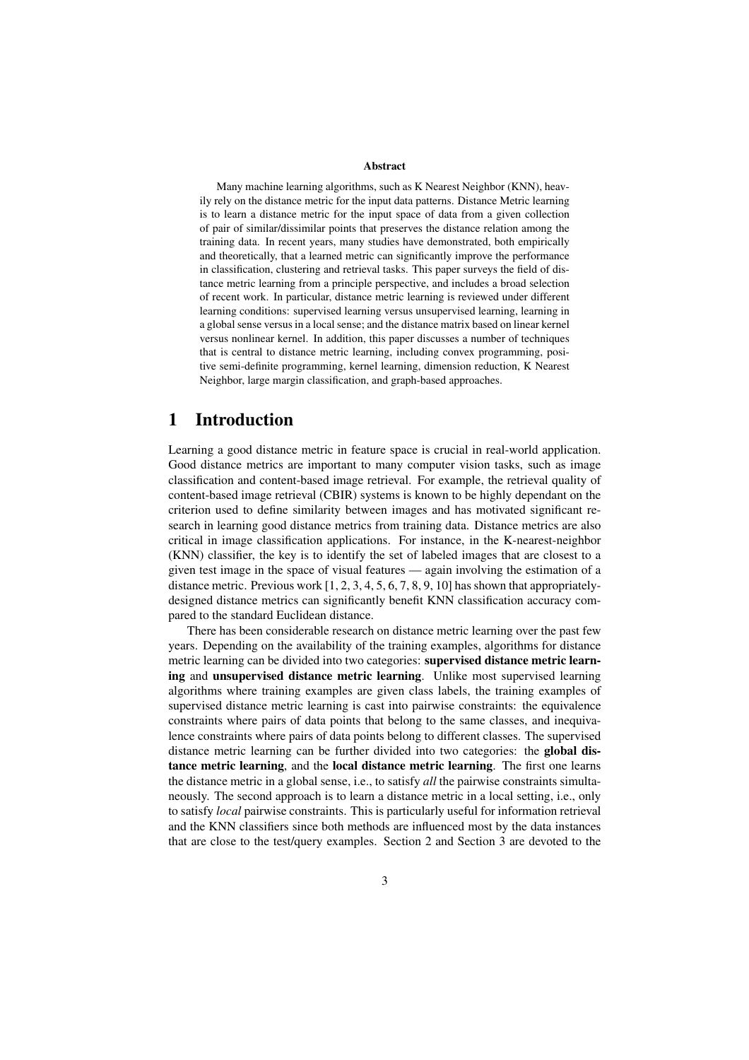**Abstract**

Many machine learning algorithms, such as K Nearest Neighbor (KNN), heavily rely on the distance metric for the input data patterns. Distance Metric learning is to learn a distance metric for the input space of data from a given collection of pair of similar/dissimilar points that preserves the distance relation among the training data. In recent years, many studies have demonstrated, both empirically and theoretically, that a learned metric can significantly improve the performance in classification, clustering and retrieval tasks. This paper surveys the field of distance metric learning from a principle perspective, and includes a broad selection of recent work. In particular, distance metric learning is reviewed under different learning conditions: supervised learning versus unsupervised learning, learning in a global sense versus in a local sense; and the distance matrix based on linear kernel versus nonlinear kernel. In addition, this paper discusses a number of techniques that is central to distance metric learning, including convex programming, positive semi-definite programming, kernel learning, dimension reduction, K Nearest Neighbor, large margin classification, and graph-based approaches.

# 1 Introduction

Learning a good distance metric in feature space is crucial in real-world application. Good distance metrics are important to many computer vision tasks, such as image classification and content-based image retrieval. For example, the retrieval quality of content-based image retrieval (CBIR) systems is known to be highly dependant on the criterion used to define similarity between images and has motivated significant research in learning good distance metrics from training data. Distance metrics are also critical in image classification applications. For instance, in the K-nearest-neighbor (KNN) classifier, the key is to identify the set of labeled images that are closest to a given test image in the space of visual features — again involving the estimation of a distance metric. Previous work [1, 2, 3, 4, 5, 6, 7, 8, 9, 10] has shown that appropriately-designed distance metrics can significantly benefit KNN classification accuracy compared to the standard Euclidean distance.

There has been considerable research on distance metric learning over the past few years. Depending on the availability of the training examples, algorithms for distance metric learning can be divided into two categories: **supervised distance metric learning** and **unsupervised distance metric learning**. Unlike most supervised learning algorithms where training examples are given class labels, the training examples of supervised distance metric learning is cast into pairwise constraints: the equivalence constraints where pairs of data points that belong to the same classes, and inequivalence constraints where pairs of data points belong to different classes. The supervised distance metric learning can be further divided into two categories: the **global distance metric learning**, and the **local distance metric learning**. The first one learns the distance metric in a global sense, i.e., to satisfy *all* the pairwise constraints simultaneously. The second approach is to learn a distance metric in a local setting, i.e., only to satisfy *local* pairwise constraints. This is particularly useful for information retrieval and the KNN classifiers since both methods are influenced most by the data instances that are close to the test/query examples. Section 2 and Section 3 are devoted to the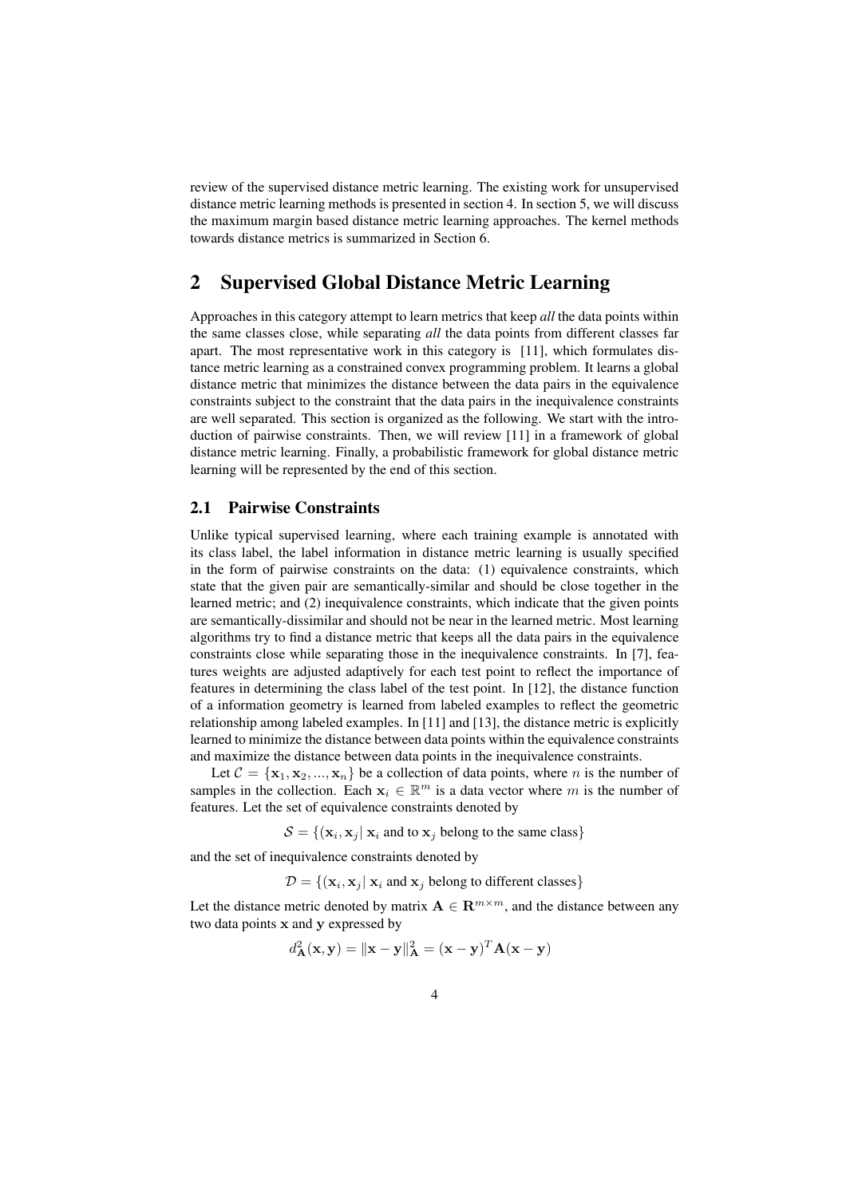review of the supervised distance metric learning. The existing work for unsupervised distance metric learning methods is presented in section 4. In section 5, we will discuss the maximum margin based distance metric learning approaches. The kernel methods towards distance metrics is summarized in Section 6.

## 2 Supervised Global Distance Metric Learning

Approaches in this category attempt to learn metrics that keep *all* the data points within the same classes close, while separating *all* the data points from different classes far apart. The most representative work in this category is [11], which formulates distance metric learning as a constrained convex programming problem. It learns a global distance metric that minimizes the distance between the data pairs in the equivalence constraints subject to the constraint that the data pairs in the inequivalence constraints are well separated. This section is organized as the following. We start with the introduction of pairwise constraints. Then, we will review [11] in a framework of global distance metric learning. Finally, a probabilistic framework for global distance metric learning will be represented by the end of this section.

### 2.1 Pairwise Constraints

Unlike typical supervised learning, where each training example is annotated with its class label, the label information in distance metric learning is usually specified in the form of pairwise constraints on the data: (1) equivalence constraints, which state that the given pair are semantically-similar and should be close together in the learned metric; and (2) inequivalence constraints, which indicate that the given points are semantically-dissimilar and should not be near in the learned metric. Most learning algorithms try to find a distance metric that keeps all the data pairs in the equivalence constraints close while separating those in the inequivalence constraints. In [7], features weights are adjusted adaptively for each test point to reflect the importance of features in determining the class label of the test point. In [12], the distance function of a information geometry is learned from labeled examples to reflect the geometric relationship among labeled examples. In [11] and [13], the distance metric is explicitly learned to minimize the distance between data points within the equivalence constraints and maximize the distance between data points in the inequivalence constraints.

Let $\mathcal{C} = \{\mathbf{x}_1, \mathbf{x}_2, ..., \mathbf{x}_n\}$ be a collection of data points, where $n$ is the number of samples in the collection. Each $\mathbf{x}_i \in \mathbb{R}^m$ is a data vector where $m$ is the number of features. Let the set of equivalence constraints denoted by

$$\mathcal{S} = \{(\mathbf{x}_i, \mathbf{x}_j | \; \mathbf{x}_i \text{ and to } \mathbf{x}_j \text{ belong to the same class}\}$$

and the set of inequivalence constraints denoted by

$$\mathcal{D} = \{(\mathbf{x}_i, \mathbf{x}_j | \; \mathbf{x}_i \text{ and } \mathbf{x}_j \text{ belong to different classes}\}$$

Let the distance metric denoted by matrix $\mathbf{A} \in \mathbf{R}^{m \times m}$, and the distance between any two data points $\mathbf{x}$ and $\mathbf{y}$ expressed by

$$d^2_{\mathbf{A}}(\mathbf{x}, \mathbf{y}) = \|\mathbf{x} - \mathbf{y}\|^2_{\mathbf{A}} = (\mathbf{x} - \mathbf{y})^T \mathbf{A} (\mathbf{x} - \mathbf{y})$$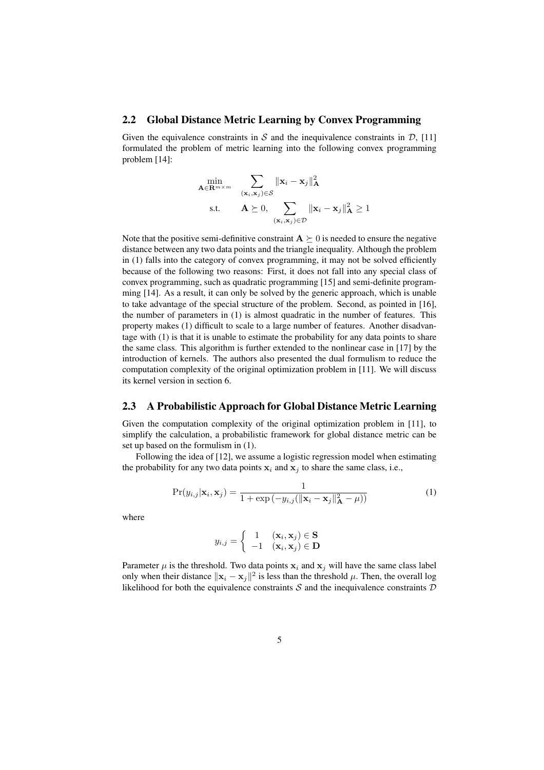### 2.2 Global Distance Metric Learning by Convex Programming

Given the equivalence constraints in $\mathcal{S}$ and the inequivalence constraints in $\mathcal{D}$, [11] formulated the problem of metric learning into the following convex programming problem [14]:

$$
\begin{aligned}
\min_{\mathbf{A}\in\mathbf{R}^{m\times m}} \quad & \sum_{(\mathbf{x}_i,\mathbf{x}_j)\in\mathcal{S}} \|\mathbf{x}_i - \mathbf{x}_j\|_{\mathbf{A}}^2 \\
\text{s.t.} \quad & \mathbf{A} \succeq 0, \quad \sum_{(\mathbf{x}_i,\mathbf{x}_j)\in\mathcal{D}} \|\mathbf{x}_i - \mathbf{x}_j\|_{\mathbf{A}}^2 \geq 1
\end{aligned}
$$

Note that the positive semi-definitive constraint $\mathbf{A} \succeq 0$ is needed to ensure the negative distance between any two data points and the triangle inequality. Although the problem in (1) falls into the category of convex programming, it may not be solved efficiently because of the following two reasons: First, it does not fall into any special class of convex programming, such as quadratic programming [15] and semi-definite programming [14]. As a result, it can only be solved by the generic approach, which is unable to take advantage of the special structure of the problem. Second, as pointed in [16], the number of parameters in (1) is almost quadratic in the number of features. This property makes (1) difficult to scale to a large number of features. Another disadvantage with (1) is that it is unable to estimate the probability for any data points to share the same class. This algorithm is further extended to the nonlinear case in [17] by the introduction of kernels. The authors also presented the dual formulism to reduce the computation complexity of the original optimization problem in [11]. We will discuss its kernel version in section 6.

### 2.3 A Probabilistic Approach for Global Distance Metric Learning

Given the computation complexity of the original optimization problem in [11], to simplify the calculation, a probabilistic framework for global distance metric can be set up based on the formulism in (1).

Following the idea of [12], we assume a logistic regression model when estimating the probability for any two data points $\mathbf{x}_i$ and $\mathbf{x}_j$ to share the same class, i.e.,

$$
\Pr(y_{i,j}|\mathbf{x}_i, \mathbf{x}_j) = \frac{1}{1 + \exp\left(-y_{i,j}(\|\mathbf{x}_i - \mathbf{x}_j\|_{\mathbf{A}}^2 - \mu)\right)} \tag{1}
$$

where

$$
y_{i,j} = \begin{cases} 1 & (\mathbf{x}_i, \mathbf{x}_j) \in \mathbf{S} \\ -1 & (\mathbf{x}_i, \mathbf{x}_j) \in \mathbf{D} \end{cases}
$$

Parameter $\mu$ is the threshold. Two data points $\mathbf{x}_i$ and $\mathbf{x}_j$ will have the same class label only when their distance $\|\mathbf{x}_i - \mathbf{x}_j\|^2$ is less than the threshold $\mu$. Then, the overall log likelihood for both the equivalence constraints $\mathcal{S}$ and the inequivalence constraints $\mathcal{D}$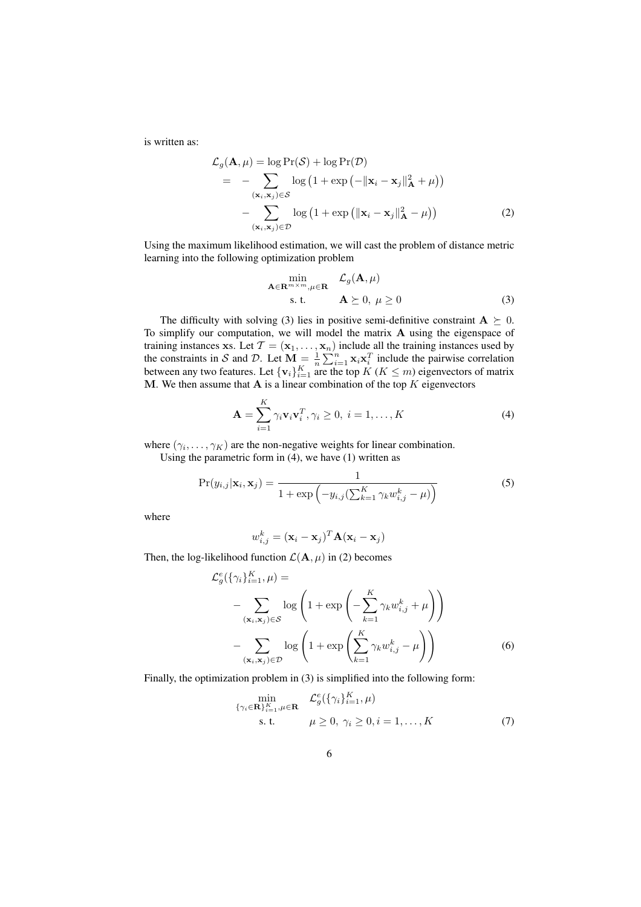is written as:

$$
\begin{aligned}
\mathcal{L}_g(\mathbf{A}, \mu) &= \log \Pr(\mathcal{S}) + \log \Pr(\mathcal{D}) \\
&= -\sum_{(\mathbf{x}_i, \mathbf{x}_j) \in \mathcal{S}} \log\left(1 + \exp\left(-\|\mathbf{x}_i - \mathbf{x}_j\|_{\mathbf{A}}^2 + \mu\right)\right) \\
&\quad - \sum_{(\mathbf{x}_i, \mathbf{x}_j) \in \mathcal{D}} \log\left(1 + \exp\left(\|\mathbf{x}_i - \mathbf{x}_j\|_{\mathbf{A}}^2 - \mu\right)\right) \qquad (2)
\end{aligned}
$$

Using the maximum likelihood estimation, we will cast the problem of distance metric learning into the following optimization problem

$$
\begin{aligned}
\min_{\mathbf{A} \in \mathbf{R}^{m \times m}, \mu \in \mathbf{R}} \quad & \mathcal{L}_g(\mathbf{A}, \mu) \\
\text{s. t.} \quad & \mathbf{A} \succeq 0, \ \mu \geq 0 \qquad (3)
\end{aligned}
$$

The difficulty with solving (3) lies in positive semi-definitive constraint $\mathbf{A} \succeq 0$. To simplify our computation, we will model the matrix $\mathbf{A}$ using the eigenspace of training instances xs. Let $\mathcal{T} = (\mathbf{x}_1, \ldots, \mathbf{x}_n)$ include all the training instances used by the constraints in $\mathcal{S}$ and $\mathcal{D}$. Let $\mathbf{M} = \frac{1}{n}\sum_{i=1}^{n} \mathbf{x}_i \mathbf{x}_i^T$ include the pairwise correlation between any two features. Let $\{\mathbf{v}_i\}_{i=1}^{K}$ are the top $K$ ($K \leq m$) eigenvectors of matrix $\mathbf{M}$. We then assume that $\mathbf{A}$ is a linear combination of the top $K$ eigenvectors

$$
\mathbf{A} = \sum_{i=1}^{K} \gamma_i \mathbf{v}_i \mathbf{v}_i^T, \gamma_i \geq 0, \ i = 1, \ldots, K \qquad (4)
$$

where $(\gamma_i, \ldots, \gamma_K)$ are the non-negative weights for linear combination.

Using the parametric form in (4), we have (1) written as

$$
\Pr(y_{i,j} | \mathbf{x}_i, \mathbf{x}_j) = \frac{1}{1 + \exp\left(-y_{i,j}(\sum_{k=1}^{K} \gamma_k w_{i,j}^k - \mu)\right)} \qquad (5)
$$

where

$$
w_{i,j}^k = (\mathbf{x}_i - \mathbf{x}_j)^T \mathbf{A} (\mathbf{x}_i - \mathbf{x}_j)
$$

Then, the log-likelihood function $\mathcal{L}(\mathbf{A}, \mu)$ in (2) becomes

$$
\begin{aligned}
&\mathcal{L}_g^e(\{\gamma_i\}_{i=1}^K, \mu) = \\
&\quad -\sum_{(\mathbf{x}_i, \mathbf{x}_j) \in \mathcal{S}} \log\left(1 + \exp\left(-\sum_{k=1}^{K} \gamma_k w_{i,j}^k + \mu\right)\right) \\
&\quad -\sum_{(\mathbf{x}_i, \mathbf{x}_j) \in \mathcal{D}} \log\left(1 + \exp\left(\sum_{k=1}^{K} \gamma_k w_{i,j}^k - \mu\right)\right) \qquad (6)
\end{aligned}
$$

Finally, the optimization problem in (3) is simplified into the following form:

$$
\begin{aligned}
\min_{\{\gamma_i \in \mathbf{R}\}_{i=1}^K, \mu \in \mathbf{R}} \quad & \mathcal{L}_g^e(\{\gamma_i\}_{i=1}^K, \mu) \\
\text{s. t.} \quad & \mu \geq 0, \ \gamma_i \geq 0, i = 1, \ldots, K \qquad (7)
\end{aligned}
$$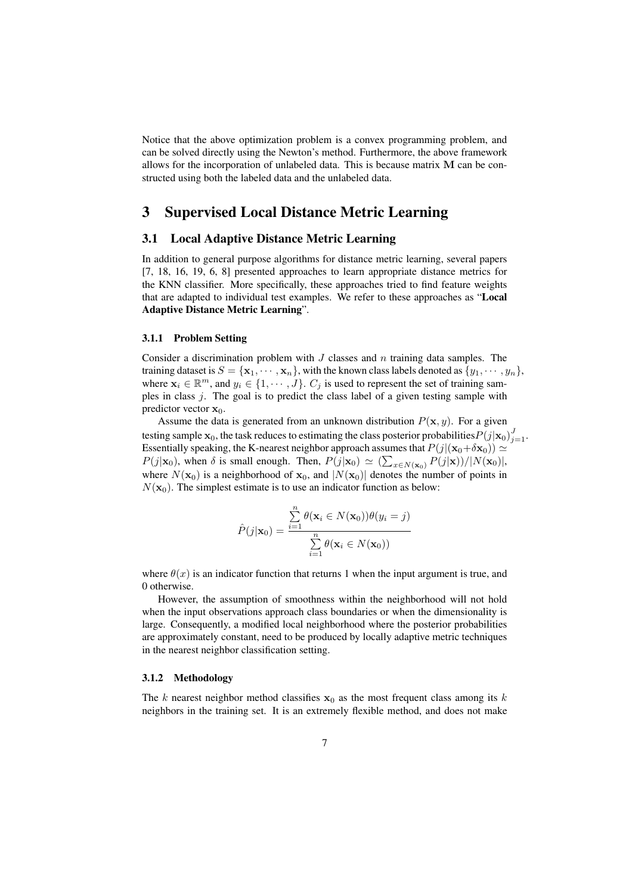Notice that the above optimization problem is a convex programming problem, and can be solved directly using the Newton's method. Furthermore, the above framework allows for the incorporation of unlabeled data. This is because matrix $\mathbf{M}$ can be constructed using both the labeled data and the unlabeled data.

# 3 Supervised Local Distance Metric Learning

## 3.1 Local Adaptive Distance Metric Learning

In addition to general purpose algorithms for distance metric learning, several papers [7, 18, 16, 19, 6, 8] presented approaches to learn appropriate distance metrics for the KNN classifier. More specifically, these approaches tried to find feature weights that are adapted to individual test examples. We refer to these approaches as "**Local Adaptive Distance Metric Learning**".

### 3.1.1 Problem Setting

Consider a discrimination problem with $J$ classes and $n$ training data samples. The training dataset is $S = \{\mathbf{x}_1, \cdots, \mathbf{x}_n\}$, with the known class labels denoted as $\{y_1, \cdots, y_n\}$, where $\mathbf{x}_i \in \mathbb{R}^m$, and $y_i \in \{1, \cdots, J\}$. $C_j$ is used to represent the set of training samples in class $j$. The goal is to predict the class label of a given testing sample with predictor vector $\mathbf{x}_0$.

Assume the data is generated from an unknown distribution $P(\mathbf{x}, y)$. For a given testing sample $\mathbf{x}_0$, the task reduces to estimating the class posterior probabilities $P(j|\mathbf{x}_0)_{j=1}^J$. Essentially speaking, the K-nearest neighbor approach assumes that $P(j|(\mathbf{x}_0+\delta\mathbf{x}_0)) \simeq P(j|\mathbf{x}_0)$, when $\delta$ is small enough. Then, $P(j|\mathbf{x}_0) \simeq (\sum_{x\in N(\mathbf{x}_0)} P(j|\mathbf{x}))/|N(\mathbf{x}_0)|$, where $N(\mathbf{x}_0)$ is a neighborhood of $\mathbf{x}_0$, and $|N(\mathbf{x}_0)|$ denotes the number of points in $N(\mathbf{x}_0)$. The simplest estimate is to use an indicator function as below:

$$\hat{P}(j|\mathbf{x}_0) = \frac{\sum_{i=1}^{n} \theta(\mathbf{x}_i \in N(\mathbf{x}_0))\theta(y_i = j)}{\sum_{i=1}^{n} \theta(\mathbf{x}_i \in N(\mathbf{x}_0))}$$

where $\theta(x)$ is an indicator function that returns 1 when the input argument is true, and 0 otherwise.

However, the assumption of smoothness within the neighborhood will not hold when the input observations approach class boundaries or when the dimensionality is large. Consequently, a modified local neighborhood where the posterior probabilities are approximately constant, need to be produced by locally adaptive metric techniques in the nearest neighbor classification setting.

### 3.1.2 Methodology

The $k$ nearest neighbor method classifies $\mathbf{x}_0$ as the most frequent class among its $k$ neighbors in the training set. It is an extremely flexible method, and does not make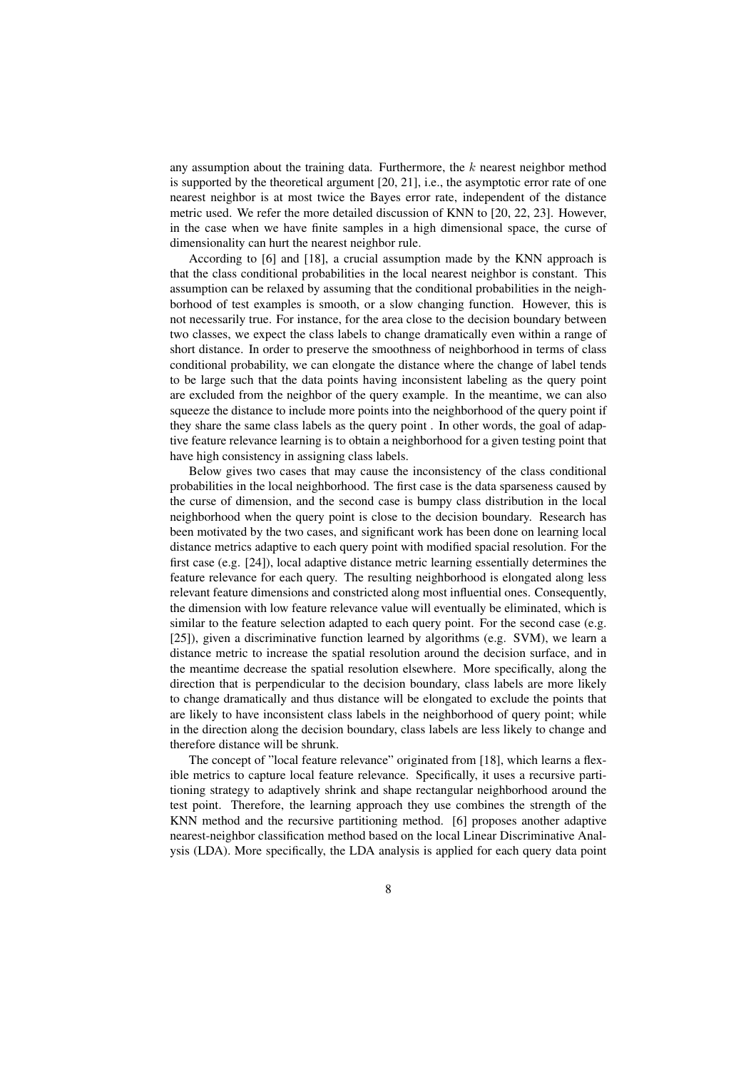any assumption about the training data. Furthermore, the $k$ nearest neighbor method is supported by the theoretical argument [20, 21], i.e., the asymptotic error rate of one nearest neighbor is at most twice the Bayes error rate, independent of the distance metric used. We refer the more detailed discussion of KNN to [20, 22, 23]. However, in the case when we have finite samples in a high dimensional space, the curse of dimensionality can hurt the nearest neighbor rule.

According to [6] and [18], a crucial assumption made by the KNN approach is that the class conditional probabilities in the local nearest neighbor is constant. This assumption can be relaxed by assuming that the conditional probabilities in the neighborhood of test examples is smooth, or a slow changing function. However, this is not necessarily true. For instance, for the area close to the decision boundary between two classes, we expect the class labels to change dramatically even within a range of short distance. In order to preserve the smoothness of neighborhood in terms of class conditional probability, we can elongate the distance where the change of label tends to be large such that the data points having inconsistent labeling as the query point are excluded from the neighbor of the query example. In the meantime, we can also squeeze the distance to include more points into the neighborhood of the query point if they share the same class labels as the query point . In other words, the goal of adaptive feature relevance learning is to obtain a neighborhood for a given testing point that have high consistency in assigning class labels.

Below gives two cases that may cause the inconsistency of the class conditional probabilities in the local neighborhood. The first case is the data sparseness caused by the curse of dimension, and the second case is bumpy class distribution in the local neighborhood when the query point is close to the decision boundary. Research has been motivated by the two cases, and significant work has been done on learning local distance metrics adaptive to each query point with modified spacial resolution. For the first case (e.g. [24]), local adaptive distance metric learning essentially determines the feature relevance for each query. The resulting neighborhood is elongated along less relevant feature dimensions and constricted along most influential ones. Consequently, the dimension with low feature relevance value will eventually be eliminated, which is similar to the feature selection adapted to each query point. For the second case (e.g. [25]), given a discriminative function learned by algorithms (e.g. SVM), we learn a distance metric to increase the spatial resolution around the decision surface, and in the meantime decrease the spatial resolution elsewhere. More specifically, along the direction that is perpendicular to the decision boundary, class labels are more likely to change dramatically and thus distance will be elongated to exclude the points that are likely to have inconsistent class labels in the neighborhood of query point; while in the direction along the decision boundary, class labels are less likely to change and therefore distance will be shrunk.

The concept of "local feature relevance" originated from [18], which learns a flexible metrics to capture local feature relevance. Specifically, it uses a recursive partitioning strategy to adaptively shrink and shape rectangular neighborhood around the test point. Therefore, the learning approach they use combines the strength of the KNN method and the recursive partitioning method. [6] proposes another adaptive nearest-neighbor classification method based on the local Linear Discriminative Analysis (LDA). More specifically, the LDA analysis is applied for each query data point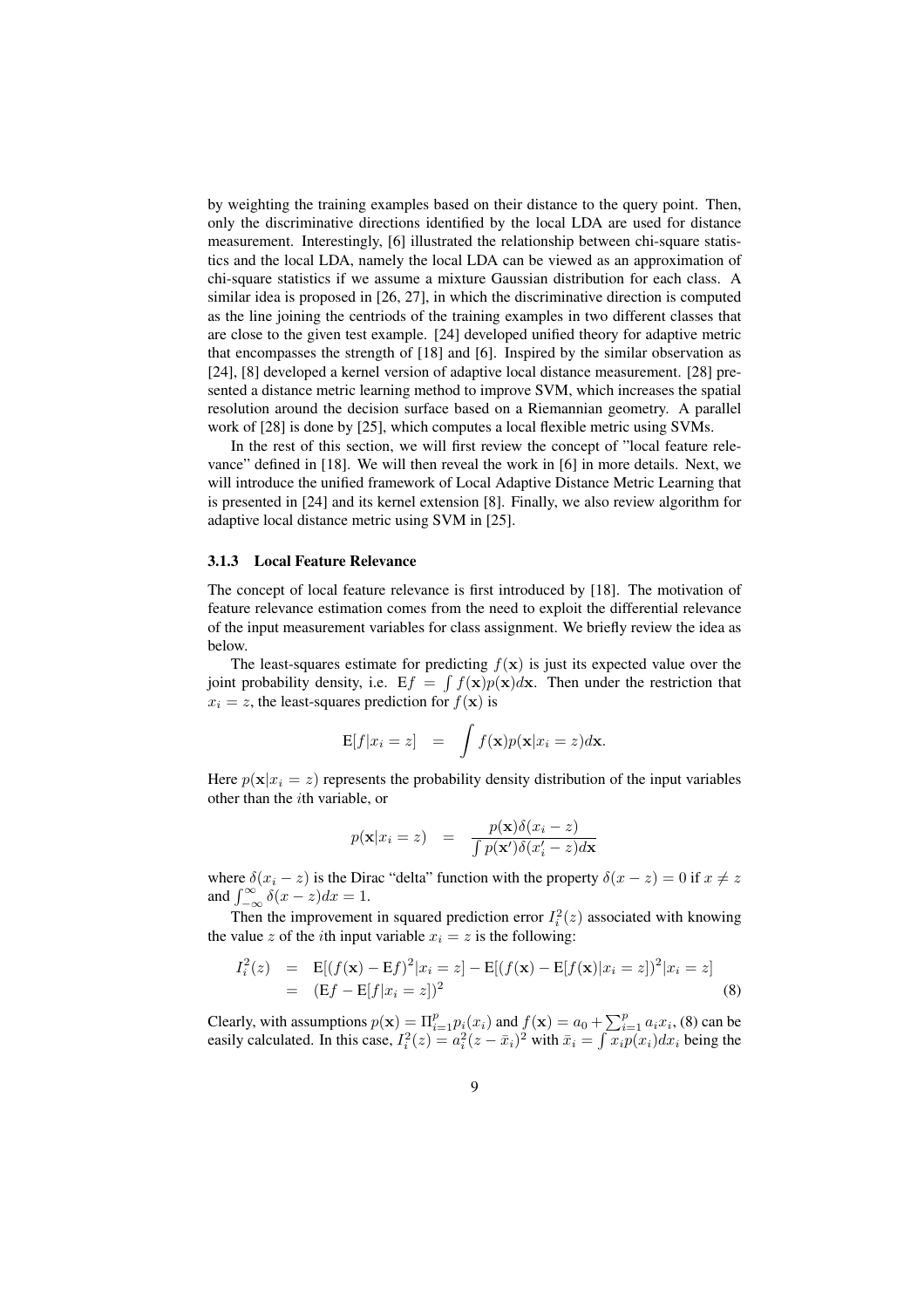by weighting the training examples based on their distance to the query point. Then, only the discriminative directions identified by the local LDA are used for distance measurement. Interestingly, [6] illustrated the relationship between chi-square statistics and the local LDA, namely the local LDA can be viewed as an approximation of chi-square statistics if we assume a mixture Gaussian distribution for each class. A similar idea is proposed in [26, 27], in which the discriminative direction is computed as the line joining the centriods of the training examples in two different classes that are close to the given test example. [24] developed unified theory for adaptive metric that encompasses the strength of [18] and [6]. Inspired by the similar observation as [24], [8] developed a kernel version of adaptive local distance measurement. [28] presented a distance metric learning method to improve SVM, which increases the spatial resolution around the decision surface based on a Riemannian geometry. A parallel work of [28] is done by [25], which computes a local flexible metric using SVMs.

In the rest of this section, we will first review the concept of "local feature relevance" defined in [18]. We will then reveal the work in [6] in more details. Next, we will introduce the unified framework of Local Adaptive Distance Metric Learning that is presented in [24] and its kernel extension [8]. Finally, we also review algorithm for adaptive local distance metric using SVM in [25].

### 3.1.3 Local Feature Relevance

The concept of local feature relevance is first introduced by [18]. The motivation of feature relevance estimation comes from the need to exploit the differential relevance of the input measurement variables for class assignment. We briefly review the idea as below.

The least-squares estimate for predicting $f(\mathbf{x})$ is just its expected value over the joint probability density, i.e. $\mathrm{E}f = \int f(\mathbf{x})p(\mathbf{x})d\mathbf{x}$. Then under the restriction that $x_i = z$, the least-squares prediction for $f(\mathbf{x})$ is

$$\mathrm{E}[f|x_i = z] \quad = \quad \int f(\mathbf{x})p(\mathbf{x}|x_i = z)d\mathbf{x}.$$

Here $p(\mathbf{x}|x_i = z)$ represents the probability density distribution of the input variables other than the $i$th variable, or

$$p(\mathbf{x}|x_i = z) \quad = \quad \frac{p(\mathbf{x})\delta(x_i - z)}{\int p(\mathbf{x}')\delta(x_i' - z)d\mathbf{x}}$$

where $\delta(x_i - z)$ is the Dirac "delta" function with the property $\delta(x - z) = 0$ if $x \neq z$ and $\int_{-\infty}^{\infty} \delta(x - z)dx = 1$.

Then the improvement in squared prediction error $I_i^2(z)$ associated with knowing the value $z$ of the $i$th input variable $x_i = z$ is the following:

$$\begin{aligned} I_i^2(z) &= \mathrm{E}[(f(\mathbf{x}) - \mathrm{E}f)^2|x_i = z] - \mathrm{E}[(f(\mathbf{x}) - \mathrm{E}[f(\mathbf{x})|x_i = z])^2|x_i = z] \\ &= (\mathrm{E}f - \mathrm{E}[f|x_i = z])^2 \end{aligned} \tag{8}$$

Clearly, with assumptions $p(\mathbf{x}) = \Pi_{i=1}^{p} p_i(x_i)$ and $f(\mathbf{x}) = a_0 + \sum_{i=1}^{p} a_i x_i$, (8) can be easily calculated. In this case, $I_i^2(z) = a_i^2(z - \bar{x}_i)^2$ with $\bar{x}_i = \int x_i p(x_i)dx_i$ being the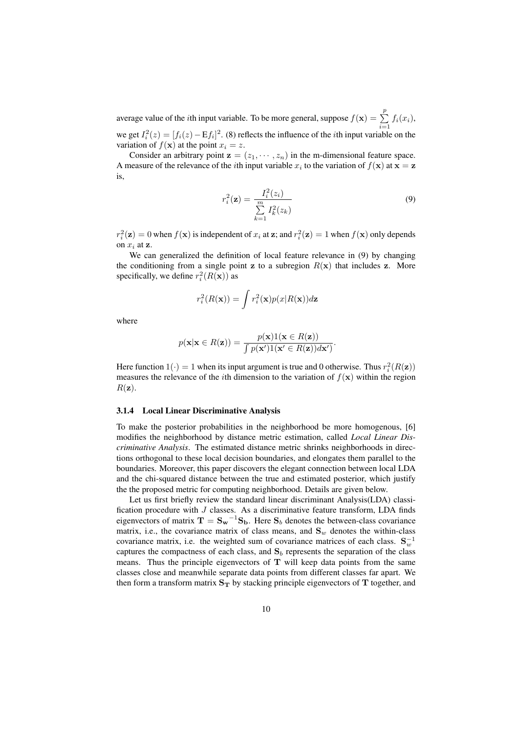average value of the $i$th input variable. To be more general, suppose $f(\mathbf{x}) = \sum_{i=1}^{p} f_i(x_i)$, we get $I_i^2(z) = [f_i(z) - \mathrm{E} f_i]^2$. (8) reflects the influence of the $i$th input variable on the variation of $f(\mathbf{x})$ at the point $x_i = z$.

Consider an arbitrary point $\mathbf{z} = (z_1, \cdots, z_n)$ in the m-dimensional feature space. A measure of the relevance of the $i$th input variable $x_i$ to the variation of $f(\mathbf{x})$ at $\mathbf{x} = \mathbf{z}$ is,

$$r_i^2(\mathbf{z}) = \frac{I_i^2(z_i)}{\sum_{k=1}^{m} I_k^2(z_k)} \tag{9}$$

$r_i^2(\mathbf{z}) = 0$ when $f(\mathbf{x})$ is independent of $x_i$ at $\mathbf{z}$; and $r_i^2(\mathbf{z}) = 1$ when $f(\mathbf{x})$ only depends on $x_i$ at $\mathbf{z}$.

We can generalized the definition of local feature relevance in (9) by changing the conditioning from a single point $\mathbf{z}$ to a subregion $R(\mathbf{x})$ that includes $\mathbf{z}$. More specifically, we define $r_i^2(R(\mathbf{x}))$ as

$$r_i^2(R(\mathbf{x})) = \int r_i^2(\mathbf{x}) p(x|R(\mathbf{x})) d\mathbf{z}$$

where

$$p(\mathbf{x}|\mathbf{x} \in R(\mathbf{z})) = \frac{p(\mathbf{x}) 1(\mathbf{x} \in R(\mathbf{z}))}{\int p(\mathbf{x}') 1(\mathbf{x}' \in R(\mathbf{z})) d\mathbf{x}'}.$$

Here function $1(\cdot) = 1$ when its input argument is true and 0 otherwise. Thus $r_i^2(R(\mathbf{z}))$ measures the relevance of the $i$th dimension to the variation of $f(\mathbf{x})$ within the region $R(\mathbf{z})$.

### 3.1.4 Local Linear Discriminative Analysis

To make the posterior probabilities in the neighborhood be more homogenous, [6] modifies the neighborhood by distance metric estimation, called *Local Linear Discriminative Analysis*. The estimated distance metric shrinks neighborhoods in directions orthogonal to these local decision boundaries, and elongates them parallel to the boundaries. Moreover, this paper discovers the elegant connection between local LDA and the chi-squared distance between the true and estimated posterior, which justify the the proposed metric for computing neighborhood. Details are given below.

Let us first briefly review the standard linear discriminant Analysis(LDA) classification procedure with $J$ classes. As a discriminative feature transform, LDA finds eigenvectors of matrix $\mathbf{T} = \mathbf{S_w}^{-1}\mathbf{S_b}$. Here $\mathbf{S}_b$ denotes the between-class covariance matrix, i.e., the covariance matrix of class means, and $\mathbf{S}_w$ denotes the within-class covariance matrix, i.e. the weighted sum of covariance matrices of each class. $\mathbf{S}_w^{-1}$ captures the compactness of each class, and $\mathbf{S}_b$ represents the separation of the class means. Thus the principle eigenvectors of $\mathbf{T}$ will keep data points from the same classes close and meanwhile separate data points from different classes far apart. We then form a transform matrix $\mathbf{S_T}$ by stacking principle eigenvectors of $\mathbf{T}$ together, and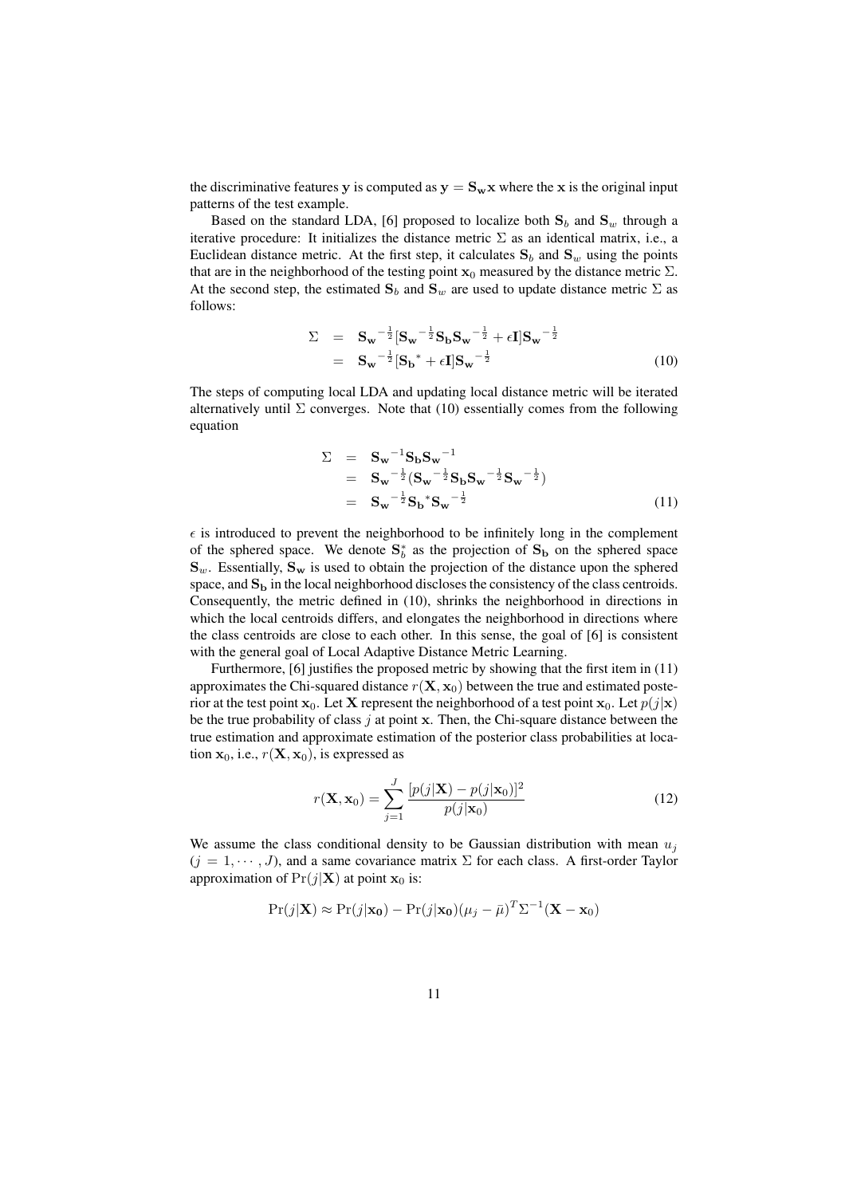the discriminative features $\mathbf{y}$ is computed as $\mathbf{y} = \mathbf{S_w}\mathbf{x}$ where the $\mathbf{x}$ is the original input patterns of the test example.

Based on the standard LDA, [6] proposed to localize both $\mathbf{S}_b$ and $\mathbf{S}_w$ through a iterative procedure: It initializes the distance metric $\Sigma$ as an identical matrix, i.e., a Euclidean distance metric. At the first step, it calculates $\mathbf{S}_b$ and $\mathbf{S}_w$ using the points that are in the neighborhood of the testing point $\mathbf{x}_0$ measured by the distance metric $\Sigma$. At the second step, the estimated $\mathbf{S}_b$ and $\mathbf{S}_w$ are used to update distance metric $\Sigma$ as follows:

$$
\begin{aligned}
\Sigma &= \mathbf{S_w}^{-\frac{1}{2}}[\mathbf{S_w}^{-\frac{1}{2}}\mathbf{S_b}\mathbf{S_w}^{-\frac{1}{2}} + \epsilon\mathbf{I}]\mathbf{S_w}^{-\frac{1}{2}} \\
&= \mathbf{S_w}^{-\frac{1}{2}}[\mathbf{S_b}^{*} + \epsilon\mathbf{I}]\mathbf{S_w}^{-\frac{1}{2}} \qquad (10)
\end{aligned}
$$

The steps of computing local LDA and updating local distance metric will be iterated alternatively until $\Sigma$ converges. Note that (10) essentially comes from the following equation

$$
\begin{aligned}
\Sigma &= \mathbf{S_w}^{-1}\mathbf{S_b}\mathbf{S_w}^{-1} \\
&= \mathbf{S_w}^{-\frac{1}{2}}(\mathbf{S_w}^{-\frac{1}{2}}\mathbf{S_b}\mathbf{S_w}^{-\frac{1}{2}}\mathbf{S_w}^{-\frac{1}{2}}) \\
&= \mathbf{S_w}^{-\frac{1}{2}}\mathbf{S_b}^{*}\mathbf{S_w}^{-\frac{1}{2}} \qquad (11)
\end{aligned}
$$

$\epsilon$ is introduced to prevent the neighborhood to be infinitely long in the complement of the sphered space. We denote $\mathbf{S}_b^*$ as the projection of $\mathbf{S_b}$ on the sphered space $\mathbf{S}_w$. Essentially, $\mathbf{S_w}$ is used to obtain the projection of the distance upon the sphered space, and $\mathbf{S_b}$ in the local neighborhood discloses the consistency of the class centroids. Consequently, the metric defined in (10), shrinks the neighborhood in directions in which the local centroids differs, and elongates the neighborhood in directions where the class centroids are close to each other. In this sense, the goal of [6] is consistent with the general goal of Local Adaptive Distance Metric Learning.

Furthermore, [6] justifies the proposed metric by showing that the first item in (11) approximates the Chi-squared distance $r(\mathbf{X}, \mathbf{x}_0)$ between the true and estimated posterior at the test point $\mathbf{x}_0$. Let $\mathbf{X}$ represent the neighborhood of a test point $\mathbf{x}_0$. Let $p(j|\mathbf{x})$ be the true probability of class $j$ at point $\mathbf{x}$. Then, the Chi-square distance between the true estimation and approximate estimation of the posterior class probabilities at location $\mathbf{x}_0$, i.e., $r(\mathbf{X}, \mathbf{x}_0)$, is expressed as

$$
r(\mathbf{X}, \mathbf{x}_0) = \sum_{j=1}^{J} \frac{[p(j|\mathbf{X}) - p(j|\mathbf{x}_0)]^2}{p(j|\mathbf{x}_0)} \qquad (12)
$$

We assume the class conditional density to be Gaussian distribution with mean $u_j$ ($j = 1, \cdots, J$), and a same covariance matrix $\Sigma$ for each class. A first-order Taylor approximation of $\Pr(j|\mathbf{X})$ at point $\mathbf{x}_0$ is:

$$
\Pr(j|\mathbf{X}) \approx \Pr(j|\mathbf{x_0}) - \Pr(j|\mathbf{x_0})(\mu_j - \bar{\mu})^T\Sigma^{-1}(\mathbf{X} - \mathbf{x}_0)
$$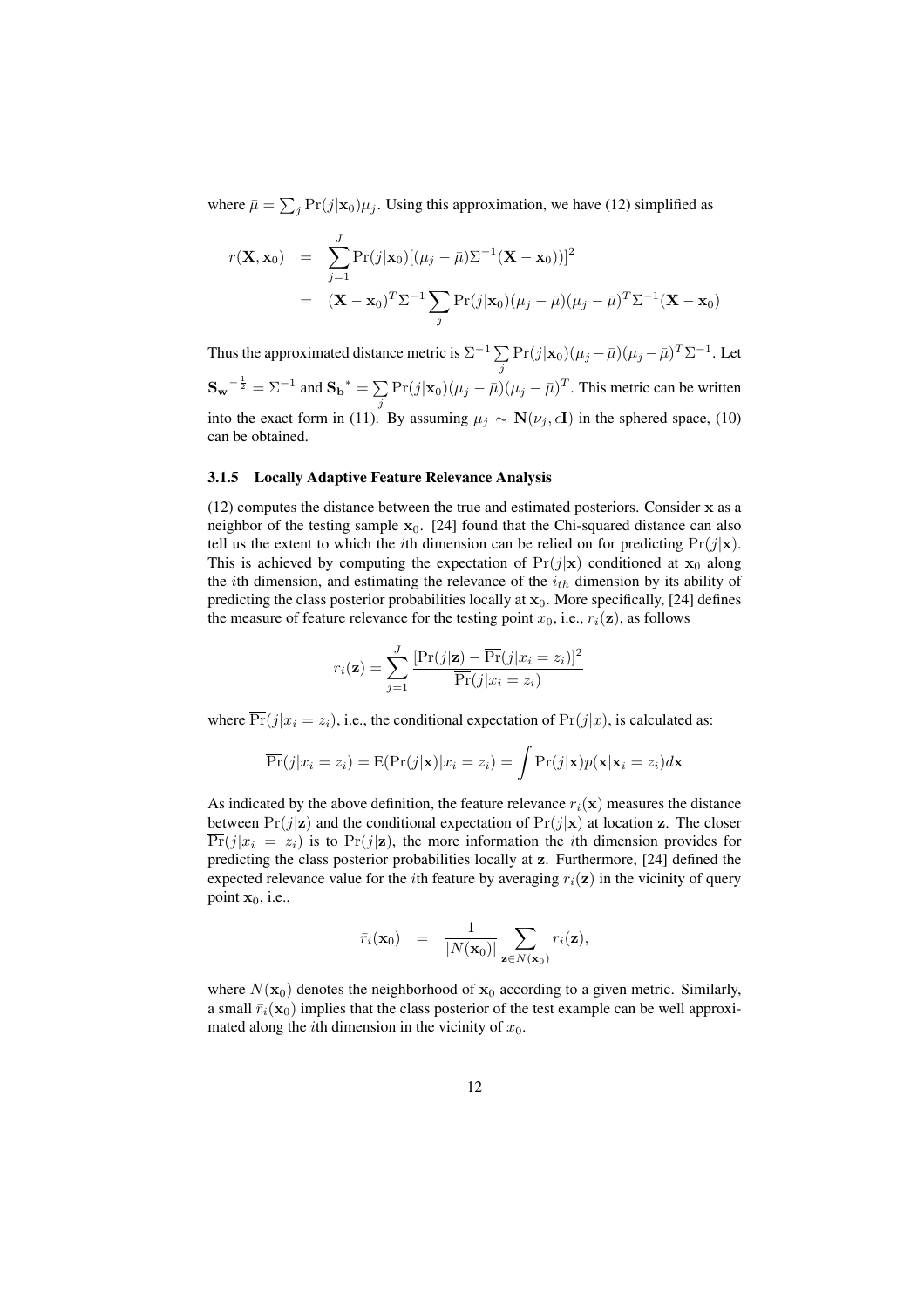where $\bar{\mu} = \sum_j \Pr(j|\mathbf{x}_0)\mu_j$. Using this approximation, we have (12) simplified as

$$
\begin{aligned}
r(\mathbf{X}, \mathbf{x}_0) &= \sum_{j=1}^{J} \Pr(j|\mathbf{x}_0)[(\mu_j - \bar{\mu})\Sigma^{-1}(\mathbf{X} - \mathbf{x}_0))]^2 \\
&= (\mathbf{X} - \mathbf{x}_0)^T \Sigma^{-1} \sum_j \Pr(j|\mathbf{x}_0)(\mu_j - \bar{\mu})(\mu_j - \bar{\mu})^T \Sigma^{-1}(\mathbf{X} - \mathbf{x}_0)
\end{aligned}
$$

Thus the approximated distance metric is $\Sigma^{-1} \sum_j \Pr(j|\mathbf{x}_0)(\mu_j - \bar{\mu})(\mu_j - \bar{\mu})^T \Sigma^{-1}$. Let $\mathbf{S_w}^{-\frac{1}{2}} = \Sigma^{-1}$ and $\mathbf{S_b}^* = \sum_j \Pr(j|\mathbf{x}_0)(\mu_j - \bar{\mu})(\mu_j - \bar{\mu})^T$. This metric can be written into the exact form in (11). By assuming $\mu_j \sim \mathbf{N}(\nu_j, \epsilon\mathbf{I})$ in the sphered space, (10) can be obtained.

#### 3.1.5 Locally Adaptive Feature Relevance Analysis

(12) computes the distance between the true and estimated posteriors. Consider $\mathbf{x}$ as a neighbor of the testing sample $\mathbf{x}_0$. [24] found that the Chi-squared distance can also tell us the extent to which the $i$th dimension can be relied on for predicting $\Pr(j|\mathbf{x})$. This is achieved by computing the expectation of $\Pr(j|\mathbf{x})$ conditioned at $\mathbf{x}_0$ along the $i$th dimension, and estimating the relevance of the $i_{th}$ dimension by its ability of predicting the class posterior probabilities locally at $\mathbf{x}_0$. More specifically, [24] defines the measure of feature relevance for the testing point $x_0$, i.e., $r_i(\mathbf{z})$, as follows

$$
r_i(\mathbf{z}) = \sum_{j=1}^{J} \frac{[\Pr(j|\mathbf{z}) - \overline{\Pr}(j|x_i = z_i)]^2}{\overline{\Pr}(j|x_i = z_i)}
$$

where $\overline{\Pr}(j|x_i = z_i)$, i.e., the conditional expectation of $\Pr(j|x)$, is calculated as:

$$
\overline{\Pr}(j|x_i = z_i) = \mathrm{E}(\Pr(j|\mathbf{x})|x_i = z_i) = \int \Pr(j|\mathbf{x}) p(\mathbf{x}|\mathbf{x}_i = z_i) d\mathbf{x}
$$

As indicated by the above definition, the feature relevance $r_i(\mathbf{x})$ measures the distance between $\Pr(j|\mathbf{z})$ and the conditional expectation of $\Pr(j|\mathbf{x})$ at location $\mathbf{z}$. The closer $\overline{\Pr}(j|x_i = z_i)$ is to $\Pr(j|\mathbf{z})$, the more information the $i$th dimension provides for predicting the class posterior probabilities locally at $\mathbf{z}$. Furthermore, [24] defined the expected relevance value for the $i$th feature by averaging $r_i(\mathbf{z})$ in the vicinity of query point $\mathbf{x}_0$, i.e.,

$$
\bar{r}_i(\mathbf{x}_0) = \frac{1}{|N(\mathbf{x}_0)|} \sum_{\mathbf{z} \in N(\mathbf{x}_0)} r_i(\mathbf{z}),
$$

where $N(\mathbf{x}_0)$ denotes the neighborhood of $\mathbf{x}_0$ according to a given metric. Similarly, a small $\bar{r}_i(\mathbf{x}_0)$ implies that the class posterior of the test example can be well approximated along the $i$th dimension in the vicinity of $x_0$.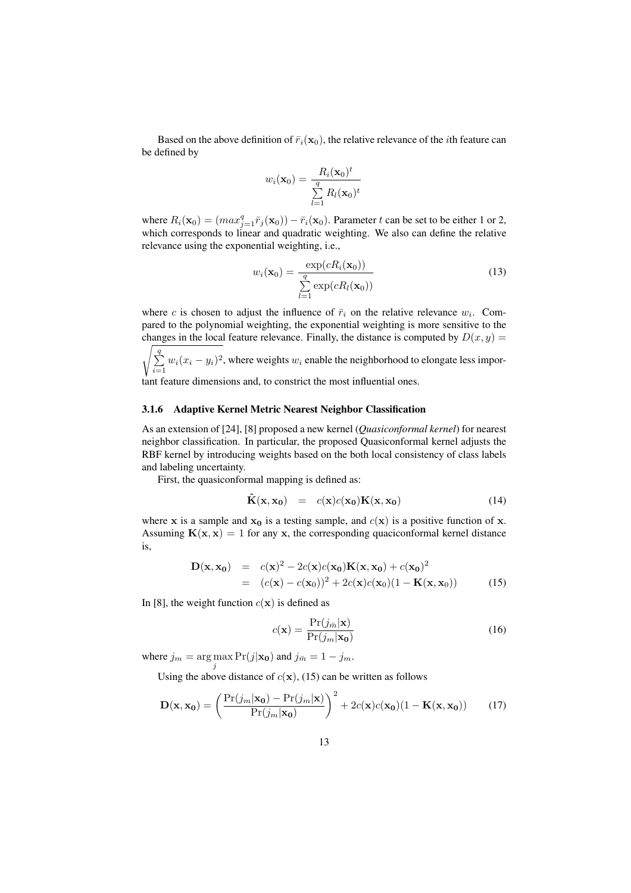Based on the above definition of $\bar{r}_i(\mathbf{x}_0)$, the relative relevance of the $i$th feature can be defined by

$$w_i(\mathbf{x}_0) = \frac{R_i(\mathbf{x}_0)^t}{\sum_{l=1}^{q} R_l(\mathbf{x}_0)^t}$$

where $R_i(\mathbf{x}_0) = (max_{j=1}^{q} \bar{r}_j(\mathbf{x}_0)) - \bar{r}_i(\mathbf{x}_0)$. Parameter $t$ can be set to be either 1 or 2, which corresponds to linear and quadratic weighting. We also can define the relative relevance using the exponential weighting, i.e.,

$$w_i(\mathbf{x}_0) = \frac{\exp(cR_i(\mathbf{x}_0))}{\sum_{l=1}^{q} \exp(cR_l(\mathbf{x}_0))} \tag{13}$$

where $c$ is chosen to adjust the influence of $\bar{r}_i$ on the relative relevance $w_i$. Compared to the polynomial weighting, the exponential weighting is more sensitive to the changes in the local feature relevance. Finally, the distance is computed by $D(x, y) = \sqrt{\sum_{i=1}^{q} w_i(x_i - y_i)^2}$, where weights $w_i$ enable the neighborhood to elongate less important feature dimensions and, to constrict the most influential ones.

### 3.1.6 Adaptive Kernel Metric Nearest Neighbor Classification

As an extension of [24], [8] proposed a new kernel (***Quasiconformal kernel***) for nearest neighbor classification. In particular, the proposed Quasiconformal kernel adjusts the RBF kernel by introducing weights based on the both local consistency of class labels and labeling uncertainty.

First, the quasiconformal mapping is defined as:

$$\hat{\mathbf{K}}(\mathbf{x}, \mathbf{x_0}) \quad = \quad c(\mathbf{x})c(\mathbf{x_0})\mathbf{K}(\mathbf{x}, \mathbf{x_0}) \tag{14}$$

where $\mathbf{x}$ is a sample and $\mathbf{x_0}$ is a testing sample, and $c(\mathbf{x})$ is a positive function of $\mathbf{x}$. Assuming $\mathbf{K}(\mathbf{x}, \mathbf{x}) = 1$ for any $\mathbf{x}$, the corresponding quaciconformal kernel distance is,

$$\begin{aligned}
\mathbf{D}(\mathbf{x}, \mathbf{x_0}) &= c(\mathbf{x})^2 - 2c(\mathbf{x})c(\mathbf{x_0})\mathbf{K}(\mathbf{x}, \mathbf{x_0}) + c(\mathbf{x_0})^2 \\
&= (c(\mathbf{x}) - c(\mathbf{x_0}))^2 + 2c(\mathbf{x})c(\mathbf{x}_0)(1 - \mathbf{K}(\mathbf{x}, \mathbf{x}_0))
\end{aligned} \tag{15}$$

In [8], the weight function $c(\mathbf{x})$ is defined as

$$c(\mathbf{x}) = \frac{\Pr(j_{\bar{m}}|\mathbf{x})}{\Pr(j_m|\mathbf{x_0})} \tag{16}$$

where $j_m = \arg\max_j \Pr(j|\mathbf{x_0})$ and $j_{\bar{m}} = 1 - j_m$.

Using the above distance of $c(\mathbf{x})$, (15) can be written as follows

$$\mathbf{D}(\mathbf{x}, \mathbf{x_0}) = \left(\frac{\Pr(j_m|\mathbf{x_0}) - \Pr(j_m|\mathbf{x})}{\Pr(j_m|\mathbf{x_0})}\right)^2 + 2c(\mathbf{x})c(\mathbf{x_0})(1 - \mathbf{K}(\mathbf{x}, \mathbf{x_0})) \tag{17}$$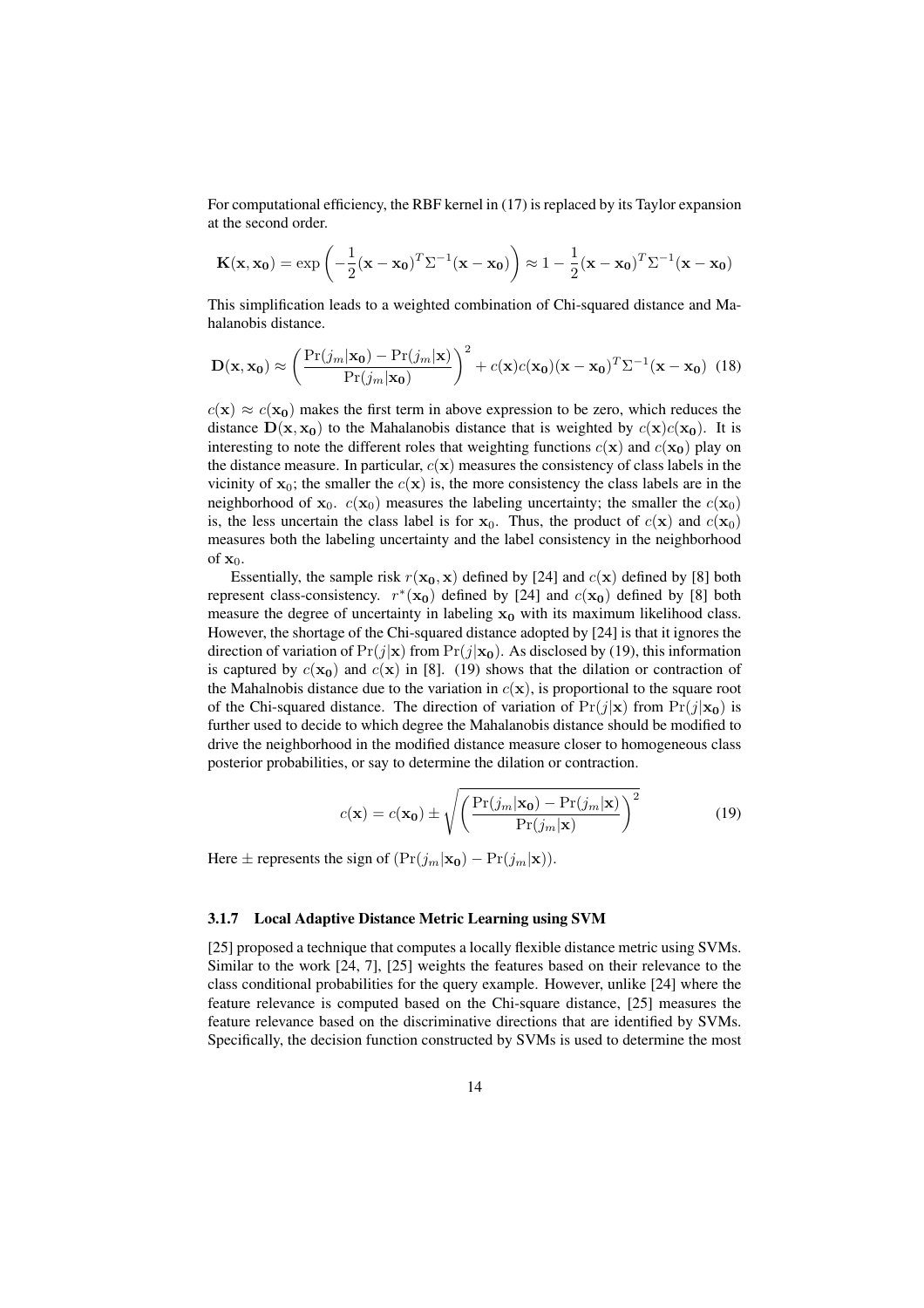For computational efficiency, the RBF kernel in (17) is replaced by its Taylor expansion at the second order.

$$\mathbf{K}(\mathbf{x}, \mathbf{x_0}) = \exp\left(-\frac{1}{2}(\mathbf{x} - \mathbf{x_0})^T \Sigma^{-1} (\mathbf{x} - \mathbf{x_0})\right) \approx 1 - \frac{1}{2}(\mathbf{x} - \mathbf{x_0})^T \Sigma^{-1} (\mathbf{x} - \mathbf{x_0})$$

This simplification leads to a weighted combination of Chi-squared distance and Mahalanobis distance.

$$\mathbf{D}(\mathbf{x}, \mathbf{x_0}) \approx \left(\frac{\Pr(j_m|\mathbf{x_0}) - \Pr(j_m|\mathbf{x})}{\Pr(j_m|\mathbf{x_0})}\right)^2 + c(\mathbf{x})c(\mathbf{x_0})(\mathbf{x} - \mathbf{x_0})^T \Sigma^{-1} (\mathbf{x} - \mathbf{x_0}) \quad (18)$$

$c(\mathbf{x}) \approx c(\mathbf{x_0})$ makes the first term in above expression to be zero, which reduces the distance $\mathbf{D}(\mathbf{x}, \mathbf{x_0})$ to the Mahalanobis distance that is weighted by $c(\mathbf{x})c(\mathbf{x_0})$. It is interesting to note the different roles that weighting functions $c(\mathbf{x})$ and $c(\mathbf{x_0})$ play on the distance measure. In particular, $c(\mathbf{x})$ measures the consistency of class labels in the vicinity of $\mathbf{x}_0$; the smaller the $c(\mathbf{x})$ is, the more consistency the class labels are in the neighborhood of $\mathbf{x}_0$. $c(\mathbf{x}_0)$ measures the labeling uncertainty; the smaller the $c(\mathbf{x}_0)$ is, the less uncertain the class label is for $\mathbf{x}_0$. Thus, the product of $c(\mathbf{x})$ and $c(\mathbf{x}_0)$ measures both the labeling uncertainty and the label consistency in the neighborhood of $\mathbf{x}_0$.

Essentially, the sample risk $r(\mathbf{x_0}, \mathbf{x})$ defined by [24] and $c(\mathbf{x})$ defined by [8] both represent class-consistency. $r^*(\mathbf{x_0})$ defined by [24] and $c(\mathbf{x_0})$ defined by [8] both measure the degree of uncertainty in labeling $\mathbf{x_0}$ with its maximum likelihood class. However, the shortage of the Chi-squared distance adopted by [24] is that it ignores the direction of variation of $\Pr(j|\mathbf{x})$ from $\Pr(j|\mathbf{x_0})$. As disclosed by (19), this information is captured by $c(\mathbf{x_0})$ and $c(\mathbf{x})$ in [8]. (19) shows that the dilation or contraction of the Mahalnobis distance due to the variation in $c(\mathbf{x})$, is proportional to the square root of the Chi-squared distance. The direction of variation of $\Pr(j|\mathbf{x})$ from $\Pr(j|\mathbf{x_0})$ is further used to decide to which degree the Mahalanobis distance should be modified to drive the neighborhood in the modified distance measure closer to homogeneous class posterior probabilities, or say to determine the dilation or contraction.

$$c(\mathbf{x}) = c(\mathbf{x_0}) \pm \sqrt{\left(\frac{\Pr(j_m|\mathbf{x_0}) - \Pr(j_m|\mathbf{x})}{\Pr(j_m|\mathbf{x})}\right)^2} \quad (19)$$

Here $\pm$ represents the sign of $(\Pr(j_m|\mathbf{x_0}) - \Pr(j_m|\mathbf{x}))$.

#### 3.1.7 Local Adaptive Distance Metric Learning using SVM

[25] proposed a technique that computes a locally flexible distance metric using SVMs. Similar to the work [24, 7], [25] weights the features based on their relevance to the class conditional probabilities for the query example. However, unlike [24] where the feature relevance is computed based on the Chi-square distance, [25] measures the feature relevance based on the discriminative directions that are identified by SVMs. Specifically, the decision function constructed by SVMs is used to determine the most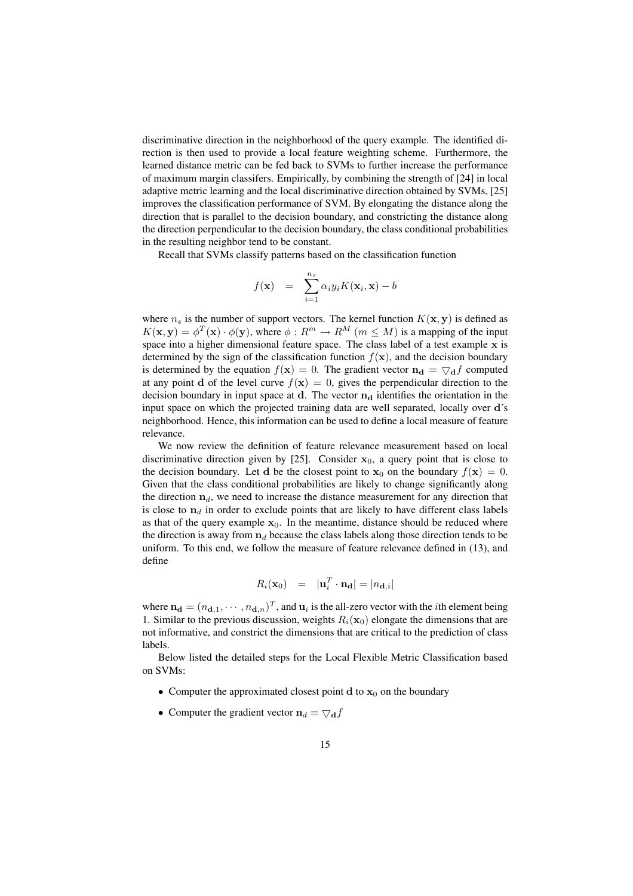discriminative direction in the neighborhood of the query example. The identified direction is then used to provide a local feature weighting scheme. Furthermore, the learned distance metric can be fed back to SVMs to further increase the performance of maximum margin classifers. Empirically, by combining the strength of [24] in local adaptive metric learning and the local discriminative direction obtained by SVMs, [25] improves the classification performance of SVM. By elongating the distance along the direction that is parallel to the decision boundary, and constricting the distance along the direction perpendicular to the decision boundary, the class conditional probabilities in the resulting neighbor tend to be constant.

Recall that SVMs classify patterns based on the classification function

$$f(\mathbf{x}) \quad = \quad \sum_{i=1}^{n_s} \alpha_i y_i K(\mathbf{x}_i, \mathbf{x}) - b$$

where $n_s$ is the number of support vectors. The kernel function $K(\mathbf{x}, \mathbf{y})$ is defined as $K(\mathbf{x}, \mathbf{y}) = \phi^T(\mathbf{x}) \cdot \phi(\mathbf{y})$, where $\phi : R^m \rightarrow R^M$ $(m \leq M)$ is a mapping of the input space into a higher dimensional feature space. The class label of a test example $\mathbf{x}$ is determined by the sign of the classification function $f(\mathbf{x})$, and the decision boundary is determined by the equation $f(\mathbf{x}) = 0$. The gradient vector $\mathbf{n_d} = \bigtriangledown_{\mathbf{d}} f$ computed at any point $\mathbf{d}$ of the level curve $f(\mathbf{x}) = 0$, gives the perpendicular direction to the decision boundary in input space at $\mathbf{d}$. The vector $\mathbf{n_d}$ identifies the orientation in the input space on which the projected training data are well separated, locally over $\mathbf{d}$'s neighborhood. Hence, this information can be used to define a local measure of feature relevance.

We now review the definition of feature relevance measurement based on local discriminative direction given by [25]. Consider $\mathbf{x}_0$, a query point that is close to the decision boundary. Let $\mathbf{d}$ be the closest point to $\mathbf{x}_0$ on the boundary $f(\mathbf{x}) = 0$. Given that the class conditional probabilities are likely to change significantly along the direction $\mathbf{n}_d$, we need to increase the distance measurement for any direction that is close to $\mathbf{n}_d$ in order to exclude points that are likely to have different class labels as that of the query example $\mathbf{x}_0$. In the meantime, distance should be reduced where the direction is away from $\mathbf{n}_d$ because the class labels along those direction tends to be uniform. To this end, we follow the measure of feature relevance defined in (13), and define

$$R_i(\mathbf{x}_0) \quad = \quad |\mathbf{u}_i^T \cdot \mathbf{n_d}| = |n_{\mathbf{d},i}|$$

where $\mathbf{n_d} = (n_{\mathbf{d},1}, \cdots, n_{\mathbf{d},n})^T$, and $\mathbf{u}_i$ is the all-zero vector with the $i$th element being 1. Similar to the previous discussion, weights $R_i(\mathbf{x}_0)$ elongate the dimensions that are not informative, and constrict the dimensions that are critical to the prediction of class labels.

Below listed the detailed steps for the Local Flexible Metric Classification based on SVMs:

- Computer the approximated closest point $\mathbf{d}$ to $\mathbf{x}_0$ on the boundary
- Computer the gradient vector $\mathbf{n}_d = \bigtriangledown_{\mathbf{d}} f$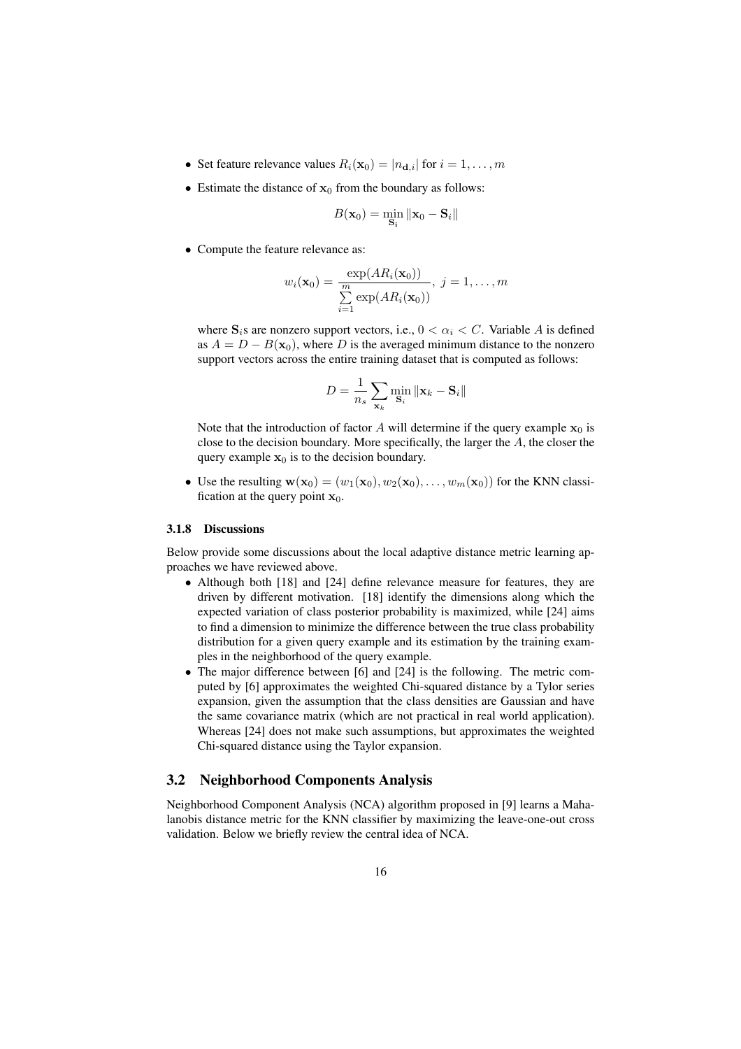- Set feature relevance values $R_i(\mathbf{x}_0) = |n_{\mathbf{d},i}|$ for $i = 1, \ldots, m$
- Estimate the distance of $\mathbf{x}_0$ from the boundary as follows:

$$B(\mathbf{x}_0) = \min_{\mathbf{S_i}} \|\mathbf{x}_0 - \mathbf{S}_i\|$$

- Compute the feature relevance as:

$$w_i(\mathbf{x}_0) = \frac{\exp(AR_i(\mathbf{x}_0))}{\sum_{i=1}^{m} \exp(AR_i(\mathbf{x}_0))},\ j = 1, \ldots, m$$

  where $\mathbf{S}_i$s are nonzero support vectors, i.e., $0 < \alpha_i < C$. Variable $A$ is defined as $A = D - B(\mathbf{x}_0)$, where $D$ is the averaged minimum distance to the nonzero support vectors across the entire training dataset that is computed as follows:

$$D = \frac{1}{n_s} \sum_{\mathbf{x}_k} \min_{\mathbf{S}_i} \|\mathbf{x}_k - \mathbf{S}_i\|$$

  Note that the introduction of factor $A$ will determine if the query example $\mathbf{x}_0$ is close to the decision boundary. More specifically, the larger the $A$, the closer the query example $\mathbf{x}_0$ is to the decision boundary.

- Use the resulting $\mathbf{w}(\mathbf{x}_0) = (w_1(\mathbf{x}_0), w_2(\mathbf{x}_0), \ldots, w_m(\mathbf{x}_0))$ for the KNN classification at the query point $\mathbf{x}_0$.

#### 3.1.8 Discussions

Below provide some discussions about the local adaptive distance metric learning approaches we have reviewed above.

- Although both [18] and [24] define relevance measure for features, they are driven by different motivation. [18] identify the dimensions along which the expected variation of class posterior probability is maximized, while [24] aims to find a dimension to minimize the difference between the true class probability distribution for a given query example and its estimation by the training examples in the neighborhood of the query example.
- The major difference between [6] and [24] is the following. The metric computed by [6] approximates the weighted Chi-squared distance by a Tylor series expansion, given the assumption that the class densities are Gaussian and have the same covariance matrix (which are not practical in real world application). Whereas [24] does not make such assumptions, but approximates the weighted Chi-squared distance using the Taylor expansion.

### 3.2 Neighborhood Components Analysis

Neighborhood Component Analysis (NCA) algorithm proposed in [9] learns a Mahalanobis distance metric for the KNN classifier by maximizing the leave-one-out cross validation. Below we briefly review the central idea of NCA.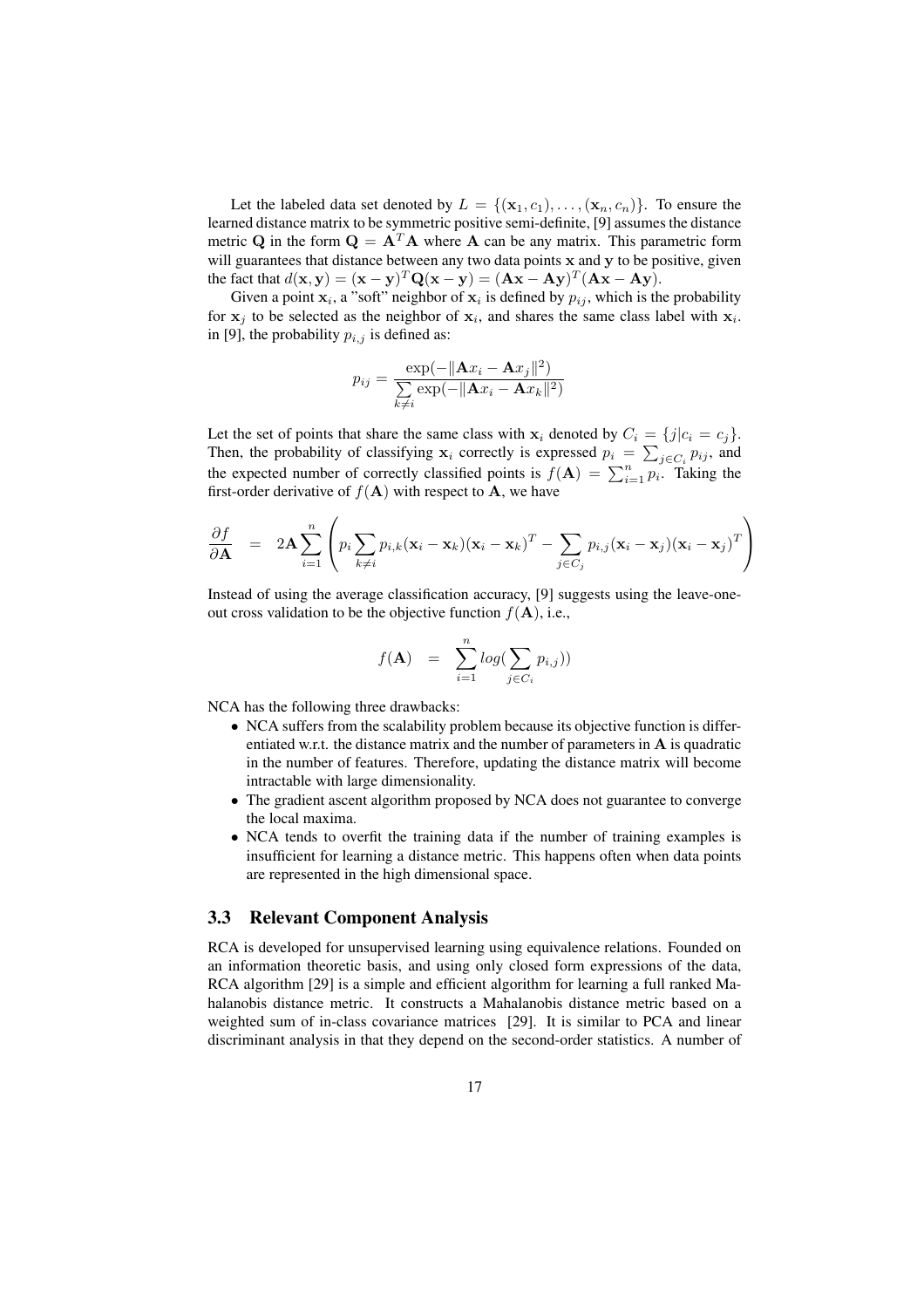Let the labeled data set denoted by $L = \{(\mathbf{x}_1, c_1), \ldots, (\mathbf{x}_n, c_n)\}$. To ensure the learned distance matrix to be symmetric positive semi-definite, [9] assumes the distance metric $\mathbf{Q}$ in the form $\mathbf{Q} = \mathbf{A}^T\mathbf{A}$ where $\mathbf{A}$ can be any matrix. This parametric form will guarantees that distance between any two data points $\mathbf{x}$ and $\mathbf{y}$ to be positive, given the fact that $d(\mathbf{x}, \mathbf{y}) = (\mathbf{x} - \mathbf{y})^T\mathbf{Q}(\mathbf{x} - \mathbf{y}) = (\mathbf{A}\mathbf{x} - \mathbf{A}\mathbf{y})^T(\mathbf{A}\mathbf{x} - \mathbf{A}\mathbf{y})$.

Given a point $\mathbf{x}_i$, a "soft" neighbor of $\mathbf{x}_i$ is defined by $p_{ij}$, which is the probability for $\mathbf{x}_j$ to be selected as the neighbor of $\mathbf{x}_i$, and shares the same class label with $\mathbf{x}_i$. in [9], the probability $p_{i,j}$ is defined as:

$$p_{ij} = \frac{\exp(-\|\mathbf{A}x_i - \mathbf{A}x_j\|^2)}{\sum\limits_{k \neq i} \exp(-\|\mathbf{A}x_i - \mathbf{A}x_k\|^2)}$$

Let the set of points that share the same class with $\mathbf{x}_i$ denoted by $C_i = \{j | c_i = c_j\}$. Then, the probability of classifying $\mathbf{x}_i$ correctly is expressed $p_i = \sum_{j \in C_i} p_{ij}$, and the expected number of correctly classified points is $f(\mathbf{A}) = \sum_{i=1}^n p_i$. Taking the first-order derivative of $f(\mathbf{A})$ with respect to $\mathbf{A}$, we have

$$\frac{\partial f}{\partial \mathbf{A}} = 2\mathbf{A} \sum_{i=1}^n \left( p_i \sum_{k \neq i} p_{i,k} (\mathbf{x}_i - \mathbf{x}_k)(\mathbf{x}_i - \mathbf{x}_k)^T - \sum_{j \in C_j} p_{i,j} (\mathbf{x}_i - \mathbf{x}_j)(\mathbf{x}_i - \mathbf{x}_j)^T \right)$$

Instead of using the average classification accuracy, [9] suggests using the leave-one-out cross validation to be the objective function $f(\mathbf{A})$, i.e.,

$$f(\mathbf{A}) = \sum_{i=1}^n log(\sum_{j \in C_i} p_{i,j}))$$

NCA has the following three drawbacks:

- NCA suffers from the scalability problem because its objective function is differentiated w.r.t. the distance matrix and the number of parameters in $\mathbf{A}$ is quadratic in the number of features. Therefore, updating the distance matrix will become intractable with large dimensionality.
- The gradient ascent algorithm proposed by NCA does not guarantee to converge the local maxima.
- NCA tends to overfit the training data if the number of training examples is insufficient for learning a distance metric. This happens often when data points are represented in the high dimensional space.

### 3.3 Relevant Component Analysis

RCA is developed for unsupervised learning using equivalence relations. Founded on an information theoretic basis, and using only closed form expressions of the data, RCA algorithm [29] is a simple and efficient algorithm for learning a full ranked Mahalanobis distance metric. It constructs a Mahalanobis distance metric based on a weighted sum of in-class covariance matrices [29]. It is similar to PCA and linear discriminant analysis in that they depend on the second-order statistics. A number of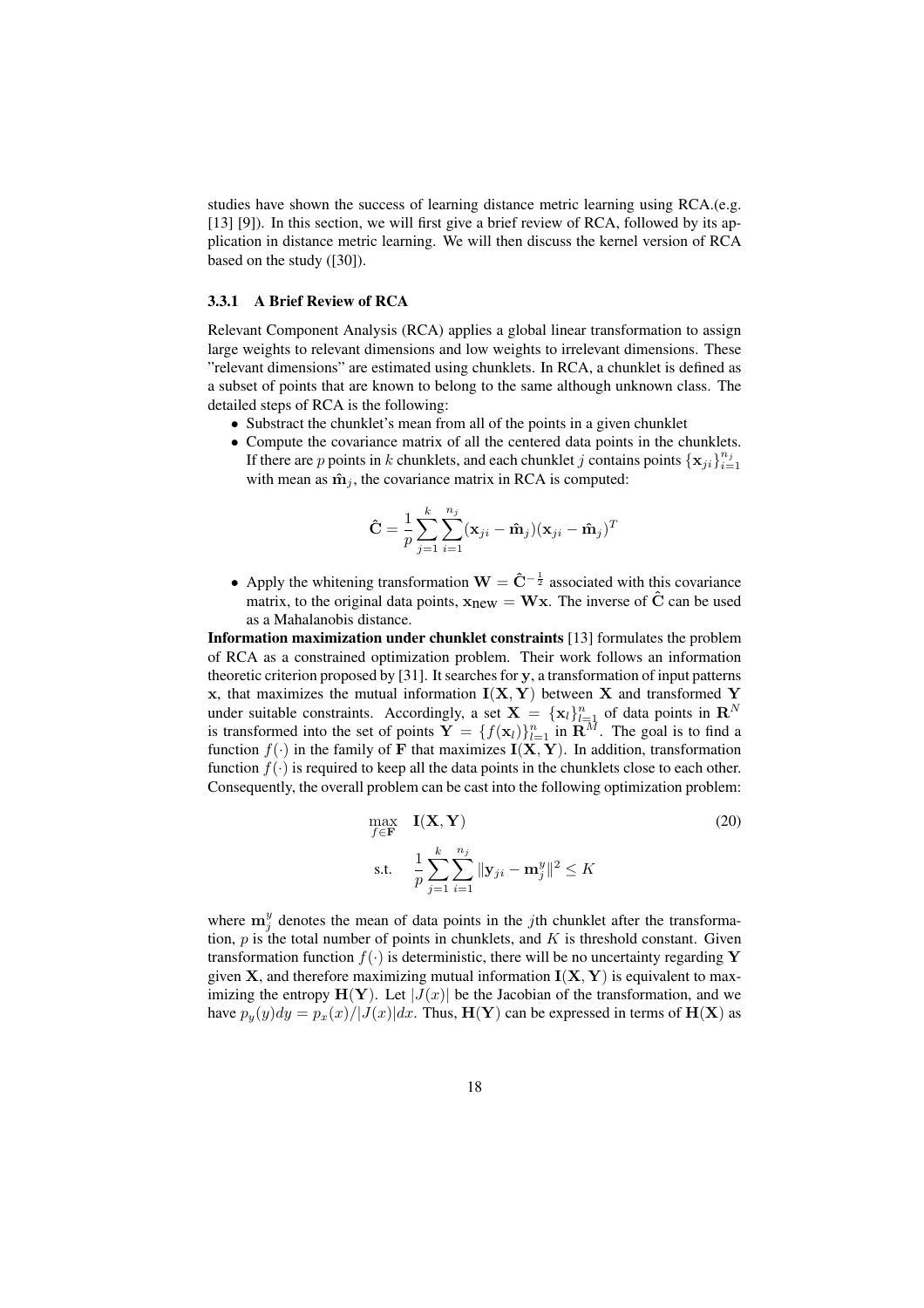studies have shown the success of learning distance metric learning using RCA.(e.g. [13] [9]). In this section, we will first give a brief review of RCA, followed by its application in distance metric learning. We will then discuss the kernel version of RCA based on the study ([30]).

### 3.3.1 A Brief Review of RCA

Relevant Component Analysis (RCA) applies a global linear transformation to assign large weights to relevant dimensions and low weights to irrelevant dimensions. These "relevant dimensions" are estimated using chunklets. In RCA, a chunklet is defined as a subset of points that are known to belong to the same although unknown class. The detailed steps of RCA is the following:

- Substract the chunklet's mean from all of the points in a given chunklet
- Compute the covariance matrix of all the centered data points in the chunklets. If there are $p$ points in $k$ chunklets, and each chunklet $j$ contains points $\{\mathbf{x}_{ji}\}_{i=1}^{n_j}$ with mean as $\hat{\mathbf{m}}_j$, the covariance matrix in RCA is computed:

$$\hat{\mathbf{C}} = \frac{1}{p}\sum_{j=1}^{k}\sum_{i=1}^{n_j}(\mathbf{x}_{ji} - \hat{\mathbf{m}}_j)(\mathbf{x}_{ji} - \hat{\mathbf{m}}_j)^T$$

- Apply the whitening transformation $\mathbf{W} = \hat{\mathbf{C}}^{-\frac{1}{2}}$ associated with this covariance matrix, to the original data points, $\mathbf{x}_{\text{new}} = \mathbf{W}\mathbf{x}$. The inverse of $\hat{\mathbf{C}}$ can be used as a Mahalanobis distance.

**Information maximization under chunklet constraints** [13] formulates the problem of RCA as a constrained optimization problem. Their work follows an information theoretic criterion proposed by [31]. It searches for $\mathbf{y}$, a transformation of input patterns $\mathbf{x}$, that maximizes the mutual information $\mathbf{I}(\mathbf{X}, \mathbf{Y})$ between $\mathbf{X}$ and transformed $\mathbf{Y}$ under suitable constraints. Accordingly, a set $\mathbf{X} = \{\mathbf{x}_l\}_{l=1}^{n}$ of data points in $\mathbf{R}^N$ is transformed into the set of points $\mathbf{Y} = \{f(\mathbf{x}_l)\}_{l=1}^{n}$ in $\mathbf{R}^M$. The goal is to find a function $f(\cdot)$ in the family of $\mathbf{F}$ that maximizes $\mathbf{I}(\mathbf{X}, \mathbf{Y})$. In addition, transformation function $f(\cdot)$ is required to keep all the data points in the chunklets close to each other. Consequently, the overall problem can be cast into the following optimization problem:

$$\begin{aligned} \max_{f \in \mathbf{F}} \quad & \mathbf{I}(\mathbf{X}, \mathbf{Y}) \\ \text{s.t.} \quad & \frac{1}{p}\sum_{j=1}^{k}\sum_{i=1}^{n_j}\|\mathbf{y}_{ji} - \mathbf{m}_j^y\|^2 \le K \end{aligned} \tag{20}$$

where $\mathbf{m}_j^y$ denotes the mean of data points in the $j$th chunklet after the transformation, $p$ is the total number of points in chunklets, and $K$ is threshold constant. Given transformation function $f(\cdot)$ is deterministic, there will be no uncertainty regarding $\mathbf{Y}$ given $\mathbf{X}$, and therefore maximizing mutual information $\mathbf{I}(\mathbf{X}, \mathbf{Y})$ is equivalent to maximizing the entropy $\mathbf{H}(\mathbf{Y})$. Let $|J(x)|$ be the Jacobian of the transformation, and we have $p_y(y)dy = p_x(x)/|J(x)|dx$. Thus, $\mathbf{H}(\mathbf{Y})$ can be expressed in terms of $\mathbf{H}(\mathbf{X})$ as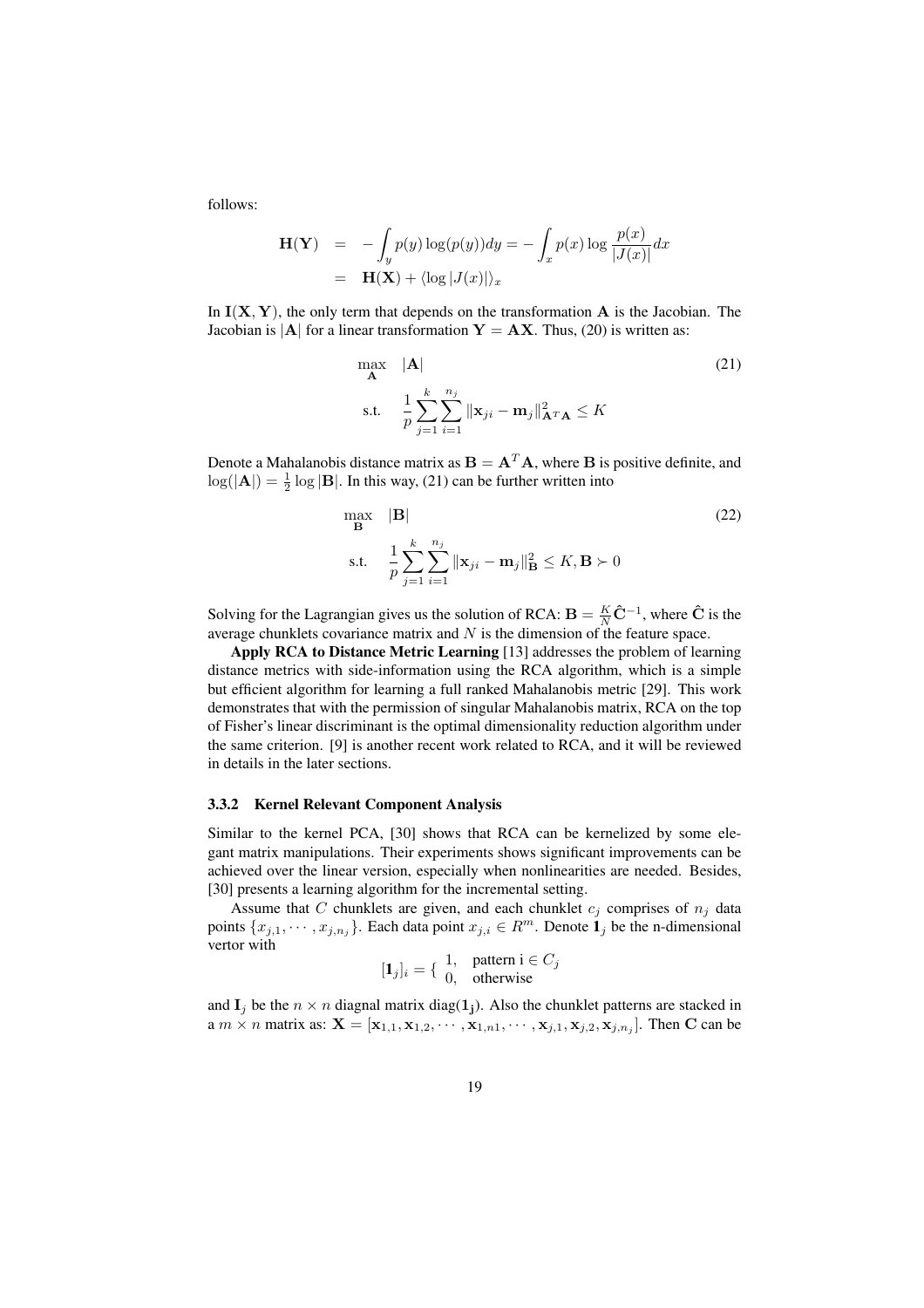follows:

$$
\begin{aligned}
\mathbf{H}(\mathbf{Y}) &= -\int_y p(y)\log(p(y))dy = -\int_x p(x)\log\frac{p(x)}{|J(x)|}dx \\
&= \mathbf{H}(\mathbf{X}) + \langle \log|J(x)|\rangle_x
\end{aligned}
$$

In $\mathbf{I}(\mathbf{X}, \mathbf{Y})$, the only term that depends on the transformation $\mathbf{A}$ is the Jacobian. The Jacobian is $|\mathbf{A}|$ for a linear transformation $\mathbf{Y} = \mathbf{A}\mathbf{X}$. Thus, (20) is written as:

$$
\begin{aligned}
\max_{\mathbf{A}} \quad & |\mathbf{A}| \\
\text{s.t.} \quad & \frac{1}{p}\sum_{j=1}^{k}\sum_{i=1}^{n_j} \|\mathbf{x}_{ji} - \mathbf{m}_j\|^2_{\mathbf{A}^T\mathbf{A}} \leq K
\end{aligned}
\tag{21}
$$

Denote a Mahalanobis distance matrix as $\mathbf{B} = \mathbf{A}^T\mathbf{A}$, where $\mathbf{B}$ is positive definite, and $\log(|\mathbf{A}|) = \frac{1}{2}\log|\mathbf{B}|$. In this way, (21) can be further written into

$$
\begin{aligned}
\max_{\mathbf{B}} \quad & |\mathbf{B}| \\
\text{s.t.} \quad & \frac{1}{p}\sum_{j=1}^{k}\sum_{i=1}^{n_j} \|\mathbf{x}_{ji} - \mathbf{m}_j\|^2_{\mathbf{B}} \leq K, \mathbf{B} \succ 0
\end{aligned}
\tag{22}
$$

Solving for the Lagrangian gives us the solution of RCA: $\mathbf{B} = \frac{K}{N}\hat{\mathbf{C}}^{-1}$, where $\hat{\mathbf{C}}$ is the average chunklets covariance matrix and $N$ is the dimension of the feature space.

**Apply RCA to Distance Metric Learning** [13] addresses the problem of learning distance metrics with side-information using the RCA algorithm, which is a simple but efficient algorithm for learning a full ranked Mahalanobis metric [29]. This work demonstrates that with the permission of singular Mahalanobis matrix, RCA on the top of Fisher's linear discriminant is the optimal dimensionality reduction algorithm under the same criterion. [9] is another recent work related to RCA, and it will be reviewed in details in the later sections.

### 3.3.2 Kernel Relevant Component Analysis

Similar to the kernel PCA, [30] shows that RCA can be kernelized by some elegant matrix manipulations. Their experiments shows significant improvements can be achieved over the linear version, especially when nonlinearities are needed. Besides, [30] presents a learning algorithm for the incremental setting.

Assume that $C$ chunklets are given, and each chunklet $c_j$ comprises of $n_j$ data points $\{x_{j,1}, \cdots, x_{j,n_j}\}$. Each data point $x_{j,i} \in R^m$. Denote $\mathbf{1}_j$ be the n-dimensional vertor with

$$
[\mathbf{1}_j]_i = \begin{cases} 1, & \text{pattern i} \in C_j \\ 0, & \text{otherwise} \end{cases}
$$

and $\mathbf{I}_j$ be the $n \times n$ diagnal matrix diag($\mathbf{1_j}$). Also the chunklet patterns are stacked in a $m \times n$ matrix as: $\mathbf{X} = [\mathbf{x}_{1,1}, \mathbf{x}_{1,2}, \cdots, \mathbf{x}_{1,n1}, \cdots, \mathbf{x}_{j,1}, \mathbf{x}_{j,2}, \mathbf{x}_{j,n_j}]$. Then $\mathbf{C}$ can be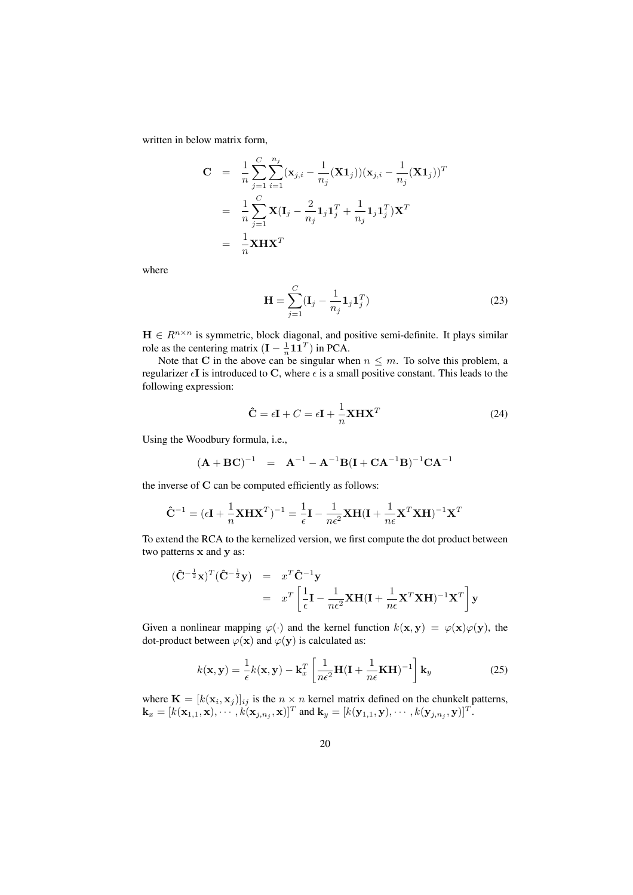written in below matrix form,

$$
\begin{aligned}
\mathbf{C} &= \frac{1}{n}\sum_{j=1}^{C}\sum_{i=1}^{n_j}(\mathbf{x}_{j,i} - \frac{1}{n_j}(\mathbf{X}\mathbf{1}_j))(\mathbf{x}_{j,i} - \frac{1}{n_j}(\mathbf{X}\mathbf{1}_j))^T \\
&= \frac{1}{n}\sum_{j=1}^{C}\mathbf{X}(\mathbf{I}_j - \frac{2}{n_j}\mathbf{1}_j\mathbf{1}_j^T + \frac{1}{n_j}\mathbf{1}_j\mathbf{1}_j^T)\mathbf{X}^T \\
&= \frac{1}{n}\mathbf{X}\mathbf{H}\mathbf{X}^T
\end{aligned}
$$

where

$$
\mathbf{H} = \sum_{j=1}^{C}(\mathbf{I}_j - \frac{1}{n_j}\mathbf{1}_j\mathbf{1}_j^T) \tag{23}
$$

$\mathbf{H} \in R^{n\times n}$ is symmetric, block diagonal, and positive semi-definite. It plays similar role as the centering matrix $(\mathbf{I} - \frac{1}{n}\mathbf{1}\mathbf{1}^T)$ in PCA.

Note that $\mathbf{C}$ in the above can be singular when $n \leq m$. To solve this problem, a regularizer $\epsilon\mathbf{I}$ is introduced to $\mathbf{C}$, where $\epsilon$ is a small positive constant. This leads to the following expression:

$$
\hat{\mathbf{C}} = \epsilon\mathbf{I} + C = \epsilon\mathbf{I} + \frac{1}{n}\mathbf{X}\mathbf{H}\mathbf{X}^T \tag{24}
$$

Using the Woodbury formula, i.e.,

$$
(\mathbf{A} + \mathbf{B}\mathbf{C})^{-1} = \mathbf{A}^{-1} - \mathbf{A}^{-1}\mathbf{B}(\mathbf{I} + \mathbf{C}\mathbf{A}^{-1}\mathbf{B})^{-1}\mathbf{C}\mathbf{A}^{-1}
$$

the inverse of $\mathbf{C}$ can be computed efficiently as follows:

$$
\hat{\mathbf{C}}^{-1} = (\epsilon\mathbf{I} + \frac{1}{n}\mathbf{X}\mathbf{H}\mathbf{X}^T)^{-1} = \frac{1}{\epsilon}\mathbf{I} - \frac{1}{n\epsilon^2}\mathbf{X}\mathbf{H}(\mathbf{I} + \frac{1}{n\epsilon}\mathbf{X}^T\mathbf{X}\mathbf{H})^{-1}\mathbf{X}^T
$$

To extend the RCA to the kernelized version, we first compute the dot product between two patterns $\mathbf{x}$ and $\mathbf{y}$ as:

$$
\begin{aligned}
(\hat{\mathbf{C}}^{-\frac{1}{2}}\mathbf{x})^T(\hat{\mathbf{C}}^{-\frac{1}{2}}\mathbf{y}) &= x^T\hat{\mathbf{C}}^{-1}\mathbf{y} \\
&= x^T\left[\frac{1}{\epsilon}\mathbf{I} - \frac{1}{n\epsilon^2}\mathbf{X}\mathbf{H}(\mathbf{I} + \frac{1}{n\epsilon}\mathbf{X}^T\mathbf{X}\mathbf{H})^{-1}\mathbf{X}^T\right]\mathbf{y}
\end{aligned}
$$

Given a nonlinear mapping $\varphi(\cdot)$ and the kernel function $k(\mathbf{x}, \mathbf{y}) = \varphi(\mathbf{x})\varphi(\mathbf{y})$, the dot-product between $\varphi(\mathbf{x})$ and $\varphi(\mathbf{y})$ is calculated as:

$$
k(\mathbf{x}, \mathbf{y}) = \frac{1}{\epsilon}k(\mathbf{x}, \mathbf{y}) - \mathbf{k}_x^T\left[\frac{1}{n\epsilon^2}\mathbf{H}(\mathbf{I} + \frac{1}{n\epsilon}\mathbf{K}\mathbf{H})^{-1}\right]\mathbf{k}_y \tag{25}
$$

where $\mathbf{K} = [k(\mathbf{x}_i, \mathbf{x}_j)]_{ij}$ is the $n \times n$ kernel matrix defined on the chunkelt patterns, $\mathbf{k}_x = [k(\mathbf{x}_{1,1}, \mathbf{x}), \cdots, k(\mathbf{x}_{j,n_j}, \mathbf{x})]^T$ and $\mathbf{k}_y = [k(\mathbf{y}_{1,1}, \mathbf{y}), \cdots, k(\mathbf{y}_{j,n_j}, \mathbf{y})]^T$.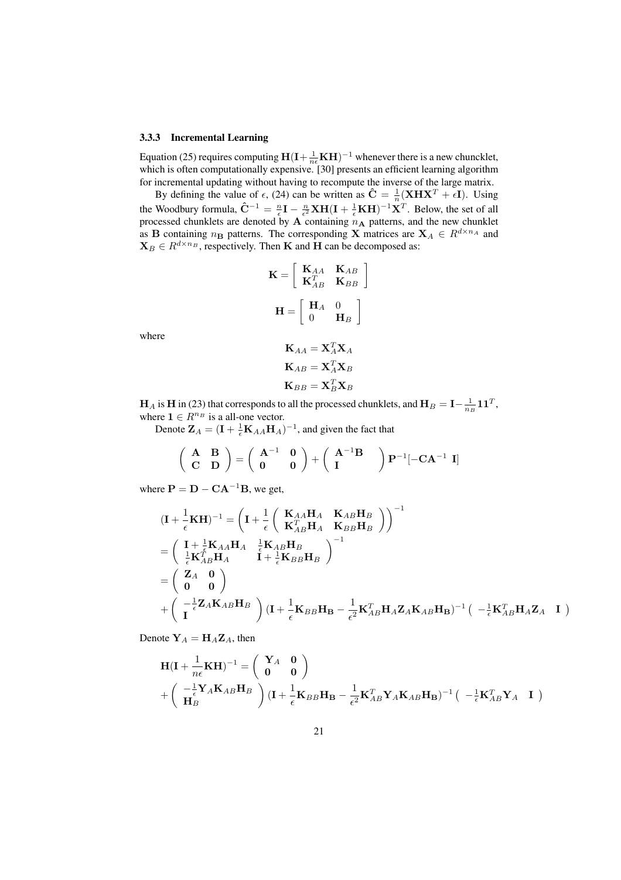### 3.3.3 Incremental Learning

Equation (25) requires computing $\mathbf{H}(\mathbf{I}+\frac{1}{n\epsilon}\mathbf{KH})^{-1}$ whenever there is a new chuncklet, which is often computationally expensive. [30] presents an efficient learning algorithm for incremental updating without having to recompute the inverse of the large matrix.

By defining the value of $\epsilon$, (24) can be written as $\hat{\mathbf{C}} = \frac{1}{n}(\mathbf{XHX}^T + \epsilon\mathbf{I})$. Using the Woodbury formula, $\hat{\mathbf{C}}^{-1} = \frac{n}{\epsilon}\mathbf{I} - \frac{n}{\epsilon^2}\mathbf{XH}(\mathbf{I}+\frac{1}{\epsilon}\mathbf{KH})^{-1}\mathbf{X}^T$. Below, the set of all processed chunklets are denoted by $\mathbf{A}$ containing $n_\mathbf{A}$ patterns, and the new chunklet as $\mathbf{B}$ containing $n_\mathbf{B}$ patterns. The corresponding $\mathbf{X}$ matrices are $\mathbf{X}_A \in R^{d\times n_A}$ and $\mathbf{X}_B \in R^{d\times n_B}$, respectively. Then $\mathbf{K}$ and $\mathbf{H}$ can be decomposed as:

$$\mathbf{K} = \begin{bmatrix} \mathbf{K}_{AA} & \mathbf{K}_{AB} \\ \mathbf{K}_{AB}^T & \mathbf{K}_{BB} \end{bmatrix}$$

$$\mathbf{H} = \begin{bmatrix} \mathbf{H}_A & 0 \\ 0 & \mathbf{H}_B \end{bmatrix}$$

where

$$\mathbf{K}_{AA} = \mathbf{X}_A^T\mathbf{X}_A$$

$$\mathbf{K}_{AB} = \mathbf{X}_A^T\mathbf{X}_B$$

$$\mathbf{K}_{BB} = \mathbf{X}_B^T\mathbf{X}_B$$

$\mathbf{H}_A$ is $\mathbf{H}$ in (23) that corresponds to all the processed chunklets, and $\mathbf{H}_B = \mathbf{I} - \frac{1}{n_B}\mathbf{1}\mathbf{1}^T$, where $\mathbf{1} \in R^{n_B}$ is a all-one vector.

Denote $\mathbf{Z}_A = (\mathbf{I} + \frac{1}{\epsilon}\mathbf{K}_{AA}\mathbf{H}_A)^{-1}$, and given the fact that

$$\begin{pmatrix} \mathbf{A} & \mathbf{B} \\ \mathbf{C} & \mathbf{D} \end{pmatrix} = \begin{pmatrix} \mathbf{A}^{-1} & \mathbf{0} \\ \mathbf{0} & \mathbf{0} \end{pmatrix} + \begin{pmatrix} \mathbf{A}^{-1}\mathbf{B} \\ \mathbf{I} \end{pmatrix} \mathbf{P}^{-1}[-\mathbf{CA}^{-1} \ \ \mathbf{I}]$$

where $\mathbf{P} = \mathbf{D} - \mathbf{CA}^{-1}\mathbf{B}$, we get,

$$\begin{aligned}
&(\mathbf{I}+\frac{1}{\epsilon}\mathbf{KH})^{-1} = \left(\mathbf{I} + \frac{1}{\epsilon}\begin{pmatrix} \mathbf{K}_{AA}\mathbf{H}_A & \mathbf{K}_{AB}\mathbf{H}_B \\ \mathbf{K}_{AB}^T\mathbf{H}_A & \mathbf{K}_{BB}\mathbf{H}_B \end{pmatrix}\right)^{-1} \\
&= \begin{pmatrix} \mathbf{I} + \frac{1}{\epsilon}\mathbf{K}_{AA}\mathbf{H}_A & \frac{1}{\epsilon}\mathbf{K}_{AB}\mathbf{H}_B \\ \frac{1}{\epsilon}\mathbf{K}_{AB}^T\mathbf{H}_A & \mathbf{I} + \frac{1}{\epsilon}\mathbf{K}_{BB}\mathbf{H}_B \end{pmatrix}^{-1} \\
&= \begin{pmatrix} \mathbf{Z}_A & \mathbf{0} \\ \mathbf{0} & \mathbf{0} \end{pmatrix} \\
&+ \begin{pmatrix} -\frac{1}{\epsilon}\mathbf{Z}_A\mathbf{K}_{AB}\mathbf{H}_B \\ \mathbf{I} \end{pmatrix} (\mathbf{I} + \frac{1}{\epsilon}\mathbf{K}_{BB}\mathbf{H_B} - \frac{1}{\epsilon^2}\mathbf{K}_{AB}^T\mathbf{H}_A\mathbf{Z}_A\mathbf{K}_{AB}\mathbf{H_B})^{-1} \begin{pmatrix} -\frac{1}{\epsilon}\mathbf{K}_{AB}^T\mathbf{H}_A\mathbf{Z}_A & \mathbf{I} \end{pmatrix}
\end{aligned}$$

Denote $\mathbf{Y}_A = \mathbf{H}_A\mathbf{Z}_A$, then

$$\begin{aligned}
&\mathbf{H}(\mathbf{I}+\frac{1}{n\epsilon}\mathbf{KH})^{-1} = \begin{pmatrix} \mathbf{Y}_A & \mathbf{0} \\ \mathbf{0} & \mathbf{0} \end{pmatrix} \\
&+ \begin{pmatrix} -\frac{1}{\epsilon}\mathbf{Y}_A\mathbf{K}_{AB}\mathbf{H}_B \\ \mathbf{H}_B \end{pmatrix} (\mathbf{I} + \frac{1}{\epsilon}\mathbf{K}_{BB}\mathbf{H_B} - \frac{1}{\epsilon^2}\mathbf{K}_{AB}^T\mathbf{Y}_A\mathbf{K}_{AB}\mathbf{H_B})^{-1} \begin{pmatrix} -\frac{1}{\epsilon}\mathbf{K}_{AB}^T\mathbf{Y}_A & \mathbf{I} \end{pmatrix}
\end{aligned}$$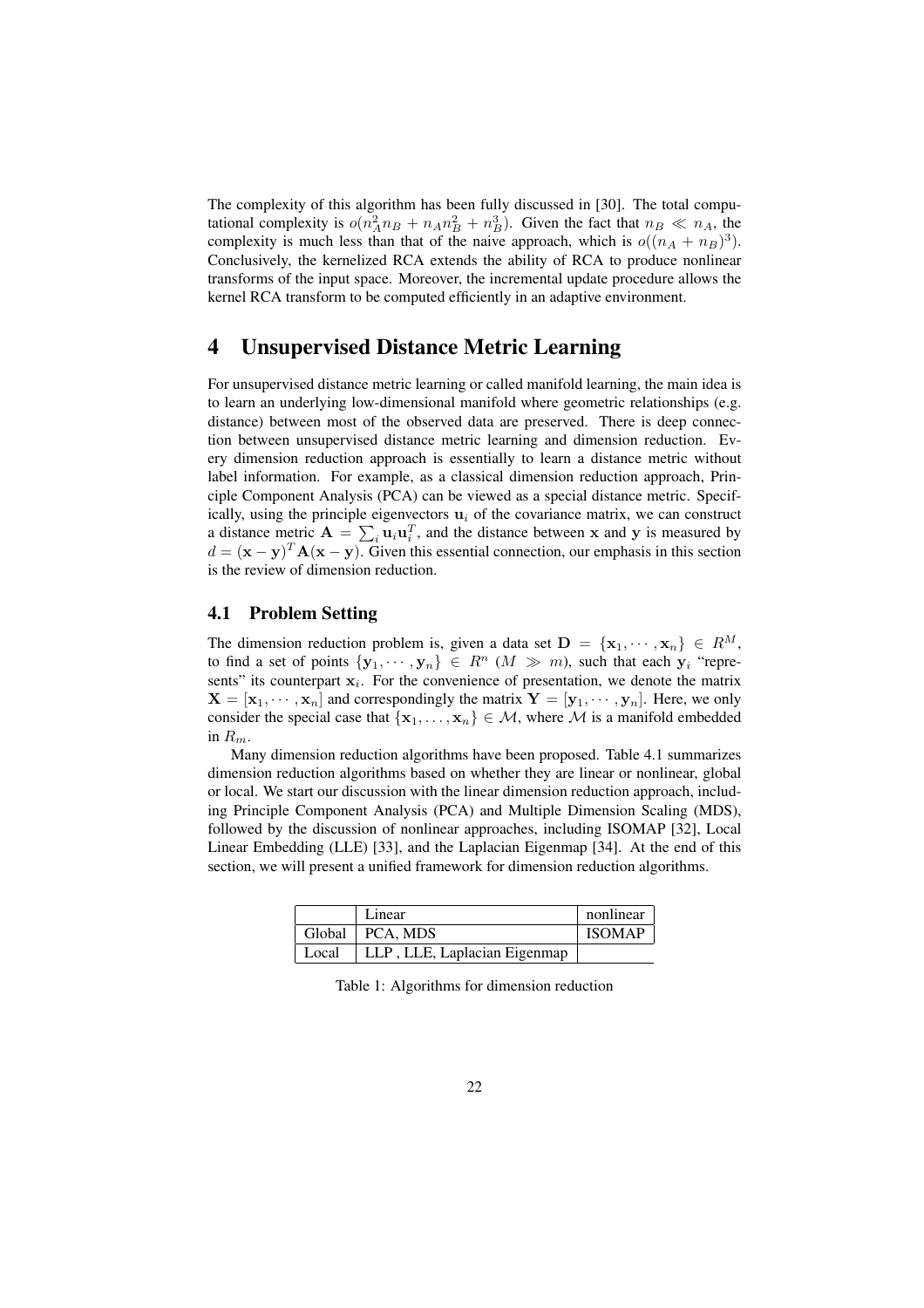The complexity of this algorithm has been fully discussed in [30]. The total computational complexity is $o(n_A^2 n_B + n_A n_B^2 + n_B^3)$. Given the fact that $n_B \ll n_A$, the complexity is much less than that of the naive approach, which is $o((n_A + n_B)^3)$. Conclusively, the kernelized RCA extends the ability of RCA to produce nonlinear transforms of the input space. Moreover, the incremental update procedure allows the kernel RCA transform to be computed efficiently in an adaptive environment.

# 4 Unsupervised Distance Metric Learning

For unsupervised distance metric learning or called manifold learning, the main idea is to learn an underlying low-dimensional manifold where geometric relationships (e.g. distance) between most of the observed data are preserved. There is deep connection between unsupervised distance metric learning and dimension reduction. Every dimension reduction approach is essentially to learn a distance metric without label information. For example, as a classical dimension reduction approach, Principle Component Analysis (PCA) can be viewed as a special distance metric. Specifically, using the principle eigenvectors $\mathbf{u}_i$ of the covariance matrix, we can construct a distance metric $\mathbf{A} = \sum_i \mathbf{u}_i \mathbf{u}_i^T$, and the distance between $\mathbf{x}$ and $\mathbf{y}$ is measured by $d = (\mathbf{x} - \mathbf{y})^T \mathbf{A} (\mathbf{x} - \mathbf{y})$. Given this essential connection, our emphasis in this section is the review of dimension reduction.

## 4.1 Problem Setting

The dimension reduction problem is, given a data set $\mathbf{D} = \{\mathbf{x}_1, \cdots, \mathbf{x}_n\} \in R^M$, to find a set of points $\{\mathbf{y}_1, \cdots, \mathbf{y}_n\} \in R^n$ ($M \gg m$), such that each $\mathbf{y}_i$ "represents" its counterpart $\mathbf{x}_i$. For the convenience of presentation, we denote the matrix $\mathbf{X} = [\mathbf{x}_1, \cdots, \mathbf{x}_n]$ and correspondingly the matrix $\mathbf{Y} = [\mathbf{y}_1, \cdots, \mathbf{y}_n]$. Here, we only consider the special case that $\{\mathbf{x}_1, \ldots, \mathbf{x}_n\} \in \mathcal{M}$, where $\mathcal{M}$ is a manifold embedded in $R_m$.

Many dimension reduction algorithms have been proposed. Table 4.1 summarizes dimension reduction algorithms based on whether they are linear or nonlinear, global or local. We start our discussion with the linear dimension reduction approach, including Principle Component Analysis (PCA) and Multiple Dimension Scaling (MDS), followed by the discussion of nonlinear approaches, including ISOMAP [32], Local Linear Embedding (LLE) [33], and the Laplacian Eigenmap [34]. At the end of this section, we will present a unified framework for dimension reduction algorithms.

| | Linear | nonlinear |
|---|---|---|
| Global | PCA, MDS | ISOMAP |
| Local | LLP , LLE, Laplacian Eigenmap | |

Table 1: Algorithms for dimension reduction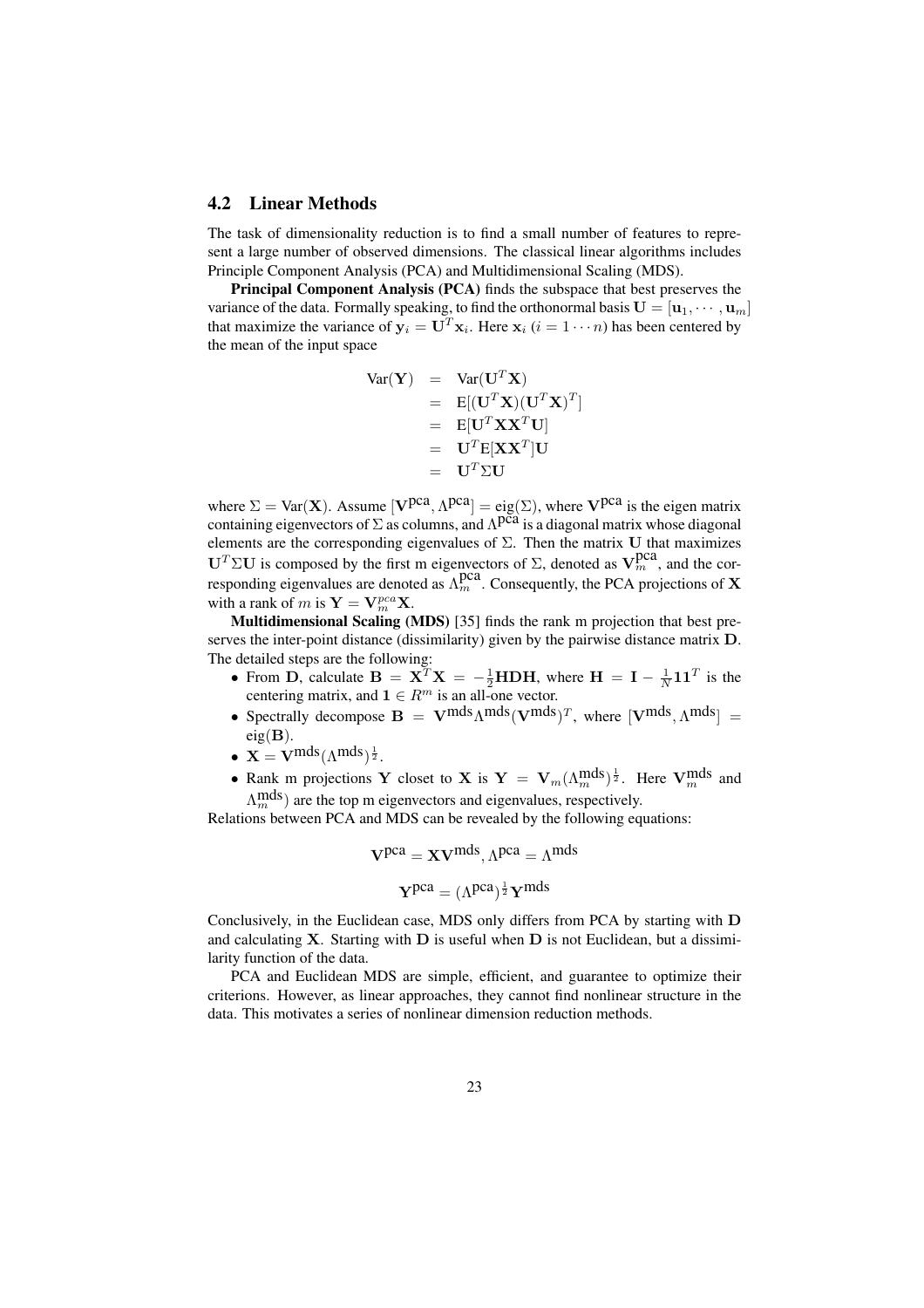## 4.2 Linear Methods

The task of dimensionality reduction is to find a small number of features to represent a large number of observed dimensions. The classical linear algorithms includes Principle Component Analysis (PCA) and Multidimensional Scaling (MDS).

**Principal Component Analysis (PCA)** finds the subspace that best preserves the variance of the data. Formally speaking, to find the orthonormal basis $\mathbf{U} = [\mathbf{u}_1, \cdots, \mathbf{u}_m]$ that maximize the variance of $\mathbf{y}_i = \mathbf{U}^T \mathbf{x}_i$. Here $\mathbf{x}_i$ ($i = 1 \cdots n$) has been centered by the mean of the input space

$$
\begin{aligned}
\text{Var}(\mathbf{Y}) &= \text{Var}(\mathbf{U}^T\mathbf{X}) \\
&= \text{E}[(\mathbf{U}^T\mathbf{X})(\mathbf{U}^T\mathbf{X})^T] \\
&= \text{E}[\mathbf{U}^T\mathbf{X}\mathbf{X}^T\mathbf{U}] \\
&= \mathbf{U}^T\text{E}[\mathbf{X}\mathbf{X}^T]\mathbf{U} \\
&= \mathbf{U}^T\Sigma\mathbf{U}
\end{aligned}
$$

where $\Sigma = \text{Var}(\mathbf{X})$. Assume $[\mathbf{V}^{\text{pca}}, \Lambda^{\text{pca}}] = \text{eig}(\Sigma)$, where $\mathbf{V}^{\text{pca}}$ is the eigen matrix containing eigenvectors of $\Sigma$ as columns, and $\Lambda^{\text{pca}}$ is a diagonal matrix whose diagonal elements are the corresponding eigenvalues of $\Sigma$. Then the matrix $\mathbf{U}$ that maximizes $\mathbf{U}^T\Sigma\mathbf{U}$ is composed by the first m eigenvectors of $\Sigma$, denoted as $\mathbf{V}_m^{\text{pca}}$, and the corresponding eigenvalues are denoted as $\Lambda_m^{\text{pca}}$. Consequently, the PCA projections of $\mathbf{X}$ with a rank of $m$ is $\mathbf{Y} = \mathbf{V}_m^{pca}\mathbf{X}$.

**Multidimensional Scaling (MDS)** [35] finds the rank m projection that best preserves the inter-point distance (dissimilarity) given by the pairwise distance matrix $\mathbf{D}$. The detailed steps are the following:

- From $\mathbf{D}$, calculate $\mathbf{B} = \mathbf{X}^T\mathbf{X} = -\frac{1}{2}\mathbf{H}\mathbf{D}\mathbf{H}$, where $\mathbf{H} = \mathbf{I} - \frac{1}{N}\mathbf{1}\mathbf{1}^T$ is the centering matrix, and $\mathbf{1} \in R^m$ is an all-one vector.
- Spectrally decompose $\mathbf{B} = \mathbf{V}^{\text{mds}}\Lambda^{\text{mds}}(\mathbf{V}^{\text{mds}})^T$, where $[\mathbf{V}^{\text{mds}}, \Lambda^{\text{mds}}] = \text{eig}(\mathbf{B})$.
- $\mathbf{X} = \mathbf{V}^{\text{mds}}(\Lambda^{\text{mds}})^{\frac{1}{2}}$.
- Rank m projections $\mathbf{Y}$ closet to $\mathbf{X}$ is $\mathbf{Y} = \mathbf{V}_m(\Lambda_m^{\text{mds}})^{\frac{1}{2}}$. Here $\mathbf{V}_m^{\text{mds}}$ and $\Lambda_m^{\text{mds}}$) are the top m eigenvectors and eigenvalues, respectively.

Relations between PCA and MDS can be revealed by the following equations:

$$
\mathbf{V}^{\text{pca}} = \mathbf{X}\mathbf{V}^{\text{mds}}, \Lambda^{\text{pca}} = \Lambda^{\text{mds}}
$$

$$
\mathbf{Y}^{\text{pca}} = (\Lambda^{\text{pca}})^{\frac{1}{2}}\mathbf{Y}^{\text{mds}}
$$

Conclusively, in the Euclidean case, MDS only differs from PCA by starting with $\mathbf{D}$ and calculating $\mathbf{X}$. Starting with $\mathbf{D}$ is useful when $\mathbf{D}$ is not Euclidean, but a dissimilarity function of the data.

PCA and Euclidean MDS are simple, efficient, and guarantee to optimize their criterions. However, as linear approaches, they cannot find nonlinear structure in the data. This motivates a series of nonlinear dimension reduction methods.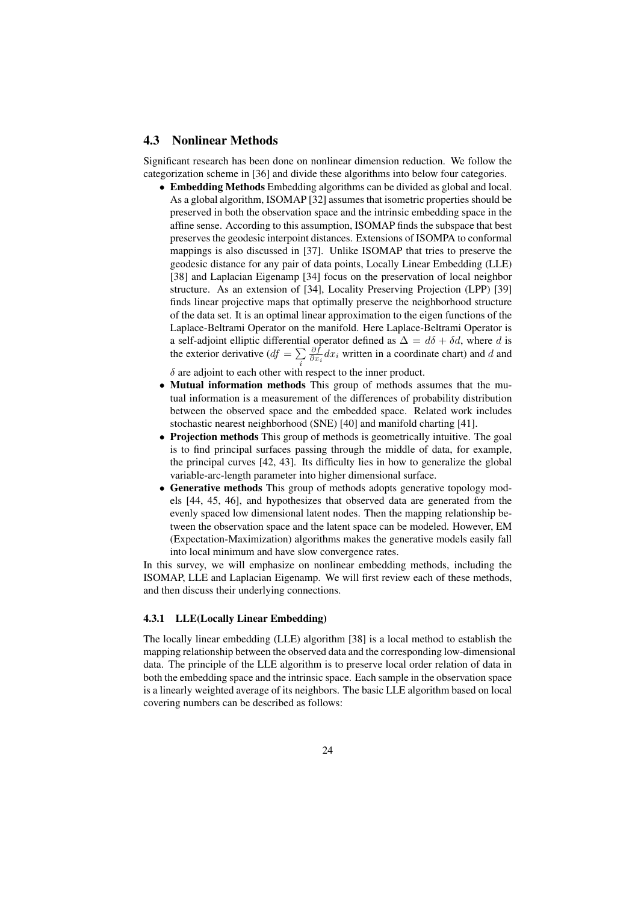## 4.3 Nonlinear Methods

Significant research has been done on nonlinear dimension reduction. We follow the categorization scheme in [36] and divide these algorithms into below four categories.

- **Embedding Methods** Embedding algorithms can be divided as global and local. As a global algorithm, ISOMAP [32] assumes that isometric properties should be preserved in both the observation space and the intrinsic embedding space in the affine sense. According to this assumption, ISOMAP finds the subspace that best preserves the geodesic interpoint distances. Extensions of ISOMPA to conformal mappings is also discussed in [37]. Unlike ISOMAP that tries to preserve the geodesic distance for any pair of data points, Locally Linear Embedding (LLE) [38] and Laplacian Eigenamp [34] focus on the preservation of local neighbor structure. As an extension of [34], Locality Preserving Projection (LPP) [39] finds linear projective maps that optimally preserve the neighborhood structure of the data set. It is an optimal linear approximation to the eigen functions of the Laplace-Beltrami Operator on the manifold. Here Laplace-Beltrami Operator is a self-adjoint elliptic differential operator defined as $\Delta = d\delta + \delta d$, where $d$ is the exterior derivative ($df = \sum_i \frac{\partial f}{\partial x_i} dx_i$ written in a coordinate chart) and $d$ and $\delta$ are adjoint to each other with respect to the inner product.
- **Mutual information methods** This group of methods assumes that the mutual information is a measurement of the differences of probability distribution between the observed space and the embedded space. Related work includes stochastic nearest neighborhood (SNE) [40] and manifold charting [41].
- **Projection methods** This group of methods is geometrically intuitive. The goal is to find principal surfaces passing through the middle of data, for example, the principal curves [42, 43]. Its difficulty lies in how to generalize the global variable-arc-length parameter into higher dimensional surface.
- **Generative methods** This group of methods adopts generative topology models [44, 45, 46], and hypothesizes that observed data are generated from the evenly spaced low dimensional latent nodes. Then the mapping relationship between the observation space and the latent space can be modeled. However, EM (Expectation-Maximization) algorithms makes the generative models easily fall into local minimum and have slow convergence rates.

In this survey, we will emphasize on nonlinear embedding methods, including the ISOMAP, LLE and Laplacian Eigenamp. We will first review each of these methods, and then discuss their underlying connections.

### 4.3.1 LLE(Locally Linear Embedding)

The locally linear embedding (LLE) algorithm [38] is a local method to establish the mapping relationship between the observed data and the corresponding low-dimensional data. The principle of the LLE algorithm is to preserve local order relation of data in both the embedding space and the intrinsic space. Each sample in the observation space is a linearly weighted average of its neighbors. The basic LLE algorithm based on local covering numbers can be described as follows: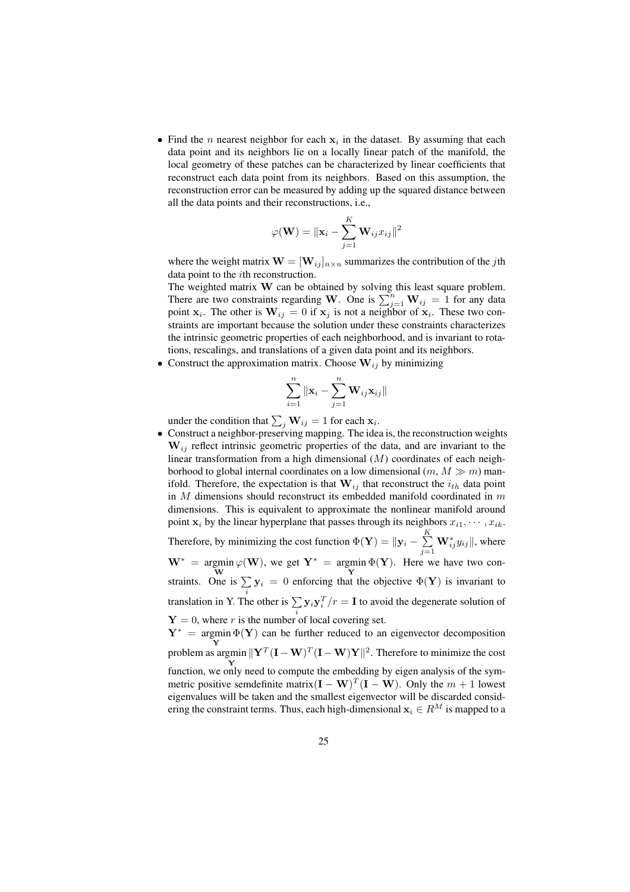- Find the $n$ nearest neighbor for each $\mathbf{x}_i$ in the dataset. By assuming that each data point and its neighbors lie on a locally linear patch of the manifold, the local geometry of these patches can be characterized by linear coefficients that reconstruct each data point from its neighbors. Based on this assumption, the reconstruction error can be measured by adding up the squared distance between all the data points and their reconstructions, i.e.,

$$\varphi(\mathbf{W}) = \|\mathbf{x}_i - \sum_{j=1}^{K} \mathbf{W}_{ij} x_{ij}\|^2$$

  where the weight matrix $\mathbf{W} = [\mathbf{W}_{ij}]_{n \times n}$ summarizes the contribution of the $j$th data point to the $i$th reconstruction.

  The weighted matrix $\mathbf{W}$ can be obtained by solving this least square problem. There are two constraints regarding $\mathbf{W}$. One is $\sum_{j=1}^{n} \mathbf{W}_{ij} = 1$ for any data point $\mathbf{x}_i$. The other is $\mathbf{W}_{ij} = 0$ if $\mathbf{x}_j$ is not a neighbor of $\mathbf{x}_i$. These two constraints are important because the solution under these constraints characterizes the intrinsic geometric properties of each neighborhood, and is invariant to rotations, rescalings, and translations of a given data point and its neighbors.

- Construct the approximation matrix. Choose $\mathbf{W}_{ij}$ by minimizing

$$\sum_{i=1}^{n} \|\mathbf{x}_i - \sum_{j=1}^{n} \mathbf{W}_{ij} \mathbf{x}_{ij}\|$$

  under the condition that $\sum_j \mathbf{W}_{ij} = 1$ for each $\mathbf{x}_i$.

- Construct a neighbor-preserving mapping. The idea is, the reconstruction weights $\mathbf{W}_{ij}$ reflect intrinsic geometric properties of the data, and are invariant to the linear transformation from a high dimensional ($M$) coordinates of each neighborhood to global internal coordinates on a low dimensional ($m$, $M \gg m$) manifold. Therefore, the expectation is that $\mathbf{W}_{ij}$ that reconstruct the $i_{th}$ data point in $M$ dimensions should reconstruct its embedded manifold coordinated in $m$ dimensions. This is equivalent to approximate the nonlinear manifold around point $\mathbf{x}_i$ by the linear hyperplane that passes through its neighbors $x_{i1}, \cdots, x_{ik}$. Therefore, by minimizing the cost function $\Phi(\mathbf{Y}) = \|\mathbf{y}_i - \sum_{j=1}^{K} \mathbf{W}^*_{ij} y_{ij}\|$, where $\mathbf{W}^* = \underset{\mathbf{W}}{\operatorname{argmin}}\, \varphi(\mathbf{W})$, we get $\mathbf{Y}^* = \underset{\mathbf{Y}}{\operatorname{argmin}}\, \Phi(\mathbf{Y})$. Here we have two constraints. One is $\sum_i \mathbf{y}_i = 0$ enforcing that the objective $\Phi(\mathbf{Y})$ is invariant to translation in Y. The other is $\sum_i \mathbf{y}_i \mathbf{y}_i^T / r = \mathbf{I}$ to avoid the degenerate solution of $\mathbf{Y} = 0$, where $r$ is the number of local covering set.

  $\mathbf{Y}^* = \underset{\mathbf{Y}}{\operatorname{argmin}}\, \Phi(\mathbf{Y})$ can be further reduced to an eigenvector decomposition problem as $\underset{\mathbf{Y}}{\operatorname{argmin}}\, \|\mathbf{Y}^T(\mathbf{I} - \mathbf{W})^T(\mathbf{I} - \mathbf{W})\mathbf{Y}\|^2$. Therefore to minimize the cost function, we only need to compute the embedding by eigen analysis of the symmetric positive semdefinite matrix$(\mathbf{I} - \mathbf{W})^T(\mathbf{I} - \mathbf{W})$. Only the $m + 1$ lowest eigenvalues will be taken and the smallest eigenvector will be discarded considering the constraint terms. Thus, each high-dimensional $\mathbf{x}_i \in R^M$ is mapped to a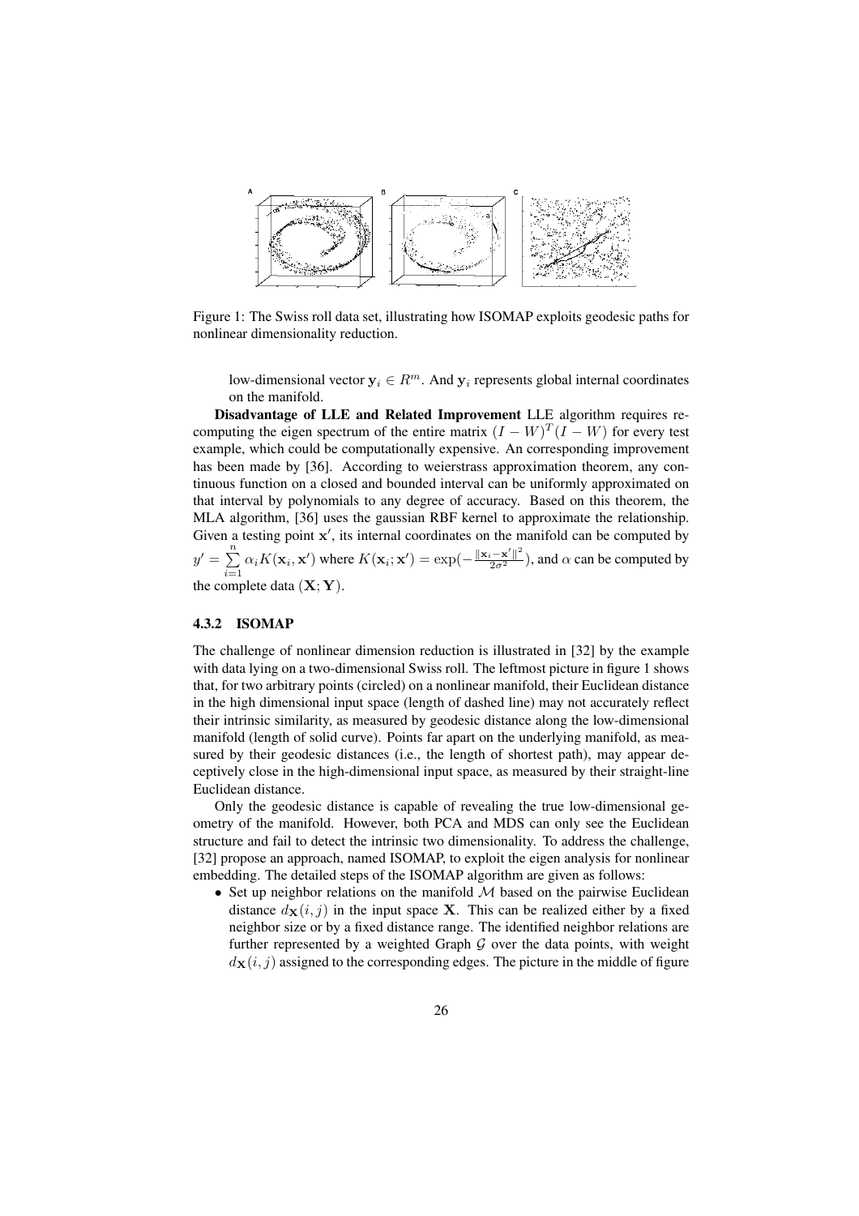Figure 1: The Swiss roll data set, illustrating how ISOMAP exploits geodesic paths for nonlinear dimensionality reduction.

low-dimensional vector $\mathbf{y}_i \in R^m$. And $\mathbf{y}_i$ represents global internal coordinates on the manifold.

**Disadvantage of LLE and Related Improvement** LLE algorithm requires recomputing the eigen spectrum of the entire matrix $(I - W)^T(I - W)$ for every test example, which could be computationally expensive. An corresponding improvement has been made by [36]. According to weierstrass approximation theorem, any continuous function on a closed and bounded interval can be uniformly approximated on that interval by polynomials to any degree of accuracy. Based on this theorem, the MLA algorithm, [36] uses the gaussian RBF kernel to approximate the relationship. Given a testing point $\mathbf{x}'$, its internal coordinates on the manifold can be computed by $y' = \sum_{i=1}^{n} \alpha_i K(\mathbf{x}_i, \mathbf{x}')$ where $K(\mathbf{x}_i; \mathbf{x}') = \exp(-\frac{\|\mathbf{x}_i - \mathbf{x}'\|^2}{2\sigma^2})$, and $\alpha$ can be computed by the complete data $(\mathbf{X}; \mathbf{Y})$.

### 4.3.2 ISOMAP

The challenge of nonlinear dimension reduction is illustrated in [32] by the example with data lying on a two-dimensional Swiss roll. The leftmost picture in figure 1 shows that, for two arbitrary points (circled) on a nonlinear manifold, their Euclidean distance in the high dimensional input space (length of dashed line) may not accurately reflect their intrinsic similarity, as measured by geodesic distance along the low-dimensional manifold (length of solid curve). Points far apart on the underlying manifold, as measured by their geodesic distances (i.e., the length of shortest path), may appear deceptively close in the high-dimensional input space, as measured by their straight-line Euclidean distance.

Only the geodesic distance is capable of revealing the true low-dimensional geometry of the manifold. However, both PCA and MDS can only see the Euclidean structure and fail to detect the intrinsic two dimensionality. To address the challenge, [32] propose an approach, named ISOMAP, to exploit the eigen analysis for nonlinear embedding. The detailed steps of the ISOMAP algorithm are given as follows:

- Set up neighbor relations on the manifold $\mathcal{M}$ based on the pairwise Euclidean distance $d_{\mathbf{X}}(i, j)$ in the input space $\mathbf{X}$. This can be realized either by a fixed neighbor size or by a fixed distance range. The identified neighbor relations are further represented by a weighted Graph $\mathcal{G}$ over the data points, with weight $d_{\mathbf{X}}(i, j)$ assigned to the corresponding edges. The picture in the middle of figure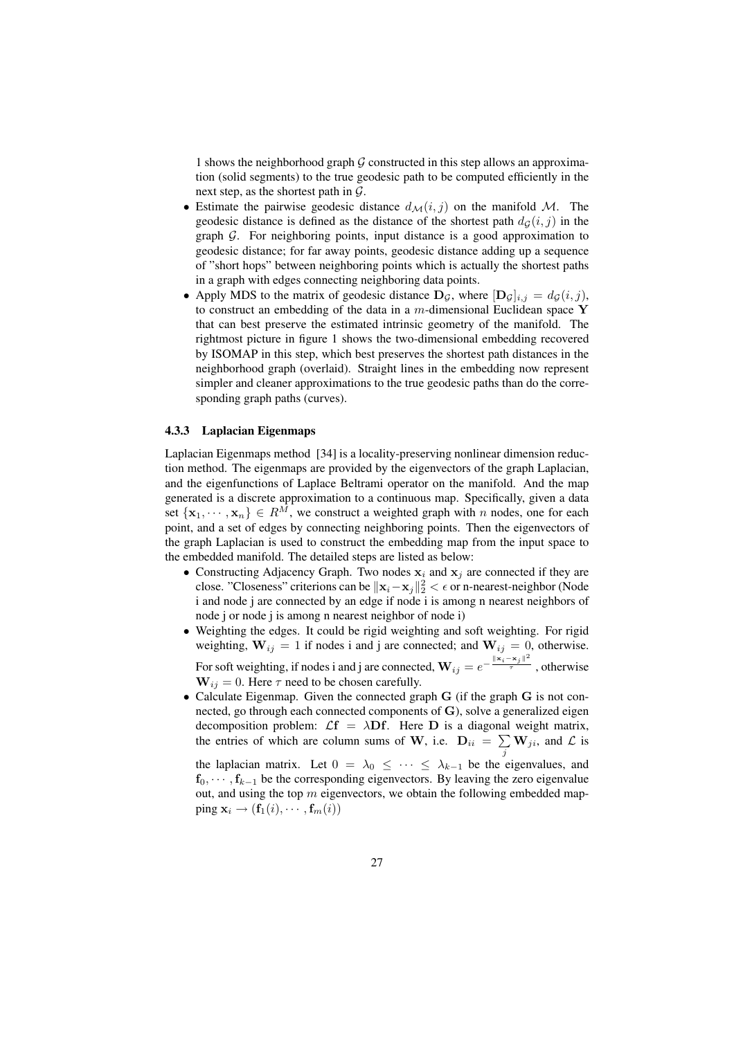1 shows the neighborhood graph $\mathcal{G}$ constructed in this step allows an approximation (solid segments) to the true geodesic path to be computed efficiently in the next step, as the shortest path in $\mathcal{G}$.

- Estimate the pairwise geodesic distance $d_{\mathcal{M}}(i,j)$ on the manifold $\mathcal{M}$. The geodesic distance is defined as the distance of the shortest path $d_{\mathcal{G}}(i,j)$ in the graph $\mathcal{G}$. For neighboring points, input distance is a good approximation to geodesic distance; for far away points, geodesic distance adding up a sequence of "short hops" between neighboring points which is actually the shortest paths in a graph with edges connecting neighboring data points.
- Apply MDS to the matrix of geodesic distance $\mathbf{D}_{\mathcal{G}}$, where $[\mathbf{D}_{\mathcal{G}}]_{i,j} = d_{\mathcal{G}}(i,j)$, to construct an embedding of the data in a $m$-dimensional Euclidean space $\mathbf{Y}$ that can best preserve the estimated intrinsic geometry of the manifold. The rightmost picture in figure 1 shows the two-dimensional embedding recovered by ISOMAP in this step, which best preserves the shortest path distances in the neighborhood graph (overlaid). Straight lines in the embedding now represent simpler and cleaner approximations to the true geodesic paths than do the corresponding graph paths (curves).

### 4.3.3 Laplacian Eigenmaps

Laplacian Eigenmaps method [34] is a locality-preserving nonlinear dimension reduction method. The eigenmaps are provided by the eigenvectors of the graph Laplacian, and the eigenfunctions of Laplace Beltrami operator on the manifold. And the map generated is a discrete approximation to a continuous map. Specifically, given a data set $\{\mathbf{x}_1, \cdots, \mathbf{x}_n\} \in R^M$, we construct a weighted graph with $n$ nodes, one for each point, and a set of edges by connecting neighboring points. Then the eigenvectors of the graph Laplacian is used to construct the embedding map from the input space to the embedded manifold. The detailed steps are listed as below:

- Constructing Adjacency Graph. Two nodes $\mathbf{x}_i$ and $\mathbf{x}_j$ are connected if they are close. "Closeness" criterions can be $\|\mathbf{x}_i - \mathbf{x}_j\|_2^2 < \epsilon$ or n-nearest-neighbor (Node i and node j are connected by an edge if node i is among n nearest neighbors of node j or node j is among n nearest neighbor of node i)
- Weighting the edges. It could be rigid weighting and soft weighting. For rigid weighting, $\mathbf{W}_{ij} = 1$ if nodes i and j are connected; and $\mathbf{W}_{ij} = 0$, otherwise. For soft weighting, if nodes i and j are connected, $\mathbf{W}_{ij} = e^{-\frac{\|\mathbf{x}_i - \mathbf{x}_j\|^2}{\tau}}$, otherwise $\mathbf{W}_{ij} = 0$. Here $\tau$ need to be chosen carefully.
- Calculate Eigenmap. Given the connected graph $\mathbf{G}$ (if the graph $\mathbf{G}$ is not connected, go through each connected components of $\mathbf{G}$), solve a generalized eigen decomposition problem: $\mathcal{L}\mathbf{f} = \lambda \mathbf{D}\mathbf{f}$. Here $\mathbf{D}$ is a diagonal weight matrix, the entries of which are column sums of $\mathbf{W}$, i.e. $\mathbf{D}_{ii} = \sum_j \mathbf{W}_{ji}$, and $\mathcal{L}$ is the laplacian matrix. Let $0 = \lambda_0 \leq \cdots \leq \lambda_{k-1}$ be the eigenvalues, and $\mathbf{f}_0, \cdots, \mathbf{f}_{k-1}$ be the corresponding eigenvectors. By leaving the zero eigenvalue out, and using the top $m$ eigenvectors, we obtain the following embedded mapping $\mathbf{x}_i \rightarrow (\mathbf{f}_1(i), \cdots, \mathbf{f}_m(i))$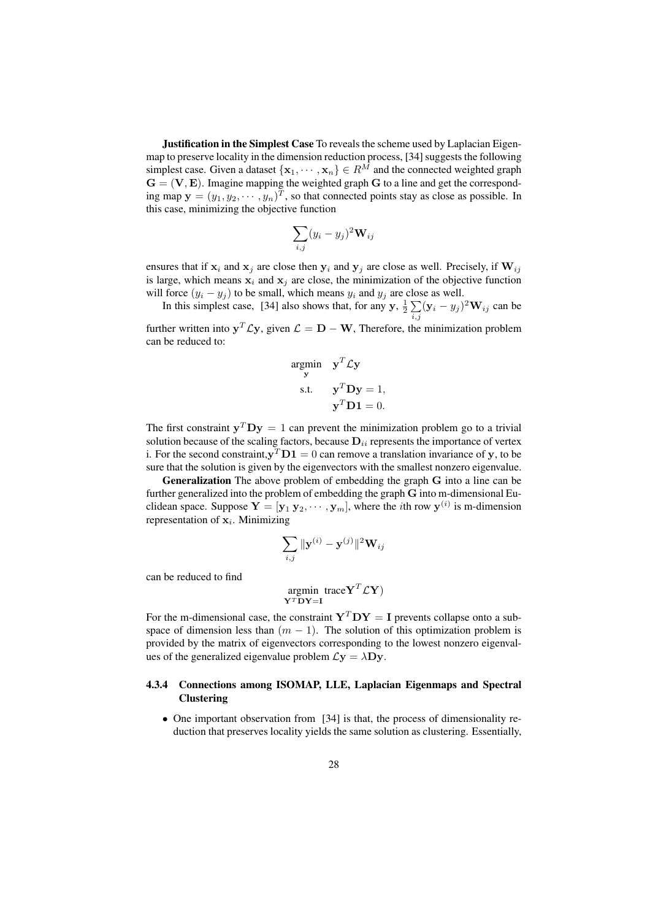**Justification in the Simplest Case** To reveals the scheme used by Laplacian Eigenmap to preserve locality in the dimension reduction process, [34] suggests the following simplest case. Given a dataset $\{\mathbf{x}_1, \cdots, \mathbf{x}_n\} \in R^M$ and the connected weighted graph $\mathbf{G} = (\mathbf{V}, \mathbf{E})$. Imagine mapping the weighted graph $\mathbf{G}$ to a line and get the corresponding map $\mathbf{y} = (y_1, y_2, \cdots, y_n)^T$, so that connected points stay as close as possible. In this case, minimizing the objective function

$$\sum_{i,j} (y_i - y_j)^2 \mathbf{W}_{ij}$$

ensures that if $\mathbf{x}_i$ and $\mathbf{x}_j$ are close then $\mathbf{y}_i$ and $\mathbf{y}_j$ are close as well. Precisely, if $\mathbf{W}_{ij}$ is large, which means $\mathbf{x}_i$ and $\mathbf{x}_j$ are close, the minimization of the objective function will force $(y_i - y_j)$ to be small, which means $y_i$ and $y_j$ are close as well.

In this simplest case, [34] also shows that, for any $\mathbf{y}$, $\frac{1}{2} \sum_{i,j} (\mathbf{y}_i - y_j)^2 \mathbf{W}_{ij}$ can be further written into $\mathbf{y}^T \mathcal{L} \mathbf{y}$, given $\mathcal{L} = \mathbf{D} - \mathbf{W}$, Therefore, the minimization problem can be reduced to:

$$\begin{aligned} \underset{\mathbf{y}}{\text{argmin}} \quad & \mathbf{y}^T \mathcal{L} \mathbf{y} \\ \text{s.t.} \quad & \mathbf{y}^T \mathbf{D} \mathbf{y} = 1, \\ & \mathbf{y}^T \mathbf{D} \mathbf{1} = 0. \end{aligned}$$

The first constraint $\mathbf{y}^T \mathbf{D} \mathbf{y} = 1$ can prevent the minimization problem go to a trivial solution because of the scaling factors, because $\mathbf{D}_{ii}$ represents the importance of vertex i. For the second constraint, $\mathbf{y}^T \mathbf{D} \mathbf{1} = 0$ can remove a translation invariance of $\mathbf{y}$, to be sure that the solution is given by the eigenvectors with the smallest nonzero eigenvalue.

**Generalization** The above problem of embedding the graph $\mathbf{G}$ into a line can be further generalized into the problem of embedding the graph $\mathbf{G}$ into m-dimensional Euclidean space. Suppose $\mathbf{Y} = [\mathbf{y}_1 \, \mathbf{y}_2, \cdots, \mathbf{y}_m]$, where the $i$th row $\mathbf{y}^{(i)}$ is m-dimension representation of $\mathbf{x}_i$. Minimizing

$$\sum_{i,j} \|\mathbf{y}^{(i)} - \mathbf{y}^{(j)}\|^2 \mathbf{W}_{ij}$$

can be reduced to find

$$\underset{\mathbf{Y}^T \mathbf{D} \mathbf{Y} = \mathbf{I}}{\text{argmin}} \ \text{trace} \mathbf{Y}^T \mathcal{L} \mathbf{Y})$$

For the m-dimensional case, the constraint $\mathbf{Y}^T \mathbf{D} \mathbf{Y} = \mathbf{I}$ prevents collapse onto a subspace of dimension less than $(m-1)$. The solution of this optimization problem is provided by the matrix of eigenvectors corresponding to the lowest nonzero eigenvalues of the generalized eigenvalue problem $\mathcal{L} \mathbf{y} = \lambda \mathbf{D} \mathbf{y}$.

#### 4.3.4 Connections among ISOMAP, LLE, Laplacian Eigenmaps and Spectral Clustering

- One important observation from [34] is that, the process of dimensionality reduction that preserves locality yields the same solution as clustering. Essentially,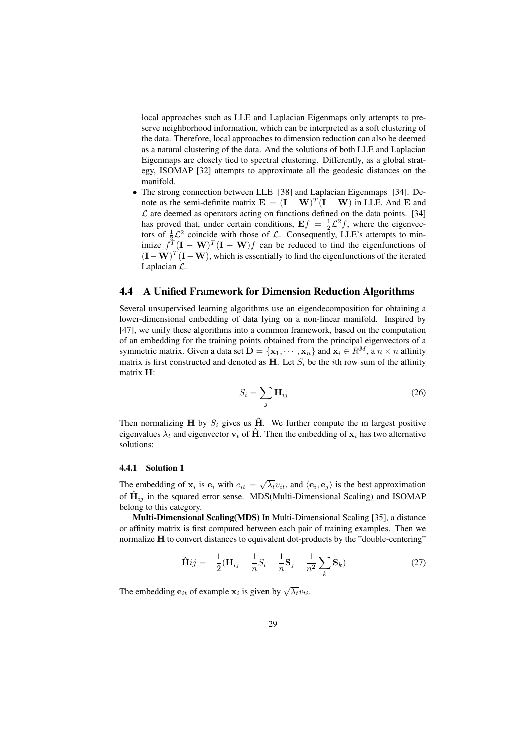local approaches such as LLE and Laplacian Eigenmaps only attempts to preserve neighborhood information, which can be interpreted as a soft clustering of the data. Therefore, local approaches to dimension reduction can also be deemed as a natural clustering of the data. And the solutions of both LLE and Laplacian Eigenmaps are closely tied to spectral clustering. Differently, as a global strategy, ISOMAP [32] attempts to approximate all the geodesic distances on the manifold.

- The strong connection between LLE [38] and Laplacian Eigenmaps [34]. Denote as the semi-definite matrix $\mathbf{E} = (\mathbf{I} - \mathbf{W})^T(\mathbf{I} - \mathbf{W})$ in LLE. And $\mathbf{E}$ and $\mathcal{L}$ are deemed as operators acting on functions defined on the data points. [34] has proved that, under certain conditions, $\mathbf{E}f = \frac{1}{2}\mathcal{L}^2 f$, where the eigenvectors of $\frac{1}{2}\mathcal{L}^2$ coincide with those of $\mathcal{L}$. Consequently, LLE's attempts to minimize $f^T(\mathbf{I} - \mathbf{W})^T(\mathbf{I} - \mathbf{W})f$ can be reduced to find the eigenfunctions of $(\mathbf{I} - \mathbf{W})^T(\mathbf{I} - \mathbf{W})$, which is essentially to find the eigenfunctions of the iterated Laplacian $\mathcal{L}$.

## 4.4 A Unified Framework for Dimension Reduction Algorithms

Several unsupervised learning algorithms use an eigendecomposition for obtaining a lower-dimensional embedding of data lying on a non-linear manifold. Inspired by [47], we unify these algorithms into a common framework, based on the computation of an embedding for the training points obtained from the principal eigenvectors of a symmetric matrix. Given a data set $\mathbf{D} = \{\mathbf{x}_1, \cdots, \mathbf{x}_n\}$ and $\mathbf{x}_i \in R^M$, a $n \times n$ affinity matrix is first constructed and denoted as $\mathbf{H}$. Let $S_i$ be the $i$th row sum of the affinity matrix $\mathbf{H}$:

$$S_i = \sum_j \mathbf{H}_{ij} \tag{26}$$

Then normalizing $\mathbf{H}$ by $S_i$ gives us $\hat{\mathbf{H}}$. We further compute the m largest positive eigenvalues $\lambda_t$ and eigenvector $\mathbf{v}_t$ of $\hat{\mathbf{H}}$. Then the embedding of $\mathbf{x}_i$ has two alternative solutions:

### 4.4.1 Solution 1

The embedding of $\mathbf{x}_i$ is $\mathbf{e}_i$ with $e_{it} = \sqrt{\lambda_t} v_{it}$, and $\langle \mathbf{e}_i, \mathbf{e}_j \rangle$ is the best approximation of $\hat{\mathbf{H}}_{ij}$ in the squared error sense. MDS(Multi-Dimensional Scaling) and ISOMAP belong to this category.

**Multi-Dimensional Scaling(MDS)** In Multi-Dimensional Scaling [35], a distance or affinity matrix is first computed between each pair of training examples. Then we normalize $\mathbf{H}$ to convert distances to equivalent dot-products by the "double-centering"

$$\hat{\mathbf{H}}ij = -\frac{1}{2}(\mathbf{H}_{ij} - \frac{1}{n}S_i - \frac{1}{n}\mathbf{S}_j + \frac{1}{n^2}\sum_k \mathbf{S}_k) \tag{27}$$

The embedding $\mathbf{e}_{it}$ of example $\mathbf{x}_i$ is given by $\sqrt{\lambda_t} v_{ti}$.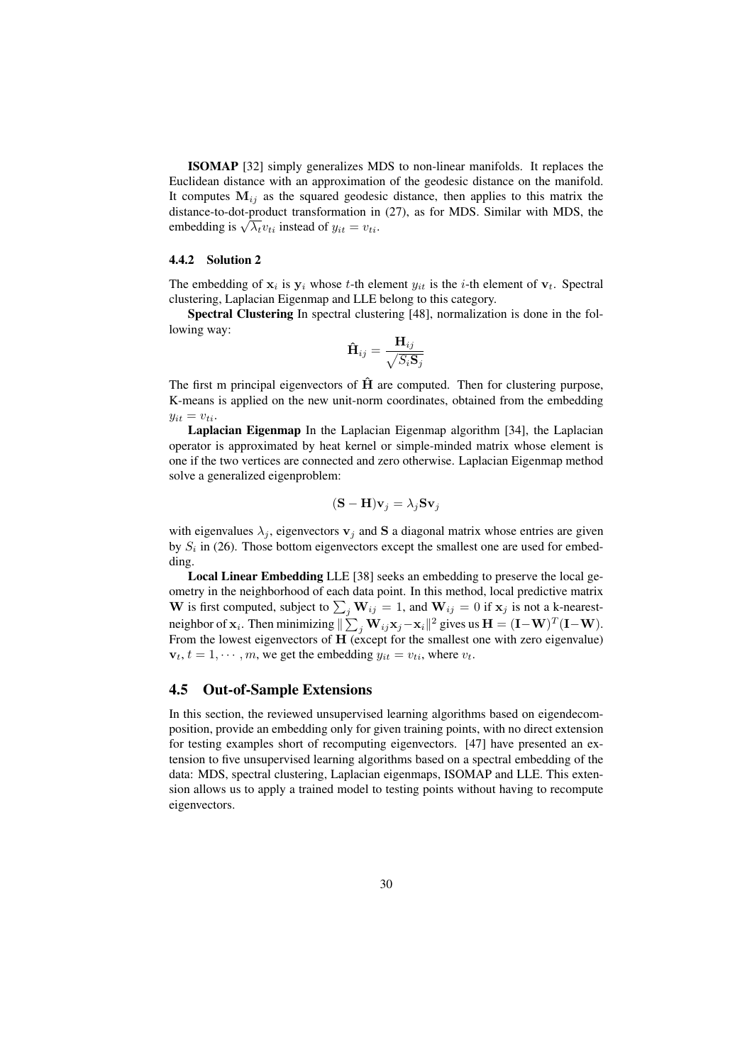**ISOMAP** [32] simply generalizes MDS to non-linear manifolds. It replaces the Euclidean distance with an approximation of the geodesic distance on the manifold. It computes $\mathbf{M}_{ij}$ as the squared geodesic distance, then applies to this matrix the distance-to-dot-product transformation in (27), as for MDS. Similar with MDS, the embedding is $\sqrt{\lambda_t} v_{ti}$ instead of $y_{it} = v_{ti}$.

#### 4.4.2 Solution 2

The embedding of $\mathbf{x}_i$ is $\mathbf{y}_i$ whose $t$-th element $y_{it}$ is the $i$-th element of $\mathbf{v}_t$. Spectral clustering, Laplacian Eigenmap and LLE belong to this category.

**Spectral Clustering** In spectral clustering [48], normalization is done in the following way:

$$\hat{\mathbf{H}}_{ij} = \frac{\mathbf{H}_{ij}}{\sqrt{S_i \mathbf{S}_j}}$$

The first m principal eigenvectors of $\hat{\mathbf{H}}$ are computed. Then for clustering purpose, K-means is applied on the new unit-norm coordinates, obtained from the embedding $y_{it} = v_{ti}$.

**Laplacian Eigenmap** In the Laplacian Eigenmap algorithm [34], the Laplacian operator is approximated by heat kernel or simple-minded matrix whose element is one if the two vertices are connected and zero otherwise. Laplacian Eigenmap method solve a generalized eigenproblem:

$$(\mathbf{S} - \mathbf{H})\mathbf{v}_j = \lambda_j \mathbf{S} \mathbf{v}_j$$

with eigenvalues $\lambda_j$, eigenvectors $\mathbf{v}_j$ and $\mathbf{S}$ a diagonal matrix whose entries are given by $S_i$ in (26). Those bottom eigenvectors except the smallest one are used for embedding.

**Local Linear Embedding** LLE [38] seeks an embedding to preserve the local geometry in the neighborhood of each data point. In this method, local predictive matrix $\mathbf{W}$ is first computed, subject to $\sum_j \mathbf{W}_{ij} = 1$, and $\mathbf{W}_{ij} = 0$ if $\mathbf{x}_j$ is not a k-nearest-neighbor of $\mathbf{x}_i$. Then minimizing $\| \sum_j \mathbf{W}_{ij} \mathbf{x}_j - \mathbf{x}_i \|^2$ gives us $\mathbf{H} = (\mathbf{I} - \mathbf{W})^T (\mathbf{I} - \mathbf{W})$. From the lowest eigenvectors of $\mathbf{H}$ (except for the smallest one with zero eigenvalue) $\mathbf{v}_t, t = 1, \cdots, m$, we get the embedding $y_{it} = v_{ti}$, where $v_t$.

### 4.5 Out-of-Sample Extensions

In this section, the reviewed unsupervised learning algorithms based on eigendecomposition, provide an embedding only for given training points, with no direct extension for testing examples short of recomputing eigenvectors. [47] have presented an extension to five unsupervised learning algorithms based on a spectral embedding of the data: MDS, spectral clustering, Laplacian eigenmaps, ISOMAP and LLE. This extension allows us to apply a trained model to testing points without having to recompute eigenvectors.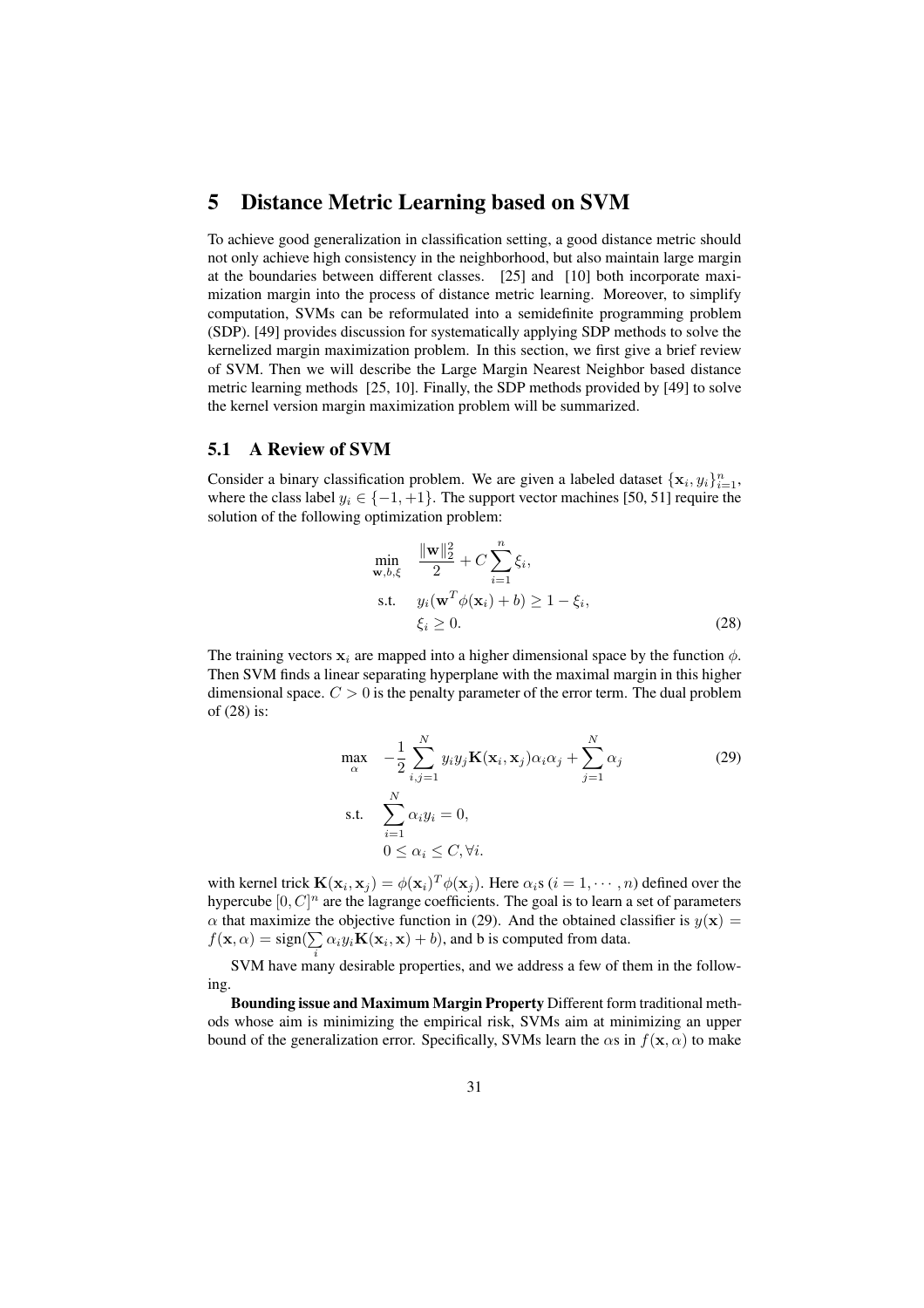# 5 Distance Metric Learning based on SVM

To achieve good generalization in classification setting, a good distance metric should not only achieve high consistency in the neighborhood, but also maintain large margin at the boundaries between different classes. [25] and [10] both incorporate maximization margin into the process of distance metric learning. Moreover, to simplify computation, SVMs can be reformulated into a semidefinite programming problem (SDP). [49] provides discussion for systematically applying SDP methods to solve the kernelized margin maximization problem. In this section, we first give a brief review of SVM. Then we will describe the Large Margin Nearest Neighbor based distance metric learning methods [25, 10]. Finally, the SDP methods provided by [49] to solve the kernel version margin maximization problem will be summarized.

## 5.1 A Review of SVM

Consider a binary classification problem. We are given a labeled dataset $\{\mathbf{x}_i, y_i\}_{i=1}^n$, where the class label $y_i \in \{-1, +1\}$. The support vector machines [50, 51] require the solution of the following optimization problem:

$$
\begin{aligned}
\min_{\mathbf{w},b,\xi} \quad & \frac{\|\mathbf{w}\|_2^2}{2} + C \sum_{i=1}^{n} \xi_i, \\
\text{s.t.} \quad & y_i(\mathbf{w}^T \phi(\mathbf{x}_i) + b) \geq 1 - \xi_i, \\
& \xi_i \geq 0. 
\end{aligned} \tag{28}
$$

The training vectors $\mathbf{x}_i$ are mapped into a higher dimensional space by the function $\phi$. Then SVM finds a linear separating hyperplane with the maximal margin in this higher dimensional space. $C > 0$ is the penalty parameter of the error term. The dual problem of (28) is:

$$
\begin{aligned}
\max_{\alpha} \quad & -\frac{1}{2} \sum_{i,j=1}^{N} y_i y_j \mathbf{K}(\mathbf{x}_i, \mathbf{x}_j) \alpha_i \alpha_j + \sum_{j=1}^{N} \alpha_j \\
\text{s.t.} \quad & \sum_{i=1}^{N} \alpha_i y_i = 0, \\
& 0 \leq \alpha_i \leq C, \forall i.
\end{aligned} \tag{29}
$$

with kernel trick $\mathbf{K}(\mathbf{x}_i, \mathbf{x}_j) = \phi(\mathbf{x}_i)^T \phi(\mathbf{x}_j)$. Here $\alpha_i$s ($i = 1, \cdots, n$) defined over the hypercube $[0, C]^n$ are the lagrange coefficients. The goal is to learn a set of parameters $\alpha$ that maximize the objective function in (29). And the obtained classifier is $y(\mathbf{x}) = f(\mathbf{x}, \alpha) = \text{sign}(\sum_i \alpha_i y_i \mathbf{K}(\mathbf{x}_i, \mathbf{x}) + b)$, and b is computed from data.

SVM have many desirable properties, and we address a few of them in the following.

**Bounding issue and Maximum Margin Property** Different form traditional methods whose aim is minimizing the empirical risk, SVMs aim at minimizing an upper bound of the generalization error. Specifically, SVMs learn the $\alpha$s in $f(\mathbf{x}, \alpha)$ to make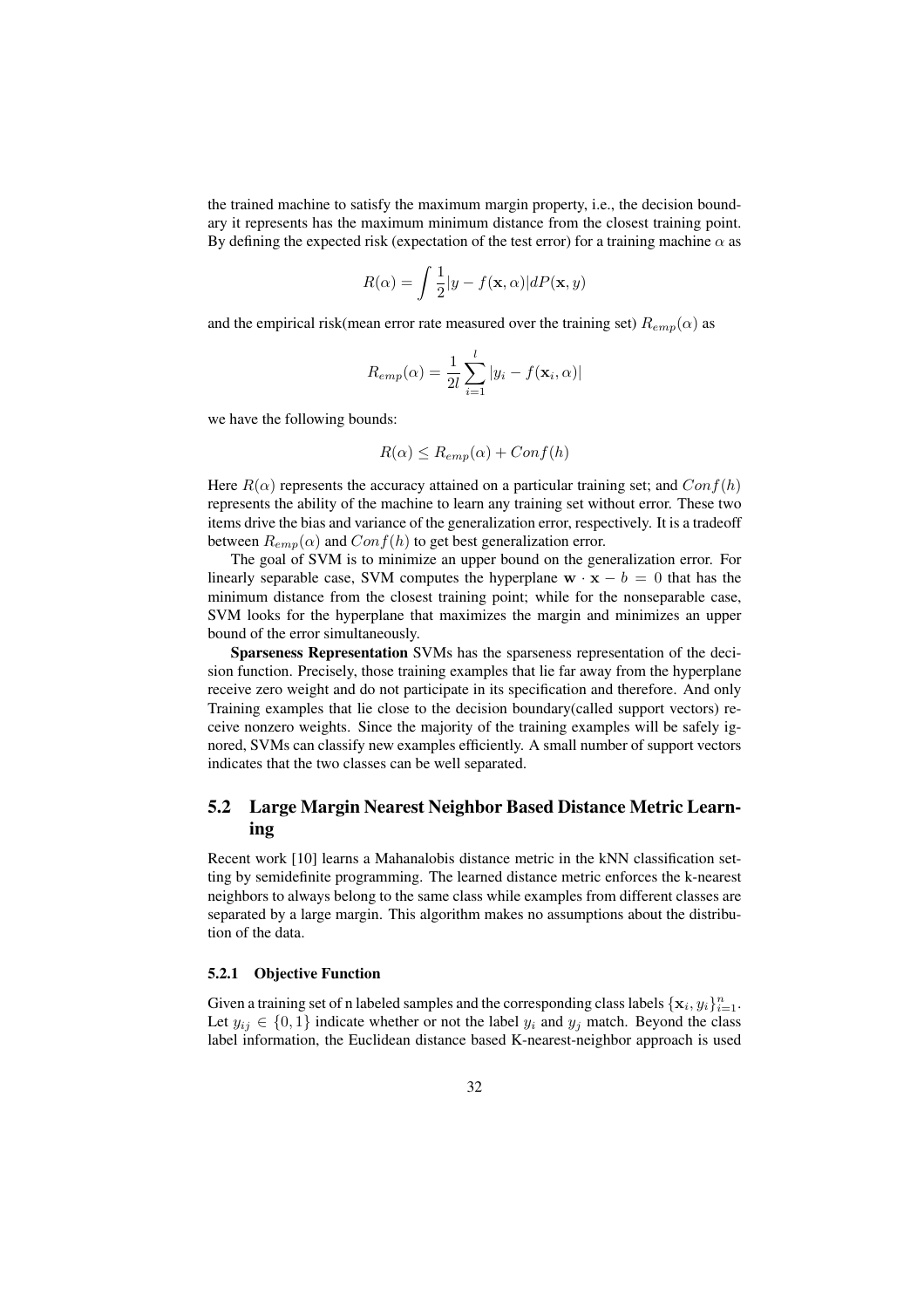the trained machine to satisfy the maximum margin property, i.e., the decision boundary it represents has the maximum minimum distance from the closest training point. By defining the expected risk (expectation of the test error) for a training machine $\alpha$ as

$$R(\alpha) = \int \frac{1}{2}|y - f(\mathbf{x}, \alpha)|dP(\mathbf{x}, y)$$

and the empirical risk(mean error rate measured over the training set) $R_{emp}(\alpha)$ as

$$R_{emp}(\alpha) = \frac{1}{2l}\sum_{i=1}^{l}|y_i - f(\mathbf{x}_i, \alpha)|$$

we have the following bounds:

$$R(\alpha) \leq R_{emp}(\alpha) + Conf(h)$$

Here $R(\alpha)$ represents the accuracy attained on a particular training set; and $Conf(h)$ represents the ability of the machine to learn any training set without error. These two items drive the bias and variance of the generalization error, respectively. It is a tradeoff between $R_{emp}(\alpha)$ and $Conf(h)$ to get best generalization error.

The goal of SVM is to minimize an upper bound on the generalization error. For linearly separable case, SVM computes the hyperplane $\mathbf{w} \cdot \mathbf{x} - b = 0$ that has the minimum distance from the closest training point; while for the nonseparable case, SVM looks for the hyperplane that maximizes the margin and minimizes an upper bound of the error simultaneously.

**Sparseness Representation** SVMs has the sparseness representation of the decision function. Precisely, those training examples that lie far away from the hyperplane receive zero weight and do not participate in its specification and therefore. And only Training examples that lie close to the decision boundary(called support vectors) receive nonzero weights. Since the majority of the training examples will be safely ignored, SVMs can classify new examples efficiently. A small number of support vectors indicates that the two classes can be well separated.

## 5.2 Large Margin Nearest Neighbor Based Distance Metric Learning

Recent work [10] learns a Mahanalobis distance metric in the kNN classification setting by semidefinite programming. The learned distance metric enforces the k-nearest neighbors to always belong to the same class while examples from different classes are separated by a large margin. This algorithm makes no assumptions about the distribution of the data.

### 5.2.1 Objective Function

Given a training set of n labeled samples and the corresponding class labels $\{\mathbf{x}_i, y_i\}_{i=1}^{n}$. Let $y_{ij} \in \{0, 1\}$ indicate whether or not the label $y_i$ and $y_j$ match. Beyond the class label information, the Euclidean distance based K-nearest-neighbor approach is used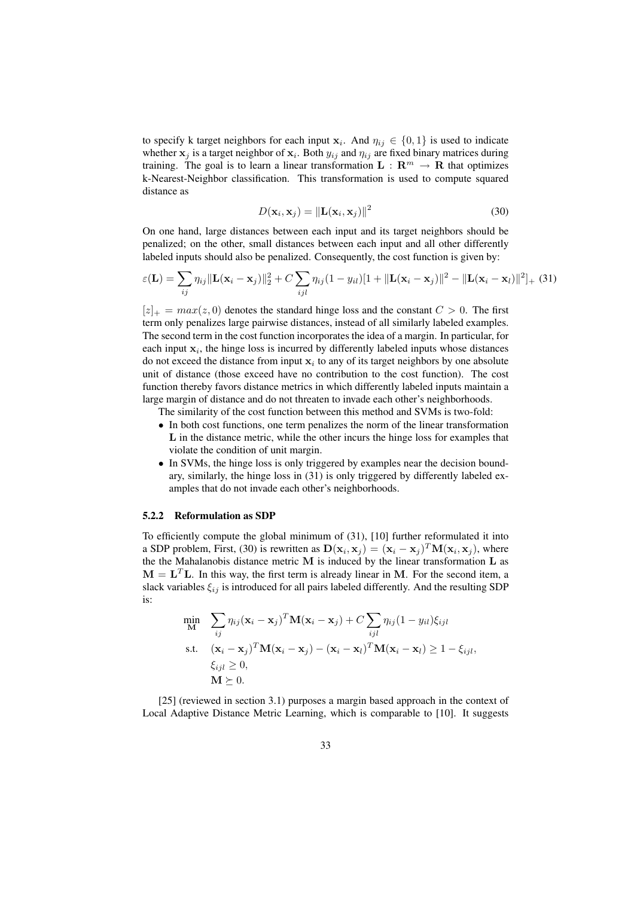to specify k target neighbors for each input $\mathbf{x}_i$. And $\eta_{ij} \in \{0, 1\}$ is used to indicate whether $\mathbf{x}_j$ is a target neighbor of $\mathbf{x}_i$. Both $y_{ij}$ and $\eta_{ij}$ are fixed binary matrices during training. The goal is to learn a linear transformation $\mathbf{L} : \mathbf{R}^m \rightarrow \mathbf{R}$ that optimizes k-Nearest-Neighbor classification. This transformation is used to compute squared distance as

$$D(\mathbf{x}_i, \mathbf{x}_j) = \|\mathbf{L}(\mathbf{x}_i, \mathbf{x}_j)\|^2 \tag{30}$$

On one hand, large distances between each input and its target neighbors should be penalized; on the other, small distances between each input and all other differently labeled inputs should also be penalized. Consequently, the cost function is given by:

$$\varepsilon(\mathbf{L}) = \sum_{ij} \eta_{ij} \|\mathbf{L}(\mathbf{x}_i - \mathbf{x}_j)\|_2^2 + C \sum_{ijl} \eta_{ij}(1 - y_{il})[1 + \|\mathbf{L}(\mathbf{x}_i - \mathbf{x}_j)\|^2 - \|\mathbf{L}(\mathbf{x}_i - \mathbf{x}_l)\|^2]_+ \tag{31}$$

$[z]_+ = max(z, 0)$ denotes the standard hinge loss and the constant $C > 0$. The first term only penalizes large pairwise distances, instead of all similarly labeled examples. The second term in the cost function incorporates the idea of a margin. In particular, for each input $\mathbf{x}_i$, the hinge loss is incurred by differently labeled inputs whose distances do not exceed the distance from input $\mathbf{x}_i$ to any of its target neighbors by one absolute unit of distance (those exceed have no contribution to the cost function). The cost function thereby favors distance metrics in which differently labeled inputs maintain a large margin of distance and do not threaten to invade each other's neighborhoods.

The similarity of the cost function between this method and SVMs is two-fold:

- In both cost functions, one term penalizes the norm of the linear transformation $\mathbf{L}$ in the distance metric, while the other incurs the hinge loss for examples that violate the condition of unit margin.
- In SVMs, the hinge loss is only triggered by examples near the decision boundary, similarly, the hinge loss in (31) is only triggered by differently labeled examples that do not invade each other's neighborhoods.

### 5.2.2 Reformulation as SDP

To efficiently compute the global minimum of (31), [10] further reformulated it into a SDP problem, First, (30) is rewritten as $\mathbf{D}(\mathbf{x}_i, \mathbf{x}_j) = (\mathbf{x}_i - \mathbf{x}_j)^T \mathbf{M}(\mathbf{x}_i, \mathbf{x}_j)$, where the the Mahalanobis distance metric $\mathbf{M}$ is induced by the linear transformation $\mathbf{L}$ as $\mathbf{M} = \mathbf{L}^T\mathbf{L}$. In this way, the first term is already linear in $\mathbf{M}$. For the second item, a slack variables $\xi_{ij}$ is introduced for all pairs labeled differently. And the resulting SDP is:

$$\begin{aligned}
\min_{\mathbf{M}} \quad & \sum_{ij} \eta_{ij} (\mathbf{x}_i - \mathbf{x}_j)^T \mathbf{M} (\mathbf{x}_i - \mathbf{x}_j) + C \sum_{ijl} \eta_{ij} (1 - y_{il}) \xi_{ijl} \\
\text{s.t.} \quad & (\mathbf{x}_i - \mathbf{x}_j)^T \mathbf{M} (\mathbf{x}_i - \mathbf{x}_j) - (\mathbf{x}_i - \mathbf{x}_l)^T \mathbf{M} (\mathbf{x}_i - \mathbf{x}_l) \geq 1 - \xi_{ijl}, \\
& \xi_{ijl} \geq 0, \\
& \mathbf{M} \succeq 0.
\end{aligned}$$

[25] (reviewed in section 3.1) purposes a margin based approach in the context of Local Adaptive Distance Metric Learning, which is comparable to [10]. It suggests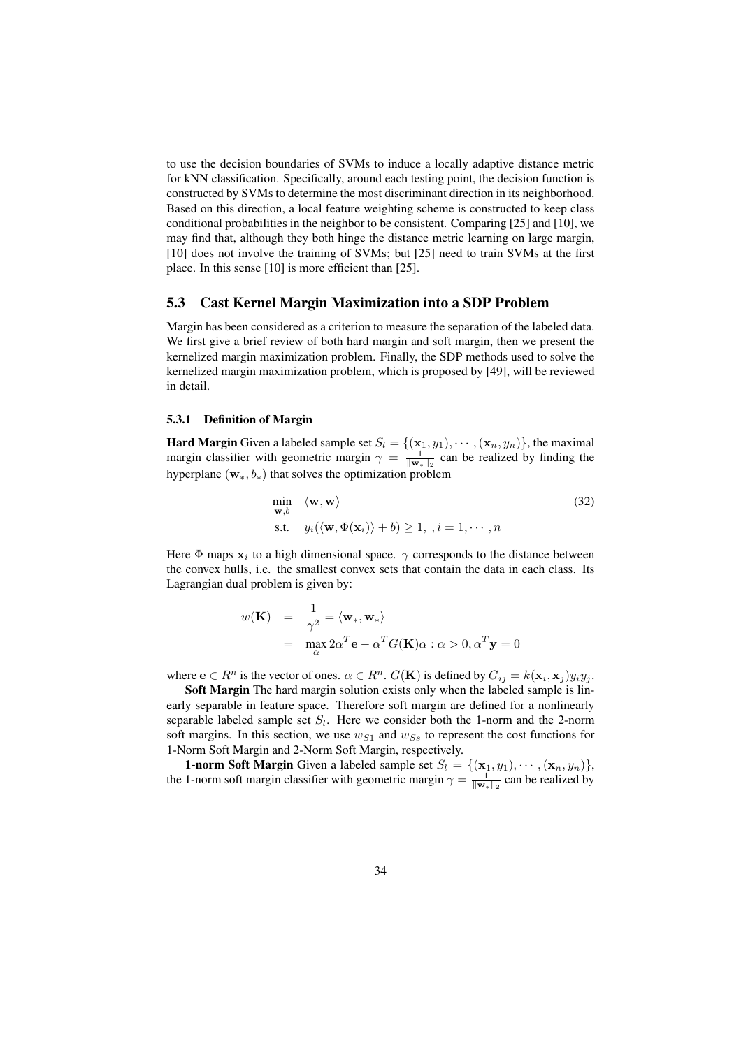to use the decision boundaries of SVMs to induce a locally adaptive distance metric for kNN classification. Specifically, around each testing point, the decision function is constructed by SVMs to determine the most discriminant direction in its neighborhood. Based on this direction, a local feature weighting scheme is constructed to keep class conditional probabilities in the neighbor to be consistent. Comparing [25] and [10], we may find that, although they both hinge the distance metric learning on large margin, [10] does not involve the training of SVMs; but [25] need to train SVMs at the first place. In this sense [10] is more efficient than [25].

## 5.3 Cast Kernel Margin Maximization into a SDP Problem

Margin has been considered as a criterion to measure the separation of the labeled data. We first give a brief review of both hard margin and soft margin, then we present the kernelized margin maximization problem. Finally, the SDP methods used to solve the kernelized margin maximization problem, which is proposed by [49], will be reviewed in detail.

### 5.3.1 Definition of Margin

**Hard Margin** Given a labeled sample set $S_l = \{(\mathbf{x}_1, y_1), \cdots, (\mathbf{x}_n, y_n)\}$, the maximal margin classifier with geometric margin $\gamma = \frac{1}{\|\mathbf{w}_*\|_2}$ can be realized by finding the hyperplane $(\mathbf{w}_*, b_*)$ that solves the optimization problem

$$
\begin{aligned}
\min_{\mathbf{w}, b} \quad & \langle \mathbf{w}, \mathbf{w} \rangle \\
\text{s.t.} \quad & y_i(\langle \mathbf{w}, \Phi(\mathbf{x}_i) \rangle + b) \geq 1, \ , i = 1, \cdots, n
\end{aligned}
\tag{32}
$$

Here $\Phi$ maps $\mathbf{x}_i$ to a high dimensional space. $\gamma$ corresponds to the distance between the convex hulls, i.e. the smallest convex sets that contain the data in each class. Its Lagrangian dual problem is given by:

$$
\begin{aligned}
w(\mathbf{K}) &= \frac{1}{\gamma^2} = \langle \mathbf{w}_*, \mathbf{w}_* \rangle \\
&= \max_{\alpha} 2\alpha^T \mathbf{e} - \alpha^T G(\mathbf{K}) \alpha : \alpha > 0, \alpha^T \mathbf{y} = 0
\end{aligned}
$$

where $\mathbf{e} \in R^n$ is the vector of ones. $\alpha \in R^n$. $G(\mathbf{K})$ is defined by $G_{ij} = k(\mathbf{x}_i, \mathbf{x}_j) y_i y_j$.

**Soft Margin** The hard margin solution exists only when the labeled sample is linearly separable in feature space. Therefore soft margin are defined for a nonlinearly separable labeled sample set $S_l$. Here we consider both the 1-norm and the 2-norm soft margins. In this section, we use $w_{S1}$ and $w_{Ss}$ to represent the cost functions for 1-Norm Soft Margin and 2-Norm Soft Margin, respectively.

**1-norm Soft Margin** Given a labeled sample set $S_l = \{(\mathbf{x}_1, y_1), \cdots, (\mathbf{x}_n, y_n)\}$, the 1-norm soft margin classifier with geometric margin $\gamma = \frac{1}{\|\mathbf{w}_*\|_2}$ can be realized by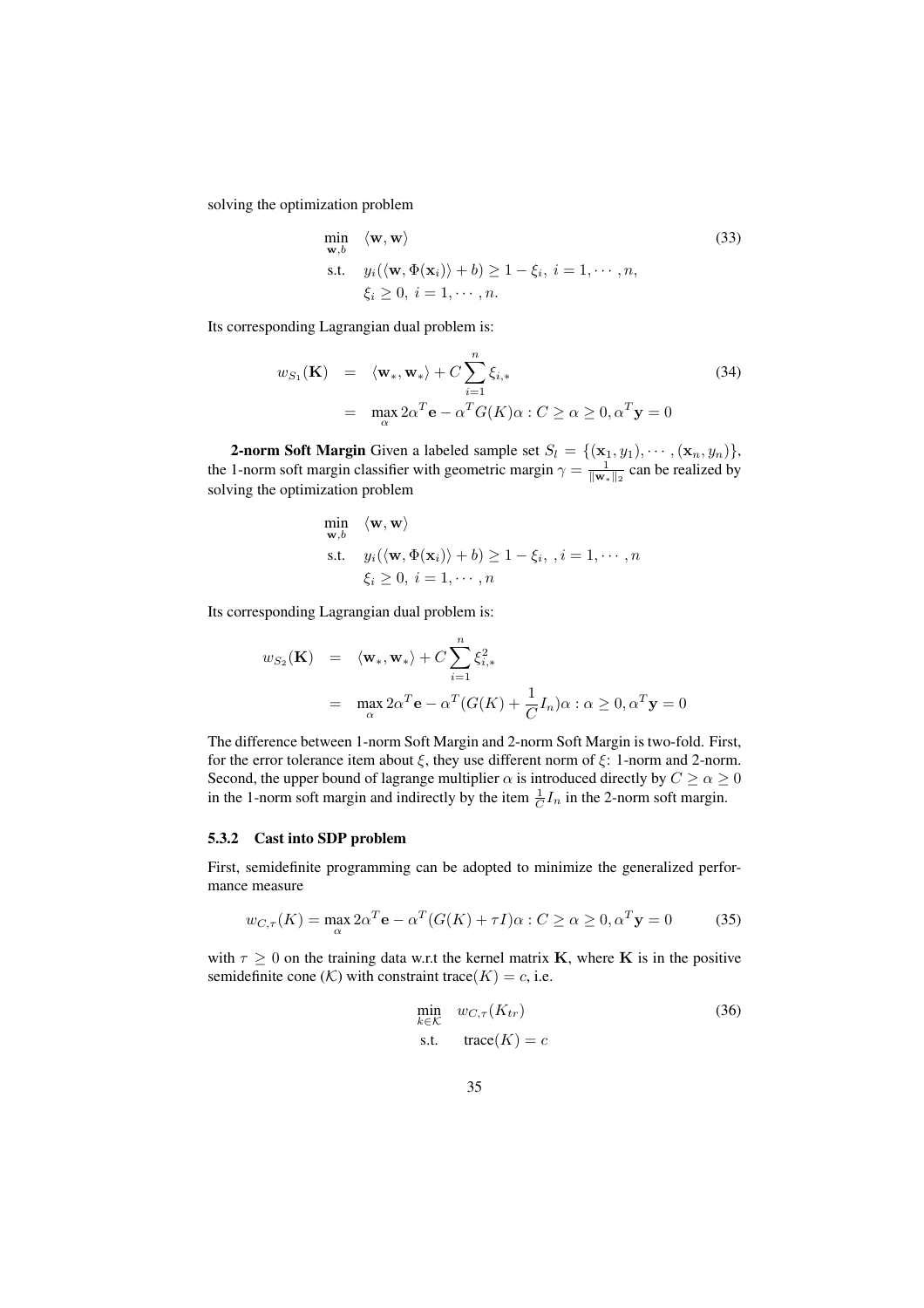solving the optimization problem

$$
\begin{aligned}
\min_{\mathbf{w},b} \quad & \langle \mathbf{w}, \mathbf{w} \rangle \\
\text{s.t.} \quad & y_i(\langle \mathbf{w}, \Phi(\mathbf{x}_i) \rangle + b) \geq 1 - \xi_i,\ i = 1, \cdots, n, \\
& \xi_i \geq 0,\ i = 1, \cdots, n.
\end{aligned}
\tag{33}
$$

Its corresponding Lagrangian dual problem is:

$$
\begin{aligned}
w_{S_1}(\mathbf{K}) &= \langle \mathbf{w}_*, \mathbf{w}_* \rangle + C \sum_{i=1}^{n} \xi_{i,*} \\
&= \max_{\alpha} 2\alpha^T \mathbf{e} - \alpha^T G(K) \alpha : C \geq \alpha \geq 0, \alpha^T \mathbf{y} = 0
\end{aligned}
\tag{34}
$$

**2-norm Soft Margin** Given a labeled sample set $S_l = \{(\mathbf{x}_1, y_1), \cdots, (\mathbf{x}_n, y_n)\}$, the 1-norm soft margin classifier with geometric margin $\gamma = \frac{1}{\|\mathbf{w}_*\|_2}$ can be realized by solving the optimization problem

$$
\begin{aligned}
\min_{\mathbf{w},b} \quad & \langle \mathbf{w}, \mathbf{w} \rangle \\
\text{s.t.} \quad & y_i(\langle \mathbf{w}, \Phi(\mathbf{x}_i) \rangle + b) \geq 1 - \xi_i,\ , i = 1, \cdots, n \\
& \xi_i \geq 0,\ i = 1, \cdots, n
\end{aligned}
$$

Its corresponding Lagrangian dual problem is:

$$
\begin{aligned}
w_{S_2}(\mathbf{K}) &= \langle \mathbf{w}_*, \mathbf{w}_* \rangle + C \sum_{i=1}^{n} \xi_{i,*}^2 \\
&= \max_{\alpha} 2\alpha^T \mathbf{e} - \alpha^T (G(K) + \frac{1}{C} I_n) \alpha : \alpha \geq 0, \alpha^T \mathbf{y} = 0
\end{aligned}
$$

The difference between 1-norm Soft Margin and 2-norm Soft Margin is two-fold. First, for the error tolerance item about $\xi$, they use different norm of $\xi$: 1-norm and 2-norm. Second, the upper bound of lagrange multiplier $\alpha$ is introduced directly by $C \geq \alpha \geq 0$ in the 1-norm soft margin and indirectly by the item $\frac{1}{C} I_n$ in the 2-norm soft margin.

### 5.3.2 Cast into SDP problem

First, semidefinite programming can be adopted to minimize the generalized performance measure

$$
w_{C,\tau}(K) = \max_{\alpha} 2\alpha^T \mathbf{e} - \alpha^T (G(K) + \tau I) \alpha : C \geq \alpha \geq 0, \alpha^T \mathbf{y} = 0 \tag{35}
$$

with $\tau \geq 0$ on the training data w.r.t the kernel matrix $\mathbf{K}$, where $\mathbf{K}$ is in the positive semidefinite cone ($\mathcal{K}$) with constraint trace$(K) = c$, i.e.

$$
\begin{aligned}
\min_{k \in \mathcal{K}} \quad & w_{C,\tau}(K_{tr}) \\
\text{s.t.} \quad & \text{trace}(K) = c
\end{aligned}
\tag{36}
$$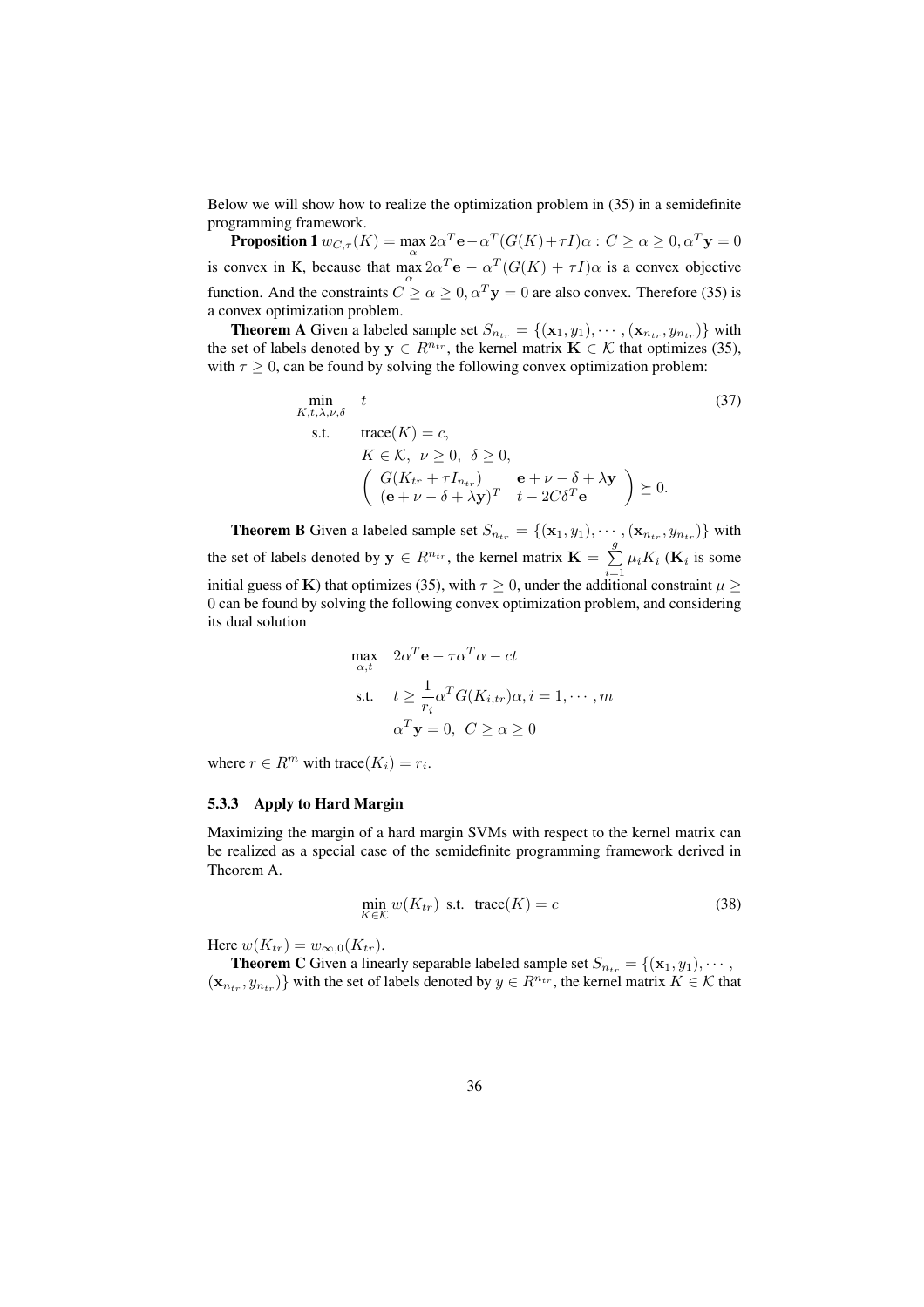Below we will show how to realize the optimization problem in (35) in a semidefinite programming framework.

**Proposition 1** $w_{C,\tau}(K) = \max_{\alpha} 2\alpha^T\mathbf{e} - \alpha^T(G(K)+\tau I)\alpha : C \geq \alpha \geq 0, \alpha^T\mathbf{y} = 0$ is convex in K, because that $\max_{\alpha} 2\alpha^T\mathbf{e} - \alpha^T(G(K) + \tau I)\alpha$ is a convex objective function. And the constraints $C \geq \alpha \geq 0, \alpha^T\mathbf{y} = 0$ are also convex. Therefore (35) is a convex optimization problem.

**Theorem A** Given a labeled sample set $S_{n_{tr}} = \{(\mathbf{x}_1, y_1), \cdots, (\mathbf{x}_{n_{tr}}, y_{n_{tr}})\}$ with the set of labels denoted by $\mathbf{y} \in R^{n_{tr}}$, the kernel matrix $\mathbf{K} \in \mathcal{K}$ that optimizes (35), with $\tau \geq 0$, can be found by solving the following convex optimization problem:

$$
\begin{aligned}
\min_{K,t,\lambda,\nu,\delta} \quad & t \\
\text{s.t.} \quad & \text{trace}(K) = c, \\
& K \in \mathcal{K}, \;\; \nu \geq 0, \;\; \delta \geq 0, \\
& \begin{pmatrix} G(K_{tr} + \tau I_{n_{tr}}) & \mathbf{e} + \nu - \delta + \lambda\mathbf{y} \\ (\mathbf{e} + \nu - \delta + \lambda\mathbf{y})^T & t - 2C\delta^T\mathbf{e} \end{pmatrix} \succeq 0.
\end{aligned}
\tag{37}
$$

**Theorem B** Given a labeled sample set $S_{n_{tr}} = \{(\mathbf{x}_1, y_1), \cdots, (\mathbf{x}_{n_{tr}}, y_{n_{tr}})\}$ with the set of labels denoted by $\mathbf{y} \in R^{n_{tr}}$, the kernel matrix $\mathbf{K} = \sum_{i=1}^{g} \mu_i K_i$ ($\mathbf{K}_i$ is some initial guess of $\mathbf{K}$) that optimizes (35), with $\tau \geq 0$, under the additional constraint $\mu \geq 0$ can be found by solving the following convex optimization problem, and considering its dual solution

$$
\begin{aligned}
\max_{\alpha,t} \quad & 2\alpha^T\mathbf{e} - \tau\alpha^T\alpha - ct \\
\text{s.t.} \quad & t \geq \frac{1}{r_i}\alpha^T G(K_{i,tr})\alpha, i = 1, \cdots, m \\
& \alpha^T\mathbf{y} = 0, \;\; C \geq \alpha \geq 0
\end{aligned}
$$

where $r \in R^m$ with $\text{trace}(K_i) = r_i$.

### 5.3.3 Apply to Hard Margin

Maximizing the margin of a hard margin SVMs with respect to the kernel matrix can be realized as a special case of the semidefinite programming framework derived in Theorem A.

$$
\min_{K \in \mathcal{K}} w(K_{tr}) \;\text{ s.t. }\; \text{trace}(K) = c \tag{38}
$$

Here $w(K_{tr}) = w_{\infty,0}(K_{tr})$.

**Theorem C** Given a linearly separable labeled sample set $S_{n_{tr}} = \{(\mathbf{x}_1, y_1), \cdots, (\mathbf{x}_{n_{tr}}, y_{n_{tr}})\}$ with the set of labels denoted by $y \in R^{n_{tr}}$, the kernel matrix $K \in \mathcal{K}$ that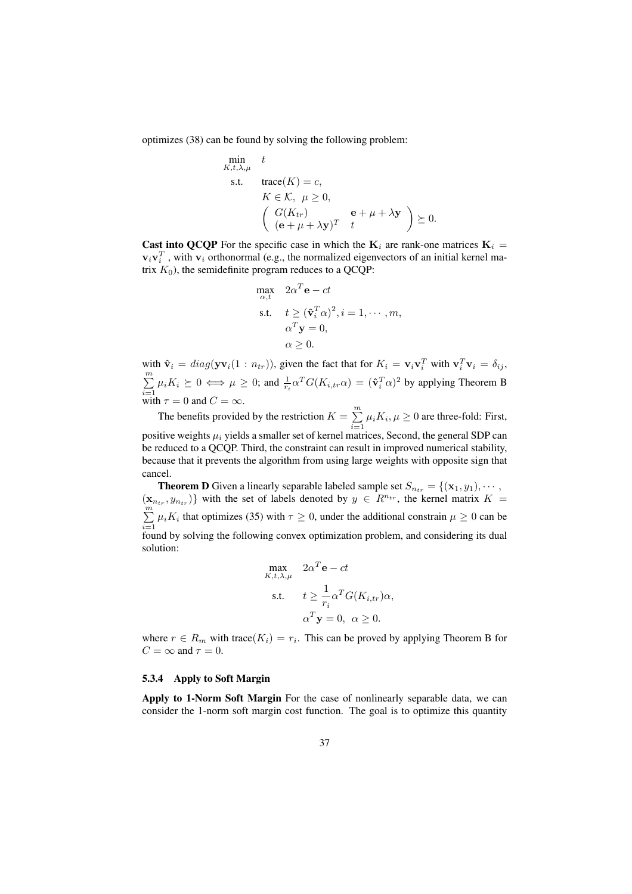optimizes (38) can be found by solving the following problem:

$$
\begin{aligned}
\min_{K,t,\lambda,\mu} \quad & t \\
\text{s.t.} \quad & \text{trace}(K) = c, \\
& K \in \mathcal{K}, \;\; \mu \geq 0, \\
& \begin{pmatrix} G(K_{tr}) & \mathbf{e} + \mu + \lambda \mathbf{y} \\ (\mathbf{e} + \mu + \lambda \mathbf{y})^T & t \end{pmatrix} \succeq 0.
\end{aligned}
$$

**Cast into QCQP** For the specific case in which the $\mathbf{K}_i$ are rank-one matrices $\mathbf{K}_i = \mathbf{v}_i \mathbf{v}_i^T$ , with $\mathbf{v}_i$ orthonormal (e.g., the normalized eigenvectors of an initial kernel matrix $K_0$), the semidefinite program reduces to a QCQP:

$$
\begin{aligned}
\max_{\alpha,t} \quad & 2\alpha^T \mathbf{e} - ct \\
\text{s.t.} \quad & t \geq (\hat{\mathbf{v}}_i^T \alpha)^2, i = 1, \cdots, m, \\
& \alpha^T \mathbf{y} = 0, \\
& \alpha \geq 0.
\end{aligned}
$$

with $\hat{\mathbf{v}}_i = diag(\mathbf{y}\mathbf{v}_i(1 : n_{tr}))$, given the fact that for $K_i = \mathbf{v}_i \mathbf{v}_i^T$ with $\mathbf{v}_i^T \mathbf{v}_i = \delta_{ij}$, $\sum_{i=1}^{m} \mu_i K_i \succeq 0 \iff \mu \geq 0$; and $\frac{1}{r_i} \alpha^T G(K_{i,tr} \alpha) = (\hat{\mathbf{v}}_i^T \alpha)^2$ by applying Theorem B with $\tau = 0$ and $C = \infty$.

The benefits provided by the restriction $K = \sum_{i=1}^{m} \mu_i K_i, \mu \geq 0$ are three-fold: First, positive weights $\mu_i$ yields a smaller set of kernel matrices, Second, the general SDP can be reduced to a QCQP. Third, the constraint can result in improved numerical stability, because that it prevents the algorithm from using large weights with opposite sign that cancel.

**Theorem D** Given a linearly separable labeled sample set $S_{n_{tr}} = \{(\mathbf{x}_1, y_1), \cdots, (\mathbf{x}_{n_{tr}}, y_{n_{tr}})\}$ with the set of labels denoted by $y \in R^{n_{tr}}$, the kernel matrix $K = \sum_{i=1}^{m} \mu_i K_i$ that optimizes (35) with $\tau \geq 0$, under the additional constrain $\mu \geq 0$ can be found by solving the following convex optimization problem, and considering its dual solution:

$$
\begin{aligned}
\max_{K,t,\lambda,\mu} \quad & 2\alpha^T \mathbf{e} - ct \\
\text{s.t.} \quad & t \geq \frac{1}{r_i} \alpha^T G(K_{i,tr}) \alpha, \\
& \alpha^T \mathbf{y} = 0, \;\; \alpha \geq 0.
\end{aligned}
$$

where $r \in R_m$ with $\text{trace}(K_i) = r_i$. This can be proved by applying Theorem B for $C = \infty$ and $\tau = 0$.

#### 5.3.4 Apply to Soft Margin

**Apply to 1-Norm Soft Margin** For the case of nonlinearly separable data, we can consider the 1-norm soft margin cost function. The goal is to optimize this quantity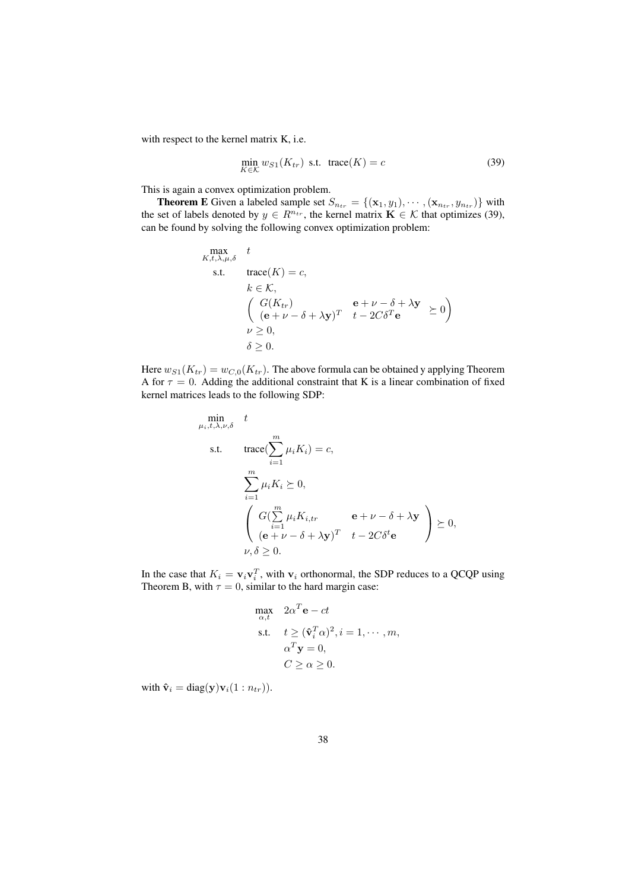with respect to the kernel matrix K, i.e.

$$\min_{K \in \mathcal{K}} w_{S1}(K_{tr}) \text{ s.t. } \operatorname{trace}(K) = c \tag{39}$$

This is again a convex optimization problem.

**Theorem E** Given a labeled sample set $S_{n_{tr}} = \{(\mathbf{x}_1, y_1), \cdots, (\mathbf{x}_{n_{tr}}, y_{n_{tr}})\}$ with the set of labels denoted by $y \in R^{n_{tr}}$, the kernel matrix $\mathbf{K} \in \mathcal{K}$ that optimizes (39), can be found by solving the following convex optimization problem:

$$\begin{aligned}
\max_{K,t,\lambda,\mu,\delta} \quad & t \\
\text{s.t.} \quad & \operatorname{trace}(K) = c, \\
& k \in \mathcal{K}, \\
& \begin{pmatrix} G(K_{tr}) & \mathbf{e} + \nu - \delta + \lambda \mathbf{y} \\ (\mathbf{e} + \nu - \delta + \lambda \mathbf{y})^T & t - 2C\delta^T \mathbf{e} \end{pmatrix} \succeq 0 \\
& \nu \geq 0, \\
& \delta \geq 0.
\end{aligned}$$

Here $w_{S1}(K_{tr}) = w_{C,0}(K_{tr})$. The above formula can be obtained y applying Theorem A for $\tau = 0$. Adding the additional constraint that K is a linear combination of fixed kernel matrices leads to the following SDP:

$$\begin{aligned}
\min_{\mu_i,t,\lambda,\nu,\delta} \quad & t \\
\text{s.t.} \quad & \operatorname{trace}(\sum_{i=1}^{m} \mu_i K_i) = c, \\
& \sum_{i=1}^{m} \mu_i K_i \succeq 0, \\
& \begin{pmatrix} G(\sum_{i=1}^{m} \mu_i K_{i,tr} & \mathbf{e} + \nu - \delta + \lambda \mathbf{y} \\ (\mathbf{e} + \nu - \delta + \lambda \mathbf{y})^T & t - 2C\delta^t \mathbf{e} \end{pmatrix} \succeq 0, \\
& \nu, \delta \geq 0.
\end{aligned}$$

In the case that $K_i = \mathbf{v}_i \mathbf{v}_i^T$, with $\mathbf{v}_i$ orthonormal, the SDP reduces to a QCQP using Theorem B, with $\tau = 0$, similar to the hard margin case:

$$\begin{aligned}
\max_{\alpha,t} \quad & 2\alpha^T \mathbf{e} - ct \\
\text{s.t.} \quad & t \geq (\hat{\mathbf{v}}_i^T \alpha)^2, i = 1, \cdots, m, \\
& \alpha^T \mathbf{y} = 0, \\
& C \geq \alpha \geq 0.
\end{aligned}$$

with $\hat{\mathbf{v}}_i = \operatorname{diag}(\mathbf{y}) \mathbf{v}_i(1 : n_{tr}))$.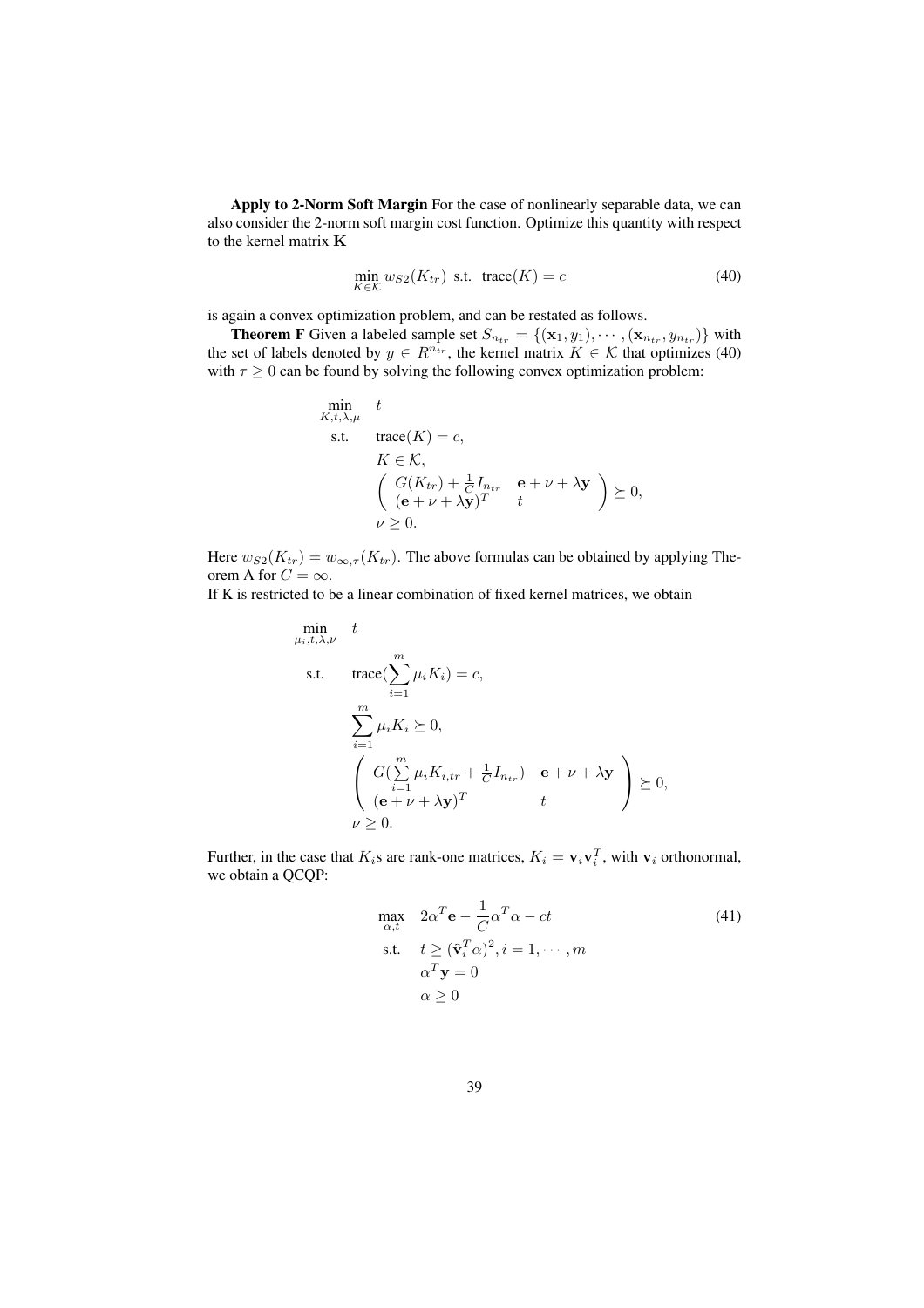**Apply to 2-Norm Soft Margin** For the case of nonlinearly separable data, we can also consider the 2-norm soft margin cost function. Optimize this quantity with respect to the kernel matrix $\mathbf{K}$

$$\min_{K \in \mathcal{K}} w_{S2}(K_{tr}) \text{ s.t. } \operatorname{trace}(K) = c \tag{40}$$

is again a convex optimization problem, and can be restated as follows.

**Theorem F** Given a labeled sample set $S_{n_{tr}} = \{(\mathbf{x}_1, y_1), \cdots, (\mathbf{x}_{n_{tr}}, y_{n_{tr}})\}$ with the set of labels denoted by $y \in R^{n_{tr}}$, the kernel matrix $K \in \mathcal{K}$ that optimizes (40) with $\tau \geq 0$ can be found by solving the following convex optimization problem:

$$\begin{aligned}
\min_{K,t,\lambda,\mu} \quad & t \\
\text{s.t.} \quad & \operatorname{trace}(K) = c, \\
& K \in \mathcal{K}, \\
& \begin{pmatrix} G(K_{tr}) + \frac{1}{C} I_{n_{tr}} & \mathbf{e} + \nu + \lambda \mathbf{y} \\ (\mathbf{e} + \nu + \lambda \mathbf{y})^T & t \end{pmatrix} \succeq 0, \\
& \nu \geq 0.
\end{aligned}$$

Here $w_{S2}(K_{tr}) = w_{\infty,\tau}(K_{tr})$. The above formulas can be obtained by applying Theorem A for $C = \infty$.

If K is restricted to be a linear combination of fixed kernel matrices, we obtain

$$\begin{aligned}
\min_{\mu_i,t,\lambda,\nu} \quad & t \\
\text{s.t.} \quad & \operatorname{trace}\left(\sum_{i=1}^{m} \mu_i K_i\right) = c, \\
& \sum_{i=1}^{m} \mu_i K_i \succeq 0, \\
& \begin{pmatrix} G\left(\sum_{i=1}^{m} \mu_i K_{i,tr} + \frac{1}{C} I_{n_{tr}}\right) & \mathbf{e} + \nu + \lambda \mathbf{y} \\ (\mathbf{e} + \nu + \lambda \mathbf{y})^T & t \end{pmatrix} \succeq 0, \\
& \nu \geq 0.
\end{aligned}$$

Further, in the case that $K_i$s are rank-one matrices, $K_i = \mathbf{v}_i \mathbf{v}_i^T$, with $\mathbf{v}_i$ orthonormal, we obtain a QCQP:

$$\begin{aligned}
\max_{\alpha,t} \quad & 2\alpha^T \mathbf{e} - \frac{1}{C} \alpha^T \alpha - ct \\
\text{s.t.} \quad & t \geq (\hat{\mathbf{v}}_i^T \alpha)^2, i = 1, \cdots, m \\
& \alpha^T \mathbf{y} = 0 \\
& \alpha \geq 0
\end{aligned} \tag{41}$$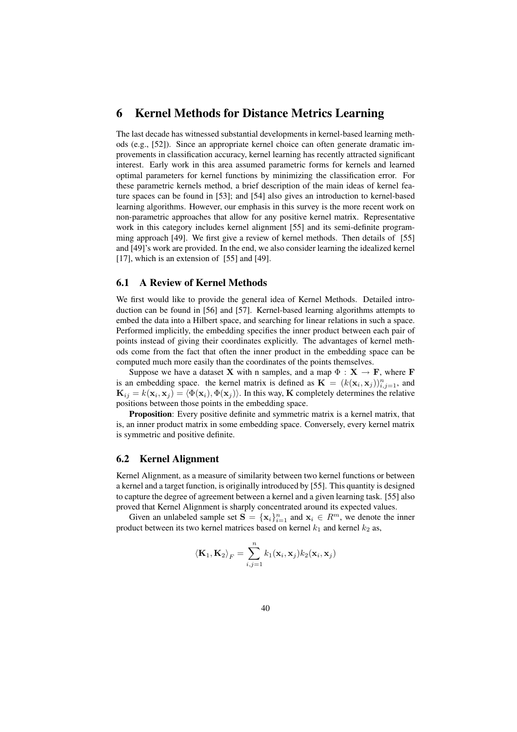# 6 Kernel Methods for Distance Metrics Learning

The last decade has witnessed substantial developments in kernel-based learning methods (e.g., [52]). Since an appropriate kernel choice can often generate dramatic improvements in classification accuracy, kernel learning has recently attracted significant interest. Early work in this area assumed parametric forms for kernels and learned optimal parameters for kernel functions by minimizing the classification error. For these parametric kernels method, a brief description of the main ideas of kernel feature spaces can be found in [53]; and [54] also gives an introduction to kernel-based learning algorithms. However, our emphasis in this survey is the more recent work on non-parametric approaches that allow for any positive kernel matrix. Representative work in this category includes kernel alignment [55] and its semi-definite programming approach [49]. We first give a review of kernel methods. Then details of [55] and [49]'s work are provided. In the end, we also consider learning the idealized kernel [17], which is an extension of [55] and [49].

## 6.1 A Review of Kernel Methods

We first would like to provide the general idea of Kernel Methods. Detailed introduction can be found in [56] and [57]. Kernel-based learning algorithms attempts to embed the data into a Hilbert space, and searching for linear relations in such a space. Performed implicitly, the embedding specifies the inner product between each pair of points instead of giving their coordinates explicitly. The advantages of kernel methods come from the fact that often the inner product in the embedding space can be computed much more easily than the coordinates of the points themselves.

Suppose we have a dataset $\mathbf{X}$ with n samples, and a map $\Phi : \mathbf{X} \to \mathbf{F}$, where $\mathbf{F}$ is an embedding space. the kernel matrix is defined as $\mathbf{K} = (k(\mathbf{x}_i, \mathbf{x}_j))_{i,j=1}^n$, and $\mathbf{K}_{ij} = k(\mathbf{x}_i, \mathbf{x}_j) = \langle \Phi(\mathbf{x}_i), \Phi(\mathbf{x}_j) \rangle$. In this way, $\mathbf{K}$ completely determines the relative positions between those points in the embedding space.

**Proposition**: Every positive definite and symmetric matrix is a kernel matrix, that is, an inner product matrix in some embedding space. Conversely, every kernel matrix is symmetric and positive definite.

## 6.2 Kernel Alignment

Kernel Alignment, as a measure of similarity between two kernel functions or between a kernel and a target function, is originally introduced by [55]. This quantity is designed to capture the degree of agreement between a kernel and a given learning task. [55] also proved that Kernel Alignment is sharply concentrated around its expected values.

Given an unlabeled sample set $\mathbf{S} = \{\mathbf{x}_i\}_{i=1}^n$ and $\mathbf{x}_i \in R^m$, we denote the inner product between its two kernel matrices based on kernel $k_1$ and kernel $k_2$ as,

$$\langle \mathbf{K}_1, \mathbf{K}_2 \rangle_F = \sum_{i,j=1}^{n} k_1(\mathbf{x}_i, \mathbf{x}_j) k_2(\mathbf{x}_i, \mathbf{x}_j)$$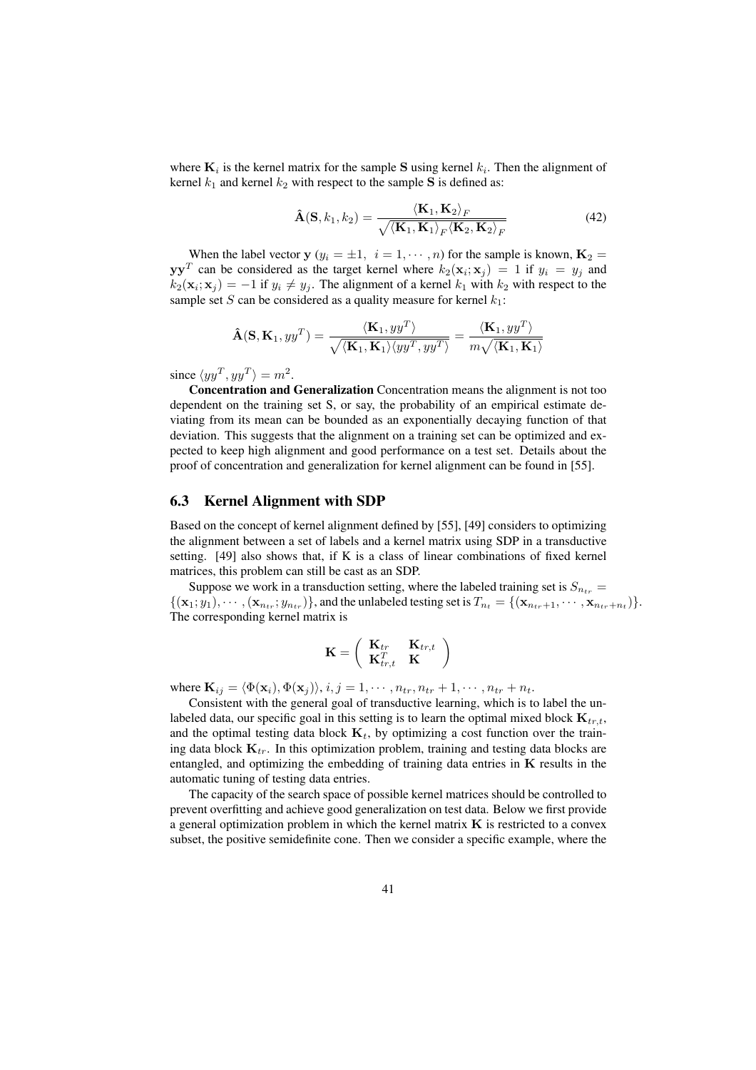where $\mathbf{K}_i$ is the kernel matrix for the sample $\mathbf{S}$ using kernel $k_i$. Then the alignment of kernel $k_1$ and kernel $k_2$ with respect to the sample $\mathbf{S}$ is defined as:

$$\hat{\mathbf{A}}(\mathbf{S}, k_1, k_2) = \frac{\langle \mathbf{K}_1, \mathbf{K}_2 \rangle_F}{\sqrt{\langle \mathbf{K}_1, \mathbf{K}_1 \rangle_F \langle \mathbf{K}_2, \mathbf{K}_2 \rangle_F}} \tag{42}$$

When the label vector $\mathbf{y}$ ($y_i = \pm 1, \ i = 1, \cdots, n$) for the sample is known, $\mathbf{K}_2 = \mathbf{y}\mathbf{y}^T$ can be considered as the target kernel where $k_2(\mathbf{x}_i; \mathbf{x}_j) = 1$ if $y_i = y_j$ and $k_2(\mathbf{x}_i; \mathbf{x}_j) = -1$ if $y_i \neq y_j$. The alignment of a kernel $k_1$ with $k_2$ with respect to the sample set $S$ can be considered as a quality measure for kernel $k_1$:

$$\hat{\mathbf{A}}(\mathbf{S}, \mathbf{K}_1, yy^T) = \frac{\langle \mathbf{K}_1, yy^T \rangle}{\sqrt{\langle \mathbf{K}_1, \mathbf{K}_1 \rangle \langle yy^T, yy^T \rangle}} = \frac{\langle \mathbf{K}_1, yy^T \rangle}{m\sqrt{\langle \mathbf{K}_1, \mathbf{K}_1 \rangle}}$$

since $\langle yy^T, yy^T \rangle = m^2$.

**Concentration and Generalization** Concentration means the alignment is not too dependent on the training set S, or say, the probability of an empirical estimate deviating from its mean can be bounded as an exponentially decaying function of that deviation. This suggests that the alignment on a training set can be optimized and expected to keep high alignment and good performance on a test set. Details about the proof of concentration and generalization for kernel alignment can be found in [55].

## 6.3 Kernel Alignment with SDP

Based on the concept of kernel alignment defined by [55], [49] considers to optimizing the alignment between a set of labels and a kernel matrix using SDP in a transductive setting. [49] also shows that, if K is a class of linear combinations of fixed kernel matrices, this problem can still be cast as an SDP.

Suppose we work in a transduction setting, where the labeled training set is $S_{n_{tr}} = \{(\mathbf{x}_1; y_1), \cdots, (\mathbf{x}_{n_{tr}}; y_{n_{tr}})\}$, and the unlabeled testing set is $T_{n_t} = \{(\mathbf{x}_{n_{tr}+1}, \cdots, \mathbf{x}_{n_{tr}+n_t})\}$. The corresponding kernel matrix is

$$\mathbf{K} = \begin{pmatrix} \mathbf{K}_{tr} & \mathbf{K}_{tr,t} \\ \mathbf{K}_{tr,t}^T & \mathbf{K} \end{pmatrix}$$

where $\mathbf{K}_{ij} = \langle \Phi(\mathbf{x}_i), \Phi(\mathbf{x}_j) \rangle, i, j = 1, \cdots, n_{tr}, n_{tr}+1, \cdots, n_{tr}+n_t$.

Consistent with the general goal of transductive learning, which is to label the unlabeled data, our specific goal in this setting is to learn the optimal mixed block $\mathbf{K}_{tr,t}$, and the optimal testing data block $\mathbf{K}_t$, by optimizing a cost function over the training data block $\mathbf{K}_{tr}$. In this optimization problem, training and testing data blocks are entangled, and optimizing the embedding of training data entries in $\mathbf{K}$ results in the automatic tuning of testing data entries.

The capacity of the search space of possible kernel matrices should be controlled to prevent overfitting and achieve good generalization on test data. Below we first provide a general optimization problem in which the kernel matrix $\mathbf{K}$ is restricted to a convex subset, the positive semidefinite cone. Then we consider a specific example, where the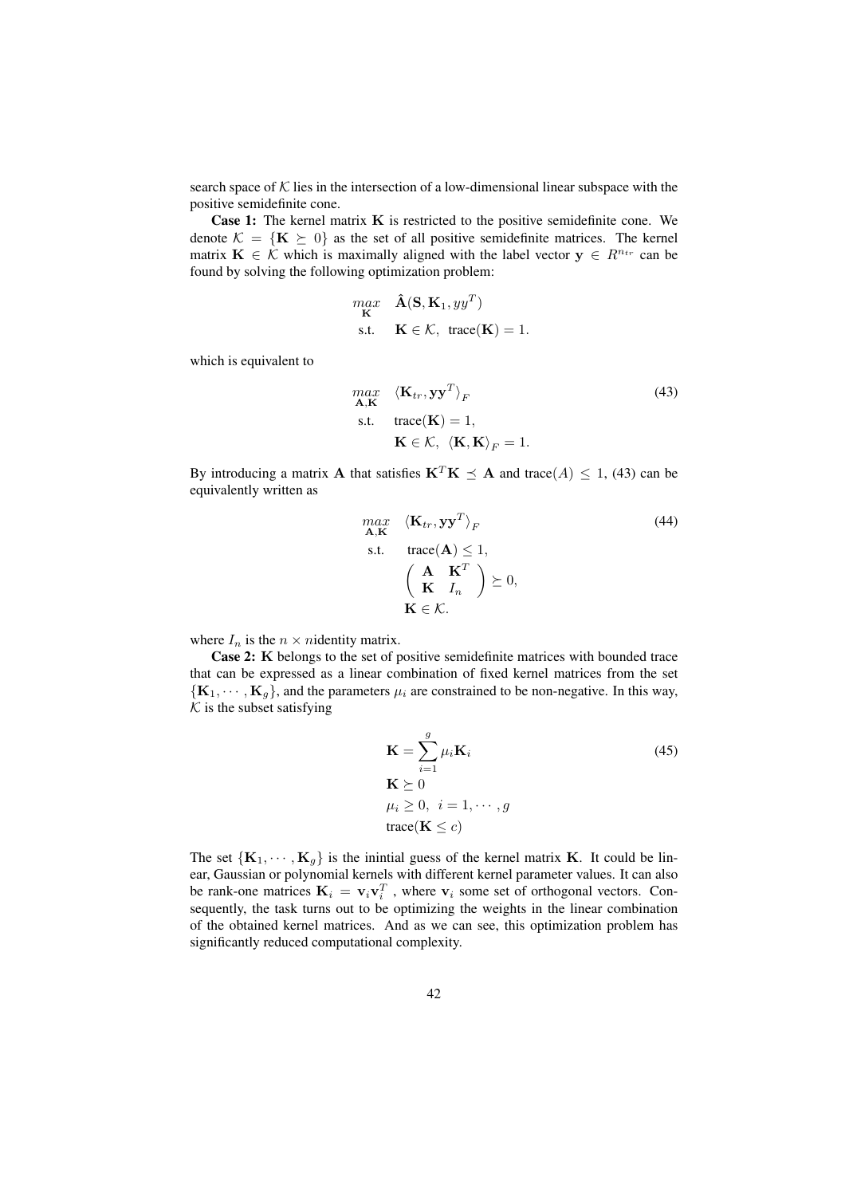search space of $\mathcal{K}$ lies in the intersection of a low-dimensional linear subspace with the positive semidefinite cone.

**Case 1:** The kernel matrix $\mathbf{K}$ is restricted to the positive semidefinite cone. We denote $\mathcal{K} = \{\mathbf{K} \succeq 0\}$ as the set of all positive semidefinite matrices. The kernel matrix $\mathbf{K} \in \mathcal{K}$ which is maximally aligned with the label vector $\mathbf{y} \in R^{n_{tr}}$ can be found by solving the following optimization problem:

$$
\begin{aligned}
\max_{\mathbf{K}} \quad & \hat{\mathbf{A}}(\mathbf{S}, \mathbf{K}_1, yy^T) \\
\text{s.t.} \quad & \mathbf{K} \in \mathcal{K}, \ \text{trace}(\mathbf{K}) = 1.
\end{aligned}
$$

which is equivalent to

$$
\begin{aligned}
\max_{\mathbf{A},\mathbf{K}} \quad & \langle \mathbf{K}_{tr}, \mathbf{y}\mathbf{y}^T \rangle_F \\
\text{s.t.} \quad & \text{trace}(\mathbf{K}) = 1, \\
& \mathbf{K} \in \mathcal{K}, \ \langle \mathbf{K}, \mathbf{K} \rangle_F = 1.
\end{aligned}
\tag{43}
$$

By introducing a matrix $\mathbf{A}$ that satisfies $\mathbf{K}^T\mathbf{K} \preceq \mathbf{A}$ and $\text{trace}(A) \leq 1$, (43) can be equivalently written as

$$
\begin{aligned}
\max_{\mathbf{A},\mathbf{K}} \quad & \langle \mathbf{K}_{tr}, \mathbf{y}\mathbf{y}^T \rangle_F \\
\text{s.t.} \quad & \text{trace}(\mathbf{A}) \leq 1, \\
& \begin{pmatrix} \mathbf{A} & \mathbf{K}^T \\ \mathbf{K} & I_n \end{pmatrix} \succeq 0, \\
& \mathbf{K} \in \mathcal{K}.
\end{aligned}
\tag{44}
$$

where $I_n$ is the $n \times n$identity matrix.

**Case 2:** $\mathbf{K}$ belongs to the set of positive semidefinite matrices with bounded trace that can be expressed as a linear combination of fixed kernel matrices from the set $\{\mathbf{K}_1, \cdots, \mathbf{K}_g\}$, and the parameters $\mu_i$ are constrained to be non-negative. In this way, $\mathcal{K}$ is the subset satisfying

$$
\begin{aligned}
& \mathbf{K} = \sum_{i=1}^{g} \mu_i \mathbf{K}_i \\
& \mathbf{K} \succeq 0 \\
& \mu_i \geq 0, \ i = 1, \cdots, g \\
& \text{trace}(\mathbf{K} \leq c)
\end{aligned}
\tag{45}
$$

The set $\{\mathbf{K}_1, \cdots, \mathbf{K}_g\}$ is the inintial guess of the kernel matrix $\mathbf{K}$. It could be linear, Gaussian or polynomial kernels with different kernel parameter values. It can also be rank-one matrices $\mathbf{K}_i = \mathbf{v}_i\mathbf{v}_i^T$ , where $\mathbf{v}_i$ some set of orthogonal vectors. Consequently, the task turns out to be optimizing the weights in the linear combination of the obtained kernel matrices. And as we can see, this optimization problem has significantly reduced computational complexity.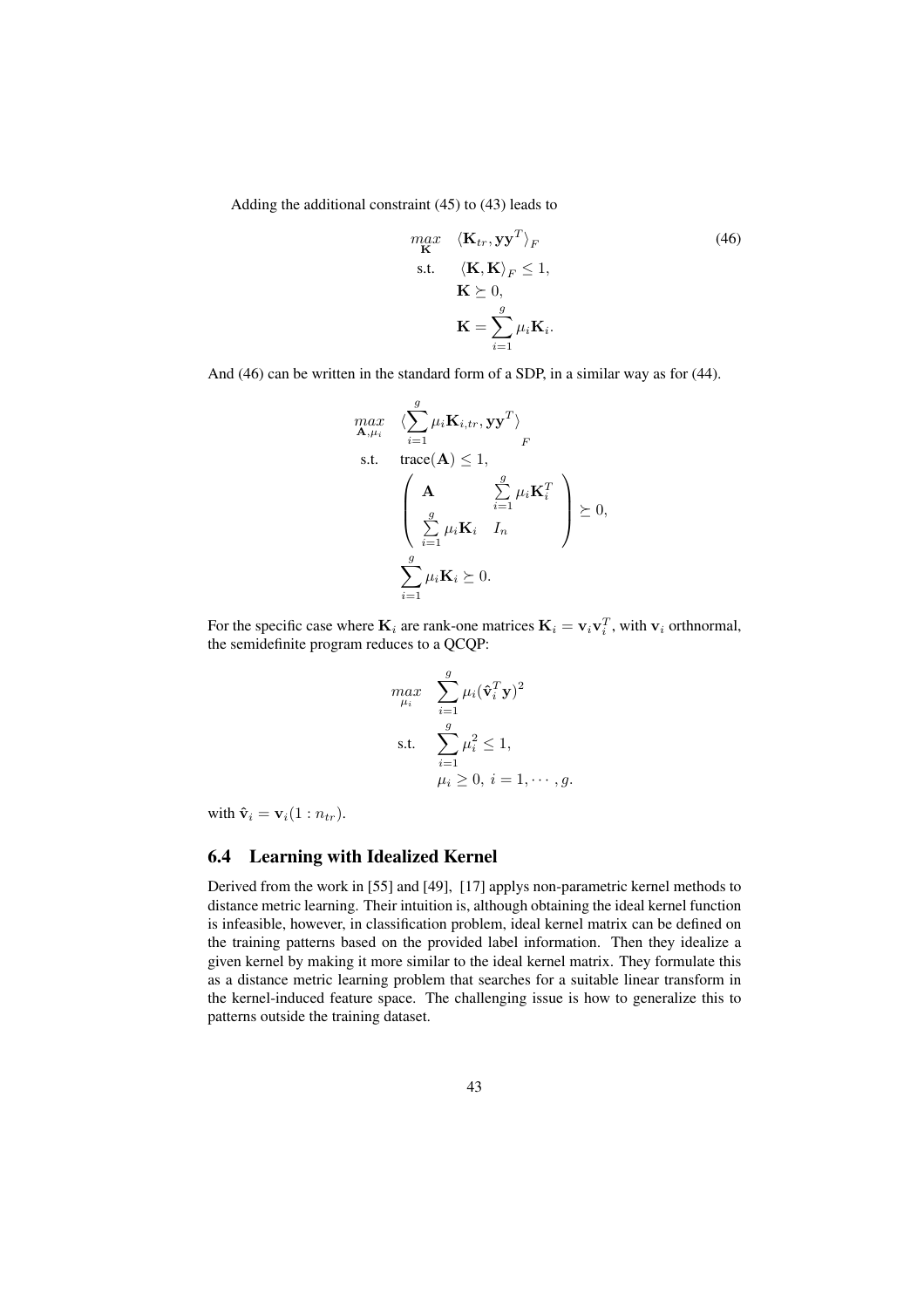Adding the additional constraint (45) to (43) leads to

$$
\begin{aligned}
\max_{\mathbf{K}} \quad & \langle \mathbf{K}_{tr}, \mathbf{y}\mathbf{y}^T \rangle_F \\
\text{s.t.} \quad & \langle \mathbf{K}, \mathbf{K} \rangle_F \leq 1, \\
& \mathbf{K} \succeq 0, \\
& \mathbf{K} = \sum_{i=1}^{g} \mu_i \mathbf{K}_i.
\end{aligned} \tag{46}
$$

And (46) can be written in the standard form of a SDP, in a similar way as for (44).

$$
\begin{aligned}
\max_{\mathbf{A}, \mu_i} \quad & \left\langle \sum_{i=1}^{g} \mu_i \mathbf{K}_{i,tr}, \mathbf{y}\mathbf{y}^T \right\rangle_F \\
\text{s.t.} \quad & \text{trace}(\mathbf{A}) \leq 1, \\
& \begin{pmatrix} \mathbf{A} & \sum_{i=1}^{g} \mu_i \mathbf{K}_i^T \\ \sum_{i=1}^{g} \mu_i \mathbf{K}_i & I_n \end{pmatrix} \succeq 0, \\
& \sum_{i=1}^{g} \mu_i \mathbf{K}_i \succeq 0.
\end{aligned}
$$

For the specific case where $\mathbf{K}_i$ are rank-one matrices $\mathbf{K}_i = \mathbf{v}_i \mathbf{v}_i^T$, with $\mathbf{v}_i$ orthnormal, the semidefinite program reduces to a QCQP:

$$
\begin{aligned}
\max_{\mu_i} \quad & \sum_{i=1}^{g} \mu_i (\hat{\mathbf{v}}_i^T \mathbf{y})^2 \\
\text{s.t.} \quad & \sum_{i=1}^{g} \mu_i^2 \leq 1, \\
& \mu_i \geq 0, \; i = 1, \cdots, g.
\end{aligned}
$$

with $\hat{\mathbf{v}}_i = \mathbf{v}_i(1 : n_{tr})$.

## 6.4 Learning with Idealized Kernel

Derived from the work in [55] and [49], [17] applys non-parametric kernel methods to distance metric learning. Their intuition is, although obtaining the ideal kernel function is infeasible, however, in classification problem, ideal kernel matrix can be defined on the training patterns based on the provided label information. Then they idealize a given kernel by making it more similar to the ideal kernel matrix. They formulate this as a distance metric learning problem that searches for a suitable linear transform in the kernel-induced feature space. The challenging issue is how to generalize this to patterns outside the training dataset.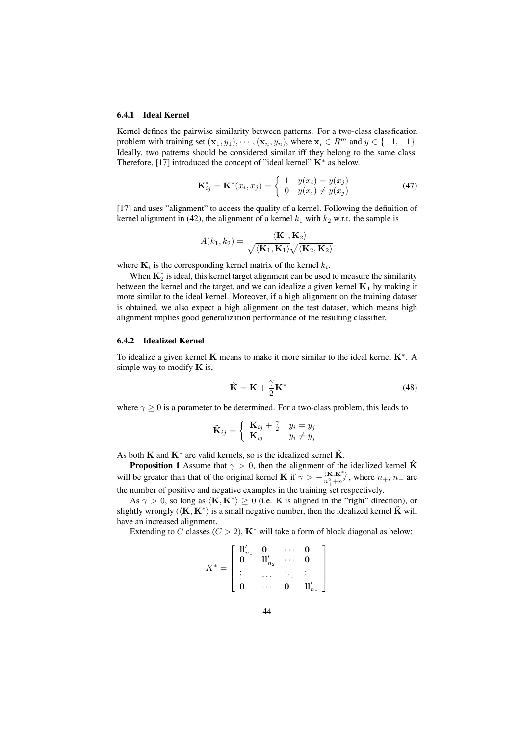#### 6.4.1 Ideal Kernel

Kernel defines the pairwise similarity between patterns. For a two-class classfication problem with training set $(\mathbf{x}_1, y_1), \cdots, (\mathbf{x}_n, y_n)$, where $\mathbf{x}_i \in R^m$ and $y \in \{-1, +1\}$. Ideally, two patterns should be considered similar iff they belong to the same class. Therefore, [17] introduced the concept of "ideal kernel" $\mathbf{K}^*$ as below.

$$\mathbf{K}^*_{ij} = \mathbf{K}^*(x_i, x_j) = \begin{cases} 1 & y(x_i) = y(x_j) \\ 0 & y(x_i) \neq y(x_j) \end{cases} \tag{47}$$

[17] and uses "alignment" to access the quality of a kernel. Following the definition of kernel alignment in (42), the alignment of a kernel $k_1$ with $k_2$ w.r.t. the sample is

$$A(k_1, k_2) = \frac{\langle \mathbf{K}_1, \mathbf{K}_2 \rangle}{\sqrt{\langle \mathbf{K}_1, \mathbf{K}_1 \rangle} \sqrt{\langle \mathbf{K}_2, \mathbf{K}_2 \rangle}}$$

where $\mathbf{K}_i$ is the corresponding kernel matrix of the kernel $k_i$.

When $\mathbf{K}^*_2$ is ideal, this kernel target alignment can be used to measure the similarity between the kernel and the target, and we can idealize a given kernel $\mathbf{K}_1$ by making it more similar to the ideal kernel. Moreover, if a high alignment on the training dataset is obtained, we also expect a high alignment on the test dataset, which means high alignment implies good generalization performance of the resulting classifier.

#### 6.4.2 Idealized Kernel

To idealize a given kernel $\mathbf{K}$ means to make it more similar to the ideal kernel $\mathbf{K}^*$. A simple way to modify $\mathbf{K}$ is,

$$\hat{\mathbf{K}} = \mathbf{K} + \frac{\gamma}{2} \mathbf{K}^* \tag{48}$$

where $\gamma \geq 0$ is a parameter to be determined. For a two-class problem, this leads to

$$\hat{\mathbf{K}}_{ij} = \begin{cases} \mathbf{K}_{ij} + \frac{\gamma}{2} & y_i = y_j \\ \mathbf{K}_{ij} & y_i \neq y_j \end{cases}$$

As both $\mathbf{K}$ and $\mathbf{K}^*$ are valid kernels, so is the idealized kernel $\hat{\mathbf{K}}$.

**Proposition 1** Assume that $\gamma > 0$, then the alignment of the idealized kernel $\hat{\mathbf{K}}$ will be greater than that of the original kernel $\mathbf{K}$ if $\gamma > -\frac{\langle \mathbf{K}, \mathbf{K}^* \rangle}{n_+^2 + n_-^2}$, where $n_+$, $n_-$ are the number of positive and negative examples in the training set respectively.

As $\gamma > 0$, so long as $\langle \mathbf{K}, \mathbf{K}^* \rangle \geq 0$ (i.e. K is aligned in the "right" direction), or slightly wrongly ($\langle \mathbf{K}, \mathbf{K}^* \rangle$ is a small negative number, then the idealized kernel $\hat{\mathbf{K}}$ will have an increased alignment.

Extending to $C$ classes ($C > 2$), $\mathbf{K}^*$ will take a form of block diagonal as below:

$$K^* = \begin{bmatrix} \mathbf{1}\mathbf{1}'_{n_1} & \mathbf{0} & \cdots & \mathbf{0} \\ \mathbf{0} & \mathbf{1}\mathbf{1}'_{n_2} & \cdots & \mathbf{0} \\ \vdots & \cdots & \ddots & \vdots \\ \mathbf{0} & \cdots & \mathbf{0} & \mathbf{1}\mathbf{1}'_{n_c} \end{bmatrix}$$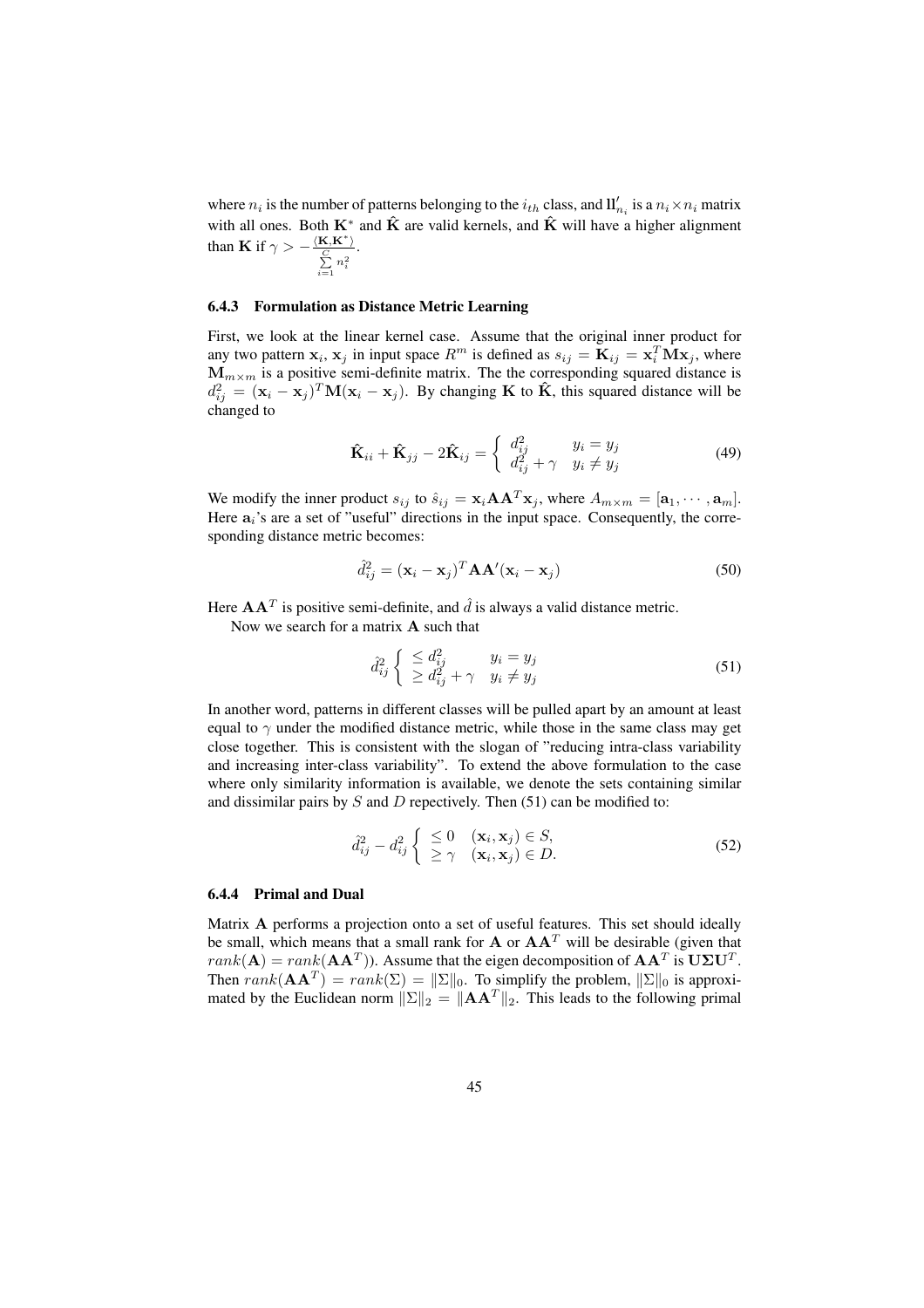where $n_i$ is the number of patterns belonging to the $i_{th}$ class, and $\mathbf{ll}'_{n_i}$ is a $n_i \times n_i$ matrix with all ones. Both $\mathbf{K}^*$ and $\hat{\mathbf{K}}$ are valid kernels, and $\hat{\mathbf{K}}$ will have a higher alignment than $\mathbf{K}$ if $\gamma > -\frac{\langle \mathbf{K}, \mathbf{K}^* \rangle}{\sum_{i=1}^{C} n_i^2}$.

### 6.4.3 Formulation as Distance Metric Learning

First, we look at the linear kernel case. Assume that the original inner product for any two pattern $\mathbf{x}_i, \mathbf{x}_j$ in input space $R^m$ is defined as $s_{ij} = \mathbf{K}_{ij} = \mathbf{x}_i^T \mathbf{M} \mathbf{x}_j$, where $\mathbf{M}_{m \times m}$ is a positive semi-definite matrix. The the corresponding squared distance is $d_{ij}^2 = (\mathbf{x}_i - \mathbf{x}_j)^T \mathbf{M} (\mathbf{x}_i - \mathbf{x}_j)$. By changing $\mathbf{K}$ to $\hat{\mathbf{K}}$, this squared distance will be changed to

$$\hat{\mathbf{K}}_{ii} + \hat{\mathbf{K}}_{jj} - 2\hat{\mathbf{K}}_{ij} = \begin{cases} d_{ij}^2 & y_i = y_j \\ d_{ij}^2 + \gamma & y_i \neq y_j \end{cases} \tag{49}$$

We modify the inner product $s_{ij}$ to $\hat{s}_{ij} = \mathbf{x}_i \mathbf{A} \mathbf{A}^T \mathbf{x}_j$, where $A_{m \times m} = [\mathbf{a}_1, \cdots, \mathbf{a}_m]$. Here $\mathbf{a}_i$'s are a set of "useful" directions in the input space. Consequently, the corresponding distance metric becomes:

$$\hat{d}_{ij}^2 = (\mathbf{x}_i - \mathbf{x}_j)^T \mathbf{A} \mathbf{A}' (\mathbf{x}_i - \mathbf{x}_j) \tag{50}$$

Here $\mathbf{A}\mathbf{A}^T$ is positive semi-definite, and $\hat{d}$ is always a valid distance metric.

Now we search for a matrix $\mathbf{A}$ such that

$$\hat{d}_{ij}^2 \begin{cases} \leq d_{ij}^2 & y_i = y_j \\ \geq d_{ij}^2 + \gamma & y_i \neq y_j \end{cases} \tag{51}$$

In another word, patterns in different classes will be pulled apart by an amount at least equal to $\gamma$ under the modified distance metric, while those in the same class may get close together. This is consistent with the slogan of "reducing intra-class variability and increasing inter-class variability". To extend the above formulation to the case where only similarity information is available, we denote the sets containing similar and dissimilar pairs by $S$ and $D$ repectively. Then (51) can be modified to:

$$\hat{d}_{ij}^2 - d_{ij}^2 \begin{cases} \leq 0 & (\mathbf{x}_i, \mathbf{x}_j) \in S, \\ \geq \gamma & (\mathbf{x}_i, \mathbf{x}_j) \in D. \end{cases} \tag{52}$$

### 6.4.4 Primal and Dual

Matrix $\mathbf{A}$ performs a projection onto a set of useful features. This set should ideally be small, which means that a small rank for $\mathbf{A}$ or $\mathbf{A}\mathbf{A}^T$ will be desirable (given that $rank(\mathbf{A}) = rank(\mathbf{A}\mathbf{A}^T)$). Assume that the eigen decomposition of $\mathbf{A}\mathbf{A}^T$ is $\mathbf{U}\boldsymbol{\Sigma}\mathbf{U}^T$. Then $rank(\mathbf{A}\mathbf{A}^T) = rank(\Sigma) = \|\Sigma\|_0$. To simplify the problem, $\|\Sigma\|_0$ is approximated by the Euclidean norm $\|\Sigma\|_2 = \|\mathbf{A}\mathbf{A}^T\|_2$. This leads to the following primal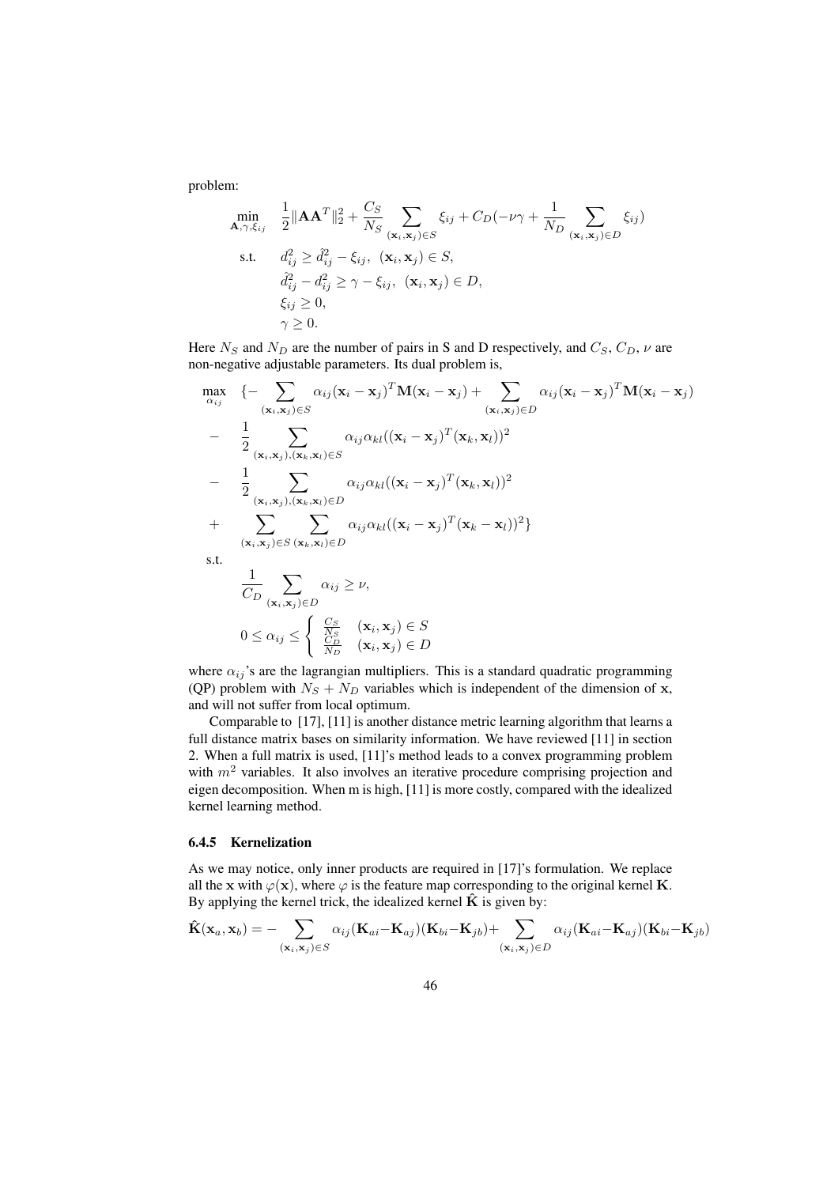problem:

$$
\begin{aligned}
\min_{\mathbf{A},\gamma,\xi_{ij}} \quad & \frac{1}{2}\|\mathbf{A}\mathbf{A}^T\|_2^2 + \frac{C_S}{N_S}\sum_{(\mathbf{x}_i,\mathbf{x}_j)\in S}\xi_{ij} + C_D(-\nu\gamma + \frac{1}{N_D}\sum_{(\mathbf{x}_i,\mathbf{x}_j)\in D}\xi_{ij}) \\
\text{s.t.} \quad & d_{ij}^2 \geq \hat{d}_{ij}^2 - \xi_{ij}, \;\; (\mathbf{x}_i,\mathbf{x}_j)\in S, \\
& \hat{d}_{ij}^2 - d_{ij}^2 \geq \gamma - \xi_{ij}, \;\; (\mathbf{x}_i,\mathbf{x}_j)\in D, \\
& \xi_{ij} \geq 0, \\
& \gamma \geq 0.
\end{aligned}
$$

Here $N_S$ and $N_D$ are the number of pairs in S and D respectively, and $C_S$, $C_D$, $\nu$ are non-negative adjustable parameters. Its dual problem is,

$$
\begin{aligned}
\max_{\alpha_{ij}} \quad & \{-\sum_{(\mathbf{x}_i,\mathbf{x}_j)\in S}\alpha_{ij}(\mathbf{x}_i-\mathbf{x}_j)^T\mathbf{M}(\mathbf{x}_i-\mathbf{x}_j) + \sum_{(\mathbf{x}_i,\mathbf{x}_j)\in D}\alpha_{ij}(\mathbf{x}_i-\mathbf{x}_j)^T\mathbf{M}(\mathbf{x}_i-\mathbf{x}_j) \\
- \quad & \frac{1}{2}\sum_{(\mathbf{x}_i,\mathbf{x}_j),(\mathbf{x}_k,\mathbf{x}_l)\in S}\alpha_{ij}\alpha_{kl}((\mathbf{x}_i-\mathbf{x}_j)^T(\mathbf{x}_k,\mathbf{x}_l))^2 \\
- \quad & \frac{1}{2}\sum_{(\mathbf{x}_i,\mathbf{x}_j),(\mathbf{x}_k,\mathbf{x}_l)\in D}\alpha_{ij}\alpha_{kl}((\mathbf{x}_i-\mathbf{x}_j)^T(\mathbf{x}_k,\mathbf{x}_l))^2 \\
+ \quad & \sum_{(\mathbf{x}_i,\mathbf{x}_j)\in S}\sum_{(\mathbf{x}_k,\mathbf{x}_l)\in D}\alpha_{ij}\alpha_{kl}((\mathbf{x}_i-\mathbf{x}_j)^T(\mathbf{x}_k-\mathbf{x}_l))^2\} \\
\text{s.t.} \quad & \\
& \frac{1}{C_D}\sum_{(\mathbf{x}_i,\mathbf{x}_j)\in D}\alpha_{ij} \geq \nu, \\
& 0 \leq \alpha_{ij} \leq \begin{cases} \frac{C_S}{N_S} & (\mathbf{x}_i,\mathbf{x}_j)\in S \\ \frac{C_D}{N_D} & (\mathbf{x}_i,\mathbf{x}_j)\in D \end{cases}
\end{aligned}
$$

where $\alpha_{ij}$'s are the lagrangian multipliers. This is a standard quadratic programming (QP) problem with $N_S + N_D$ variables which is independent of the dimension of $\mathbf{x}$, and will not suffer from local optimum.

Comparable to [17], [11] is another distance metric learning algorithm that learns a full distance matrix bases on similarity information. We have reviewed [11] in section 2. When a full matrix is used, [11]'s method leads to a convex programming problem with $m^2$ variables. It also involves an iterative procedure comprising projection and eigen decomposition. When m is high, [11] is more costly, compared with the idealized kernel learning method.

### 6.4.5 Kernelization

As we may notice, only inner products are required in [17]'s formulation. We replace all the $\mathbf{x}$ with $\varphi(\mathbf{x})$, where $\varphi$ is the feature map corresponding to the original kernel $\mathbf{K}$. By applying the kernel trick, the idealized kernel $\hat{\mathbf{K}}$ is given by:

$$
\hat{\mathbf{K}}(\mathbf{x}_a,\mathbf{x}_b) = -\sum_{(\mathbf{x}_i,\mathbf{x}_j)\in S}\alpha_{ij}(\mathbf{K}_{ai}-\mathbf{K}_{aj})(\mathbf{K}_{bi}-\mathbf{K}_{jb}) + \sum_{(\mathbf{x}_i,\mathbf{x}_j)\in D}\alpha_{ij}(\mathbf{K}_{ai}-\mathbf{K}_{aj})(\mathbf{K}_{bi}-\mathbf{K}_{jb})
$$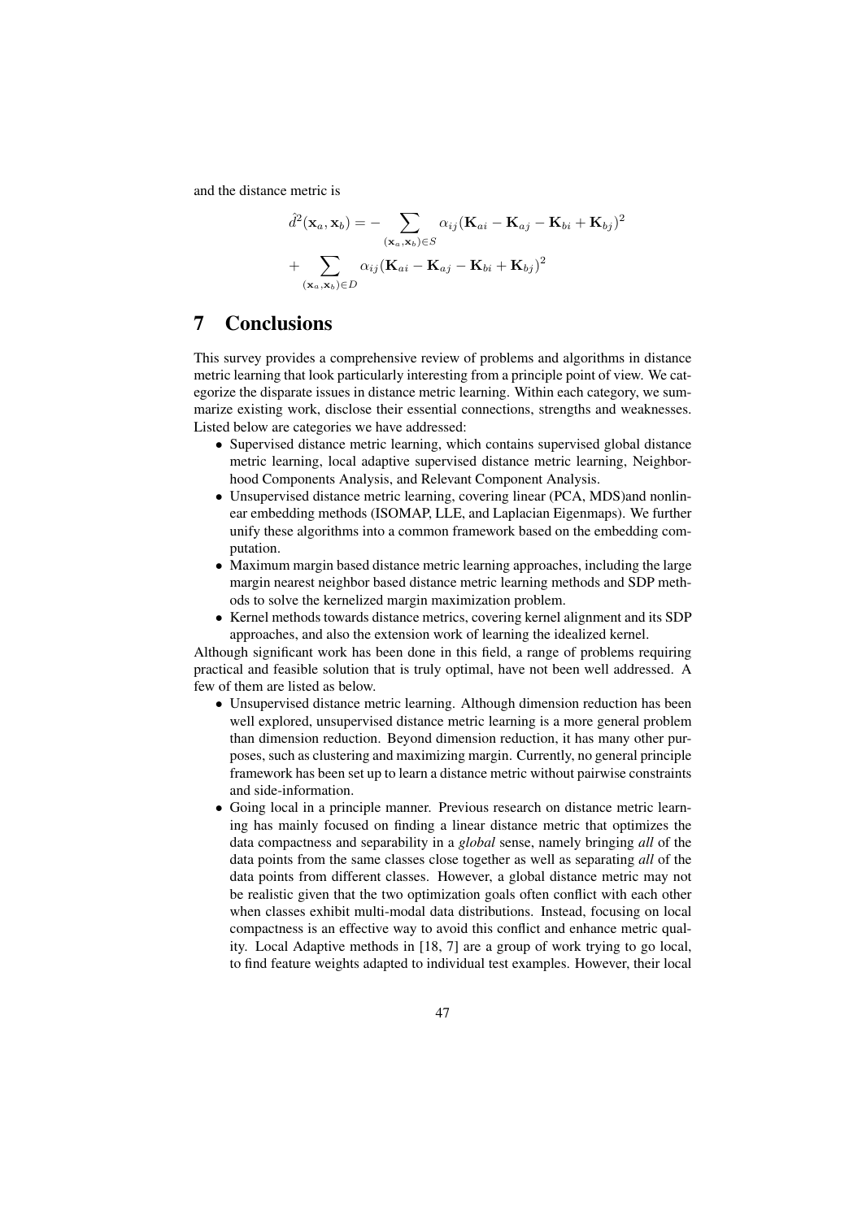and the distance metric is

$$
\hat{d}^2(\mathbf{x}_a, \mathbf{x}_b) = - \sum_{(\mathbf{x}_a, \mathbf{x}_b) \in S} \alpha_{ij} (\mathbf{K}_{ai} - \mathbf{K}_{aj} - \mathbf{K}_{bi} + \mathbf{K}_{bj})^2
$$

$$
+ \sum_{(\mathbf{x}_a, \mathbf{x}_b) \in D} \alpha_{ij} (\mathbf{K}_{ai} - \mathbf{K}_{aj} - \mathbf{K}_{bi} + \mathbf{K}_{bj})^2
$$

# 7 Conclusions

This survey provides a comprehensive review of problems and algorithms in distance metric learning that look particularly interesting from a principle point of view. We categorize the disparate issues in distance metric learning. Within each category, we summarize existing work, disclose their essential connections, strengths and weaknesses. Listed below are categories we have addressed:

- Supervised distance metric learning, which contains supervised global distance metric learning, local adaptive supervised distance metric learning, Neighborhood Components Analysis, and Relevant Component Analysis.
- Unsupervised distance metric learning, covering linear (PCA, MDS)and nonlinear embedding methods (ISOMAP, LLE, and Laplacian Eigenmaps). We further unify these algorithms into a common framework based on the embedding computation.
- Maximum margin based distance metric learning approaches, including the large margin nearest neighbor based distance metric learning methods and SDP methods to solve the kernelized margin maximization problem.
- Kernel methods towards distance metrics, covering kernel alignment and its SDP approaches, and also the extension work of learning the idealized kernel.

Although significant work has been done in this field, a range of problems requiring practical and feasible solution that is truly optimal, have not been well addressed. A few of them are listed as below.

- Unsupervised distance metric learning. Although dimension reduction has been well explored, unsupervised distance metric learning is a more general problem than dimension reduction. Beyond dimension reduction, it has many other purposes, such as clustering and maximizing margin. Currently, no general principle framework has been set up to learn a distance metric without pairwise constraints and side-information.
- Going local in a principle manner. Previous research on distance metric learning has mainly focused on finding a linear distance metric that optimizes the data compactness and separability in a *global* sense, namely bringing *all* of the data points from the same classes close together as well as separating *all* of the data points from different classes. However, a global distance metric may not be realistic given that the two optimization goals often conflict with each other when classes exhibit multi-modal data distributions. Instead, focusing on local compactness is an effective way to avoid this conflict and enhance metric quality. Local Adaptive methods in [18, 7] are a group of work trying to go local, to find feature weights adapted to individual test examples. However, their local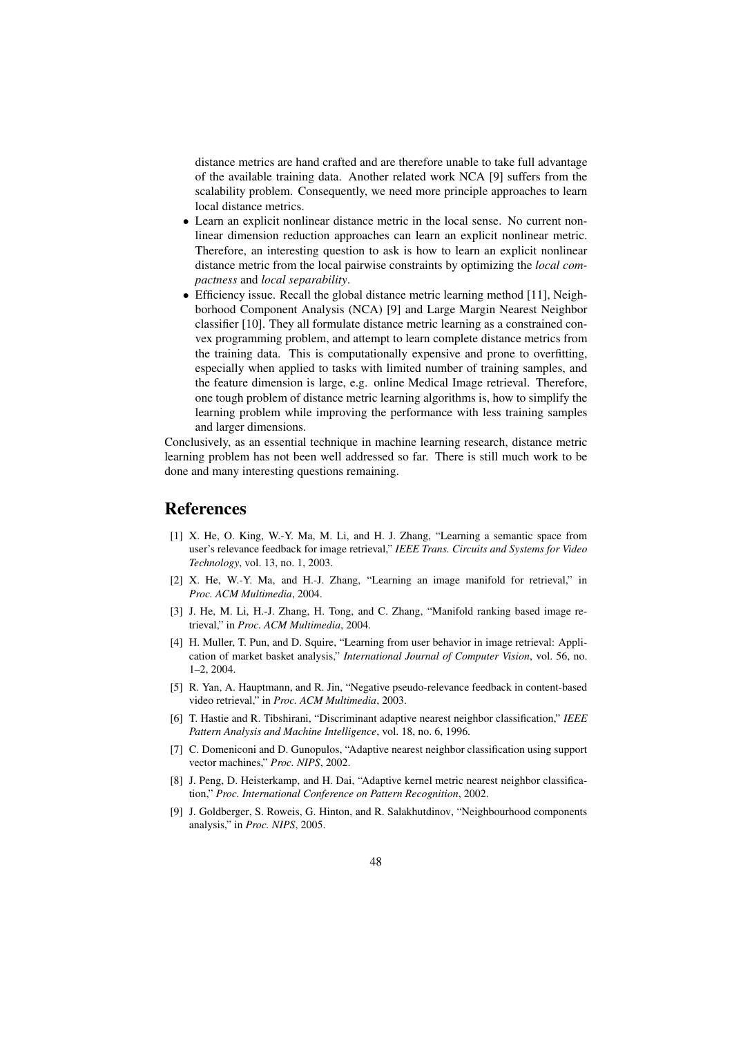distance metrics are hand crafted and are therefore unable to take full advantage of the available training data. Another related work NCA [9] suffers from the scalability problem. Consequently, we need more principle approaches to learn local distance metrics.

- Learn an explicit nonlinear distance metric in the local sense. No current nonlinear dimension reduction approaches can learn an explicit nonlinear metric. Therefore, an interesting question to ask is how to learn an explicit nonlinear distance metric from the local pairwise constraints by optimizing the *local compactness* and *local separability*.
- Efficiency issue. Recall the global distance metric learning method [11], Neighborhood Component Analysis (NCA) [9] and Large Margin Nearest Neighbor classifier [10]. They all formulate distance metric learning as a constrained convex programming problem, and attempt to learn complete distance metrics from the training data. This is computationally expensive and prone to overfitting, especially when applied to tasks with limited number of training samples, and the feature dimension is large, e.g. online Medical Image retrieval. Therefore, one tough problem of distance metric learning algorithms is, how to simplify the learning problem while improving the performance with less training samples and larger dimensions.

Conclusively, as an essential technique in machine learning research, distance metric learning problem has not been well addressed so far. There is still much work to be done and many interesting questions remaining.

# References

[1] X. He, O. King, W.-Y. Ma, M. Li, and H. J. Zhang, "Learning a semantic space from user's relevance feedback for image retrieval," *IEEE Trans. Circuits and Systems for Video Technology*, vol. 13, no. 1, 2003.

[2] X. He, W.-Y. Ma, and H.-J. Zhang, "Learning an image manifold for retrieval," in *Proc. ACM Multimedia*, 2004.

[3] J. He, M. Li, H.-J. Zhang, H. Tong, and C. Zhang, "Manifold ranking based image retrieval," in *Proc. ACM Multimedia*, 2004.

[4] H. Muller, T. Pun, and D. Squire, "Learning from user behavior in image retrieval: Application of market basket analysis," *International Journal of Computer Vision*, vol. 56, no. 1–2, 2004.

[5] R. Yan, A. Hauptmann, and R. Jin, "Negative pseudo-relevance feedback in content-based video retrieval," in *Proc. ACM Multimedia*, 2003.

[6] T. Hastie and R. Tibshirani, "Discriminant adaptive nearest neighbor classification," *IEEE Pattern Analysis and Machine Intelligence*, vol. 18, no. 6, 1996.

[7] C. Domeniconi and D. Gunopulos, "Adaptive nearest neighbor classification using support vector machines," *Proc. NIPS*, 2002.

[8] J. Peng, D. Heisterkamp, and H. Dai, "Adaptive kernel metric nearest neighbor classification," *Proc. International Conference on Pattern Recognition*, 2002.

[9] J. Goldberger, S. Roweis, G. Hinton, and R. Salakhutdinov, "Neighbourhood components analysis," in *Proc. NIPS*, 2005.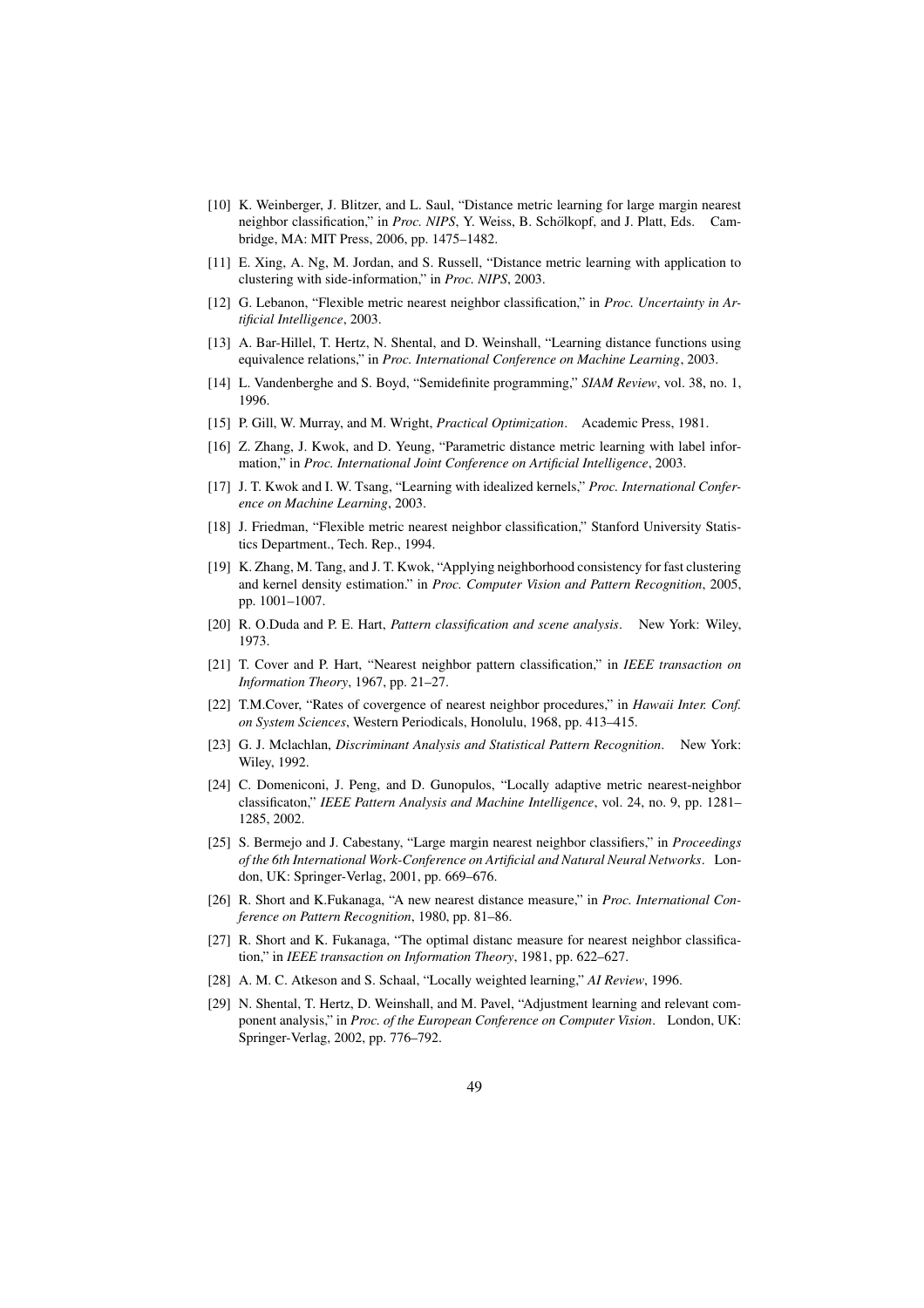[10] K. Weinberger, J. Blitzer, and L. Saul, "Distance metric learning for large margin nearest neighbor classification," in *Proc. NIPS*, Y. Weiss, B. Schőlkopf, and J. Platt, Eds. Cambridge, MA: MIT Press, 2006, pp. 1475–1482.

[11] E. Xing, A. Ng, M. Jordan, and S. Russell, "Distance metric learning with application to clustering with side-information," in *Proc. NIPS*, 2003.

[12] G. Lebanon, "Flexible metric nearest neighbor classification," in *Proc. Uncertainty in Artificial Intelligence*, 2003.

[13] A. Bar-Hillel, T. Hertz, N. Shental, and D. Weinshall, "Learning distance functions using equivalence relations," in *Proc. International Conference on Machine Learning*, 2003.

[14] L. Vandenberghe and S. Boyd, "Semidefinite programming," *SIAM Review*, vol. 38, no. 1, 1996.

[15] P. Gill, W. Murray, and M. Wright, *Practical Optimization*. Academic Press, 1981.

[16] Z. Zhang, J. Kwok, and D. Yeung, "Parametric distance metric learning with label information," in *Proc. International Joint Conference on Artificial Intelligence*, 2003.

[17] J. T. Kwok and I. W. Tsang, "Learning with idealized kernels," *Proc. International Conference on Machine Learning*, 2003.

[18] J. Friedman, "Flexible metric nearest neighbor classification," Stanford University Statistics Department., Tech. Rep., 1994.

[19] K. Zhang, M. Tang, and J. T. Kwok, "Applying neighborhood consistency for fast clustering and kernel density estimation." in *Proc. Computer Vision and Pattern Recognition*, 2005, pp. 1001–1007.

[20] R. O.Duda and P. E. Hart, *Pattern classification and scene analysis*. New York: Wiley, 1973.

[21] T. Cover and P. Hart, "Nearest neighbor pattern classification," in *IEEE transaction on Information Theory*, 1967, pp. 21–27.

[22] T.M.Cover, "Rates of covergence of nearest neighbor procedures," in *Hawaii Inter. Conf. on System Sciences*, Western Periodicals, Honolulu, 1968, pp. 413–415.

[23] G. J. Mclachlan, *Discriminant Analysis and Statistical Pattern Recognition*. New York: Wiley, 1992.

[24] C. Domeniconi, J. Peng, and D. Gunopulos, "Locally adaptive metric nearest-neighbor classificaton," *IEEE Pattern Analysis and Machine Intelligence*, vol. 24, no. 9, pp. 1281–1285, 2002.

[25] S. Bermejo and J. Cabestany, "Large margin nearest neighbor classifiers," in *Proceedings of the 6th International Work-Conference on Artificial and Natural Neural Networks*. London, UK: Springer-Verlag, 2001, pp. 669–676.

[26] R. Short and K.Fukanaga, "A new nearest distance measure," in *Proc. International Conference on Pattern Recognition*, 1980, pp. 81–86.

[27] R. Short and K. Fukanaga, "The optimal distanc measure for nearest neighbor classification," in *IEEE transaction on Information Theory*, 1981, pp. 622–627.

[28] A. M. C. Atkeson and S. Schaal, "Locally weighted learning," *AI Review*, 1996.

[29] N. Shental, T. Hertz, D. Weinshall, and M. Pavel, "Adjustment learning and relevant component analysis," in *Proc. of the European Conference on Computer Vision*. London, UK: Springer-Verlag, 2002, pp. 776–792.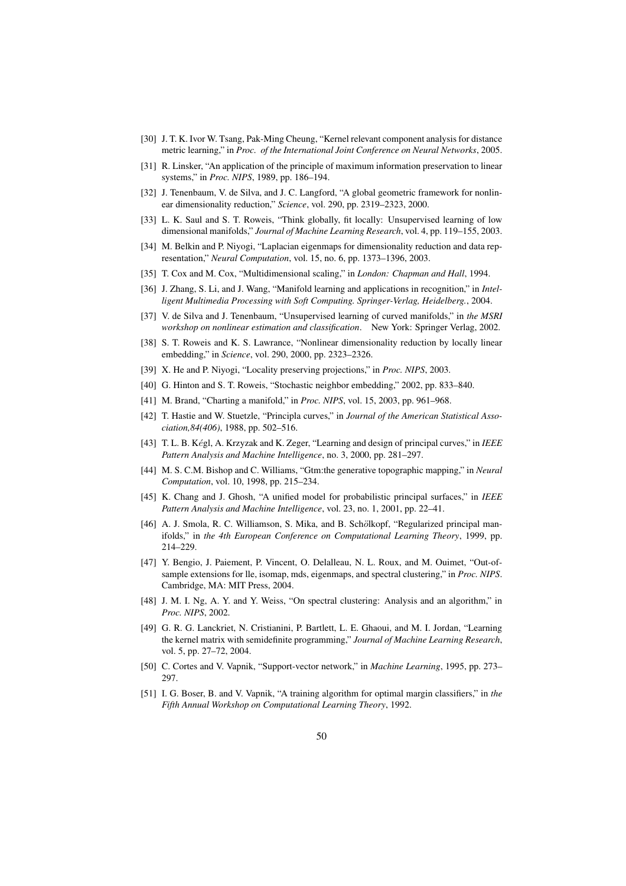[30] J. T. K. Ivor W. Tsang, Pak-Ming Cheung, "Kernel relevant component analysis for distance metric learning," in *Proc. of the International Joint Conference on Neural Networks*, 2005.

[31] R. Linsker, "An application of the principle of maximum information preservation to linear systems," in *Proc. NIPS*, 1989, pp. 186–194.

[32] J. Tenenbaum, V. de Silva, and J. C. Langford, "A global geometric framework for nonlinear dimensionality reduction," *Science*, vol. 290, pp. 2319–2323, 2000.

[33] L. K. Saul and S. T. Roweis, "Think globally, fit locally: Unsupervised learning of low dimensional manifolds," *Journal of Machine Learning Research*, vol. 4, pp. 119–155, 2003.

[34] M. Belkin and P. Niyogi, "Laplacian eigenmaps for dimensionality reduction and data representation," *Neural Computation*, vol. 15, no. 6, pp. 1373–1396, 2003.

[35] T. Cox and M. Cox, "Multidimensional scaling," in *London: Chapman and Hall*, 1994.

[36] J. Zhang, S. Li, and J. Wang, "Manifold learning and applications in recognition," in *Intelligent Multimedia Processing with Soft Computing. Springer-Verlag, Heidelberg.*, 2004.

[37] V. de Silva and J. Tenenbaum, "Unsupervised learning of curved manifolds," in *the MSRI workshop on nonlinear estimation and classification*. New York: Springer Verlag, 2002.

[38] S. T. Roweis and K. S. Lawrance, "Nonlinear dimensionality reduction by locally linear embedding," in *Science*, vol. 290, 2000, pp. 2323–2326.

[39] X. He and P. Niyogi, "Locality preserving projections," in *Proc. NIPS*, 2003.

[40] G. Hinton and S. T. Roweis, "Stochastic neighbor embedding," 2002, pp. 833–840.

[41] M. Brand, "Charting a manifold," in *Proc. NIPS*, vol. 15, 2003, pp. 961–968.

[42] T. Hastie and W. Stuetzle, "Principla curves," in *Journal of the American Statistical Association,84(406)*, 1988, pp. 502–516.

[43] T. L. B. Kégl, A. Krzyzak and K. Zeger, "Learning and design of principal curves," in *IEEE Pattern Analysis and Machine Intelligence*, no. 3, 2000, pp. 281–297.

[44] M. S. C.M. Bishop and C. Williams, "Gtm:the generative topographic mapping," in *Neural Computation*, vol. 10, 1998, pp. 215–234.

[45] K. Chang and J. Ghosh, "A unified model for probabilistic principal surfaces," in *IEEE Pattern Analysis and Machine Intelligence*, vol. 23, no. 1, 2001, pp. 22–41.

[46] A. J. Smola, R. C. Williamson, S. Mika, and B. Schölkopf, "Regularized principal manifolds," in *the 4th European Conference on Computational Learning Theory*, 1999, pp. 214–229.

[47] Y. Bengio, J. Paiement, P. Vincent, O. Delalleau, N. L. Roux, and M. Ouimet, "Out-of-sample extensions for lle, isomap, mds, eigenmaps, and spectral clustering," in *Proc. NIPS*. Cambridge, MA: MIT Press, 2004.

[48] J. M. I. Ng, A. Y. and Y. Weiss, "On spectral clustering: Analysis and an algorithm," in *Proc. NIPS*, 2002.

[49] G. R. G. Lanckriet, N. Cristianini, P. Bartlett, L. E. Ghaoui, and M. I. Jordan, "Learning the kernel matrix with semidefinite programming," *Journal of Machine Learning Research*, vol. 5, pp. 27–72, 2004.

[50] C. Cortes and V. Vapnik, "Support-vector network," in *Machine Learning*, 1995, pp. 273–297.

[51] I. G. Boser, B. and V. Vapnik, "A training algorithm for optimal margin classifiers," in *the Fifth Annual Workshop on Computational Learning Theory*, 1992.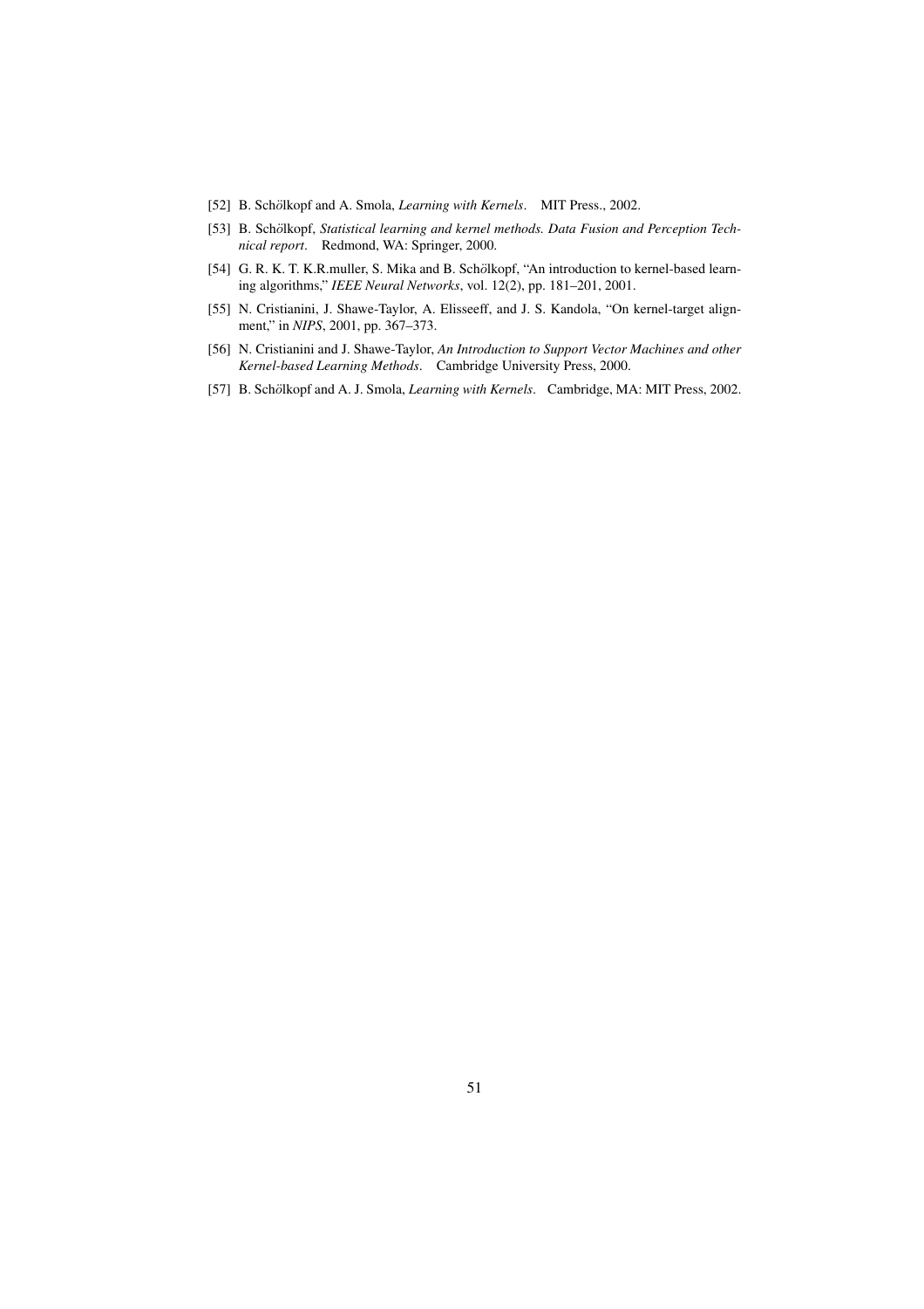[52] B. Schölkopf and A. Smola, *Learning with Kernels*. MIT Press., 2002.

[53] B. Schölkopf, *Statistical learning and kernel methods. Data Fusion and Perception Technical report*. Redmond, WA: Springer, 2000.

[54] G. R. K. T. K.R.muller, S. Mika and B. Schölkopf, "An introduction to kernel-based learning algorithms," *IEEE Neural Networks*, vol. 12(2), pp. 181–201, 2001.

[55] N. Cristianini, J. Shawe-Taylor, A. Elisseeff, and J. S. Kandola, "On kernel-target alignment," in *NIPS*, 2001, pp. 367–373.

[56] N. Cristianini and J. Shawe-Taylor, *An Introduction to Support Vector Machines and other Kernel-based Learning Methods*. Cambridge University Press, 2000.

[57] B. Schölkopf and A. J. Smola, *Learning with Kernels*. Cambridge, MA: MIT Press, 2002.